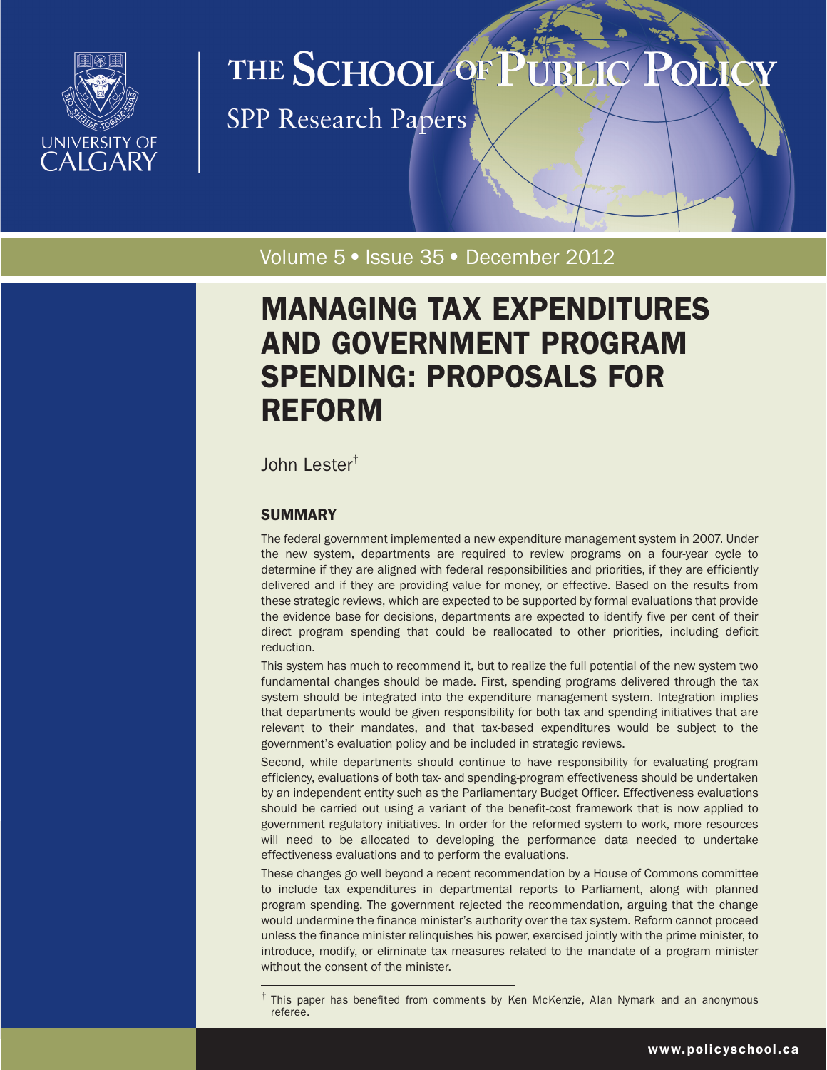# THE SCHOOL OF PUBLIC POLICY

SPP Research Papers

Volume 5 • Issue 35 • December 2012

# MANAGING TAX EXPENDITURES AND GOVERNMENT PROGRAM SPENDING: PROPOSALS FOR REFORM

John Lester†

## SUMMARY

The federal government implemented a new expenditure management system in 2007. Under the new system, departments are required to review programs on a four-year cycle to determine if they are aligned with federal responsibilities and priorities, if they are efficiently delivered and if they are providing value for money, or effective. Based on the results from these strategic reviews, which are expected to be supported by formal evaluations that provide the evidence base for decisions, departments are expected to identify five per cent of their direct program spending that could be reallocated to other priorities, including deficit reduction.

This system has much to recommend it, but to realize the full potential of the new system two fundamental changes should be made. First, spending programs delivered through the tax system should be integrated into the expenditure management system. Integration implies that departments would be given responsibility for both tax and spending initiatives that are relevant to their mandates, and that tax-based expenditures would be subject to the government's evaluation policy and be included in strategic reviews.

Second, while departments should continue to have responsibility for evaluating program efficiency, evaluations of both tax- and spending-program effectiveness should be undertaken by an independent entity such as the Parliamentary Budget Officer. Effectiveness evaluations should be carried out using a variant of the benefit-cost framework that is now applied to government regulatory initiatives. In order for the reformed system to work, more resources will need to be allocated to developing the performance data needed to undertake effectiveness evaluations and to perform the evaluations.

These changes go well beyond a recent recommendation by a House of Commons committee to include tax expenditures in departmental reports to Parliament, along with planned program spending. The government rejected the recommendation, arguing that the change would undermine the finance minister's authority over the tax system. Reform cannot proceed unless the finance minister relinquishes his power, exercised jointly with the prime minister, to introduce, modify, or eliminate tax measures related to the mandate of a program minister without the consent of the minister.

† This paper has benefited from comments by Ken McKenzie, Alan Nymark and an anonymous referee.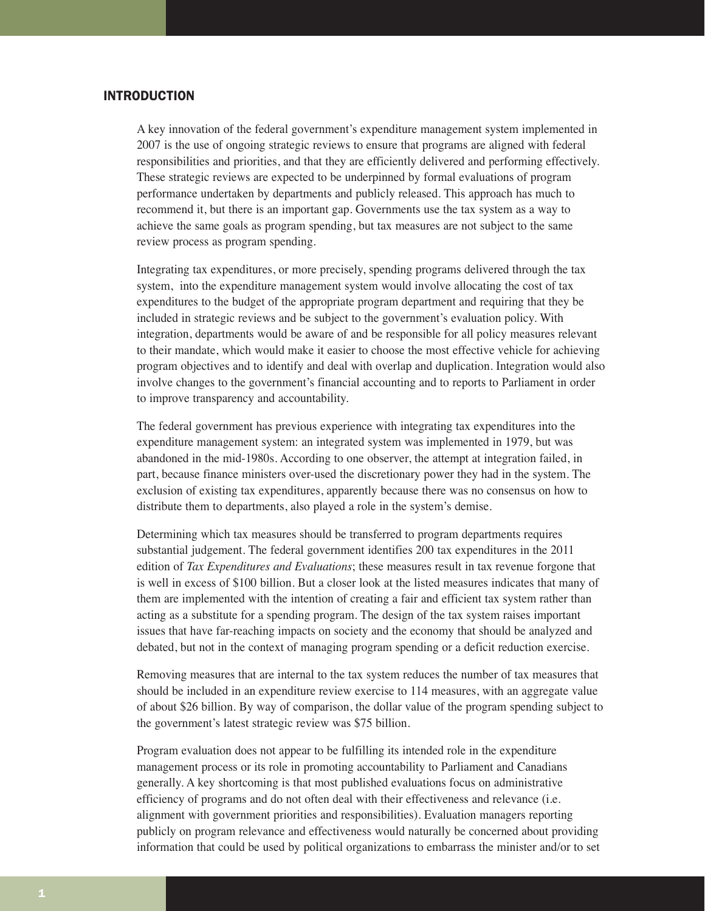## INTRODUCTION

A key innovation of the federal government's expenditure management system implemented in 2007 is the use of ongoing strategic reviews to ensure that programs are aligned with federal responsibilities and priorities, and that they are efficiently delivered and performing effectively. These strategic reviews are expected to be underpinned by formal evaluations of program performance undertaken by departments and publicly released. This approach has much to recommend it, but there is an important gap. Governments use the tax system as a way to achieve the same goals as program spending, but tax measures are not subject to the same review process as program spending.

Integrating tax expenditures, or more precisely, spending programs delivered through the tax system, into the expenditure management system would involve allocating the cost of tax expenditures to the budget of the appropriate program department and requiring that they be included in strategic reviews and be subject to the government's evaluation policy. With integration, departments would be aware of and be responsible for all policy measures relevant to their mandate, which would make it easier to choose the most effective vehicle for achieving program objectives and to identify and deal with overlap and duplication. Integration would also involve changes to the government's financial accounting and to reports to Parliament in order to improve transparency and accountability.

The federal government has previous experience with integrating tax expenditures into the expenditure management system: an integrated system was implemented in 1979, but was abandoned in the mid-1980s. According to one observer, the attempt at integration failed, in part, because finance ministers over-used the discretionary power they had in the system. The exclusion of existing tax expenditures, apparently because there was no consensus on how to distribute them to departments, also played a role in the system's demise.

Determining which tax measures should be transferred to program departments requires substantial judgement. The federal government identifies 200 tax expenditures in the 2011 edition of *Tax Expenditures and Evaluations*; these measures result in tax revenue forgone that is well in excess of $100 billion. But a closer look at the listed measures indicates that many of them are implemented with the intention of creating a fair and efficient tax system rather than acting as a substitute for a spending program. The design of the tax system raises important issues that have far-reaching impacts on society and the economy that should be analyzed and debated, but not in the context of managing program spending or a deficit reduction exercise.

Removing measures that are internal to the tax system reduces the number of tax measures that should be included in an expenditure review exercise to 114 measures, with an aggregate value of about $26 billion. By way of comparison, the dollar value of the program spending subject to the government's latest strategic review was $75 billion.

Program evaluation does not appear to be fulfilling its intended role in the expenditure management process or its role in promoting accountability to Parliament and Canadians generally. A key shortcoming is that most published evaluations focus on administrative efficiency of programs and do not often deal with their effectiveness and relevance (i.e. alignment with government priorities and responsibilities). Evaluation managers reporting publicly on program relevance and effectiveness would naturally be concerned about providing information that could be used by political organizations to embarrass the minister and/or to set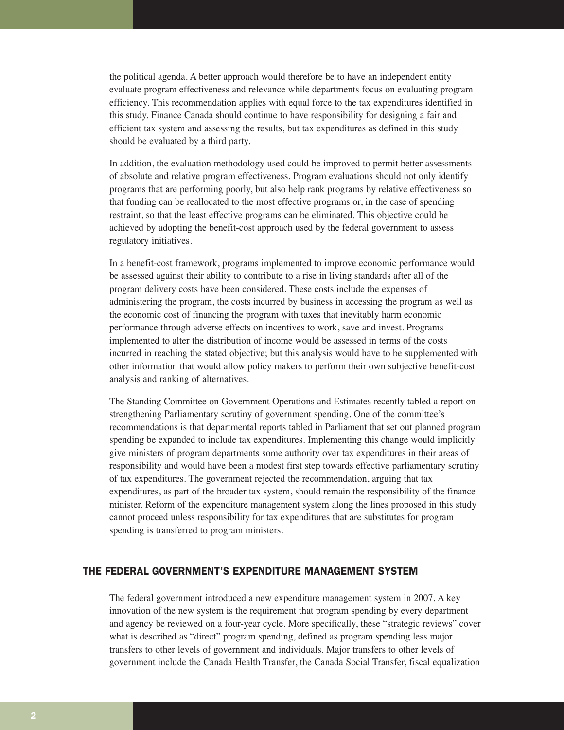the political agenda. A better approach would therefore be to have an independent entity evaluate program effectiveness and relevance while departments focus on evaluating program efficiency. This recommendation applies with equal force to the tax expenditures identified in this study. Finance Canada should continue to have responsibility for designing a fair and efficient tax system and assessing the results, but tax expenditures as defined in this study should be evaluated by a third party.

In addition, the evaluation methodology used could be improved to permit better assessments of absolute and relative program effectiveness. Program evaluations should not only identify programs that are performing poorly, but also help rank programs by relative effectiveness so that funding can be reallocated to the most effective programs or, in the case of spending restraint, so that the least effective programs can be eliminated. This objective could be achieved by adopting the benefit-cost approach used by the federal government to assess regulatory initiatives.

In a benefit-cost framework, programs implemented to improve economic performance would be assessed against their ability to contribute to a rise in living standards after all of the program delivery costs have been considered. These costs include the expenses of administering the program, the costs incurred by business in accessing the program as well as the economic cost of financing the program with taxes that inevitably harm economic performance through adverse effects on incentives to work, save and invest. Programs implemented to alter the distribution of income would be assessed in terms of the costs incurred in reaching the stated objective; but this analysis would have to be supplemented with other information that would allow policy makers to perform their own subjective benefit-cost analysis and ranking of alternatives.

The Standing Committee on Government Operations and Estimates recently tabled a report on strengthening Parliamentary scrutiny of government spending. One of the committee's recommendations is that departmental reports tabled in Parliament that set out planned program spending be expanded to include tax expenditures. Implementing this change would implicitly give ministers of program departments some authority over tax expenditures in their areas of responsibility and would have been a modest first step towards effective parliamentary scrutiny of tax expenditures. The government rejected the recommendation, arguing that tax expenditures, as part of the broader tax system, should remain the responsibility of the finance minister. Reform of the expenditure management system along the lines proposed in this study cannot proceed unless responsibility for tax expenditures that are substitutes for program spending is transferred to program ministers.

## THE FEDERAL GOVERNMENT'S EXPENDITURE MANAGEMENT SYSTEM

The federal government introduced a new expenditure management system in 2007. A key innovation of the new system is the requirement that program spending by every department and agency be reviewed on a four-year cycle. More specifically, these "strategic reviews" cover what is described as "direct" program spending, defined as program spending less major transfers to other levels of government and individuals. Major transfers to other levels of government include the Canada Health Transfer, the Canada Social Transfer, fiscal equalization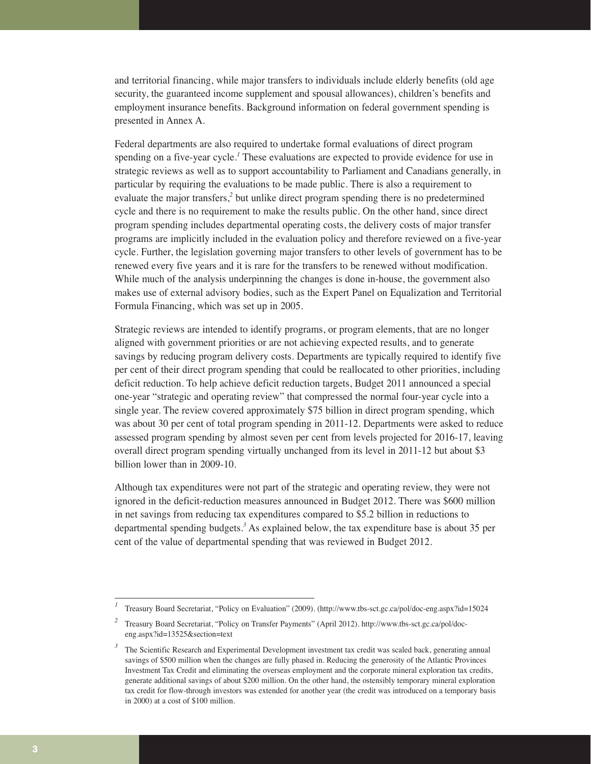and territorial financing, while major transfers to individuals include elderly benefits (old age security, the guaranteed income supplement and spousal allowances), children's benefits and employment insurance benefits. Background information on federal government spending is presented in Annex A.

Federal departments are also required to undertake formal evaluations of direct program spending on a five-year cycle.[1] These evaluations are expected to provide evidence for use in strategic reviews as well as to support accountability to Parliament and Canadians generally, in particular by requiring the evaluations to be made public. There is also a requirement to evaluate the major transfers,[2] but unlike direct program spending there is no predetermined cycle and there is no requirement to make the results public. On the other hand, since direct program spending includes departmental operating costs, the delivery costs of major transfer programs are implicitly included in the evaluation policy and therefore reviewed on a five-year cycle. Further, the legislation governing major transfers to other levels of government has to be renewed every five years and it is rare for the transfers to be renewed without modification. While much of the analysis underpinning the changes is done in-house, the government also makes use of external advisory bodies, such as the Expert Panel on Equalization and Territorial Formula Financing, which was set up in 2005.

Strategic reviews are intended to identify programs, or program elements, that are no longer aligned with government priorities or are not achieving expected results, and to generate savings by reducing program delivery costs. Departments are typically required to identify five per cent of their direct program spending that could be reallocated to other priorities, including deficit reduction. To help achieve deficit reduction targets, Budget 2011 announced a special one-year "strategic and operating review" that compressed the normal four-year cycle into a single year. The review covered approximately $75 billion in direct program spending, which was about 30 per cent of total program spending in 2011-12. Departments were asked to reduce assessed program spending by almost seven per cent from levels projected for 2016-17, leaving overall direct program spending virtually unchanged from its level in 2011-12 but about $3 billion lower than in 2009-10.

Although tax expenditures were not part of the strategic and operating review, they were not ignored in the deficit-reduction measures announced in Budget 2012. There was $600 million in net savings from reducing tax expenditures compared to $5.2 billion in reductions to departmental spending budgets.[3] As explained below, the tax expenditure base is about 35 per cent of the value of departmental spending that was reviewed in Budget 2012.

---

[1] Treasury Board Secretariat, "Policy on Evaluation" (2009). (http://www.tbs-sct.gc.ca/pol/doc-eng.aspx?id=15024

[2] Treasury Board Secretariat, "Policy on Transfer Payments" (April 2012). http://www.tbs-sct.gc.ca/pol/doc-eng.aspx?id=13525&section=text

[3] The Scientific Research and Experimental Development investment tax credit was scaled back, generating annual savings of $500 million when the changes are fully phased in. Reducing the generosity of the Atlantic Provinces Investment Tax Credit and eliminating the overseas employment and the corporate mineral exploration tax credits, generate additional savings of about $200 million. On the other hand, the ostensibly temporary mineral exploration tax credit for flow-through investors was extended for another year (the credit was introduced on a temporary basis in 2000) at a cost of $100 million.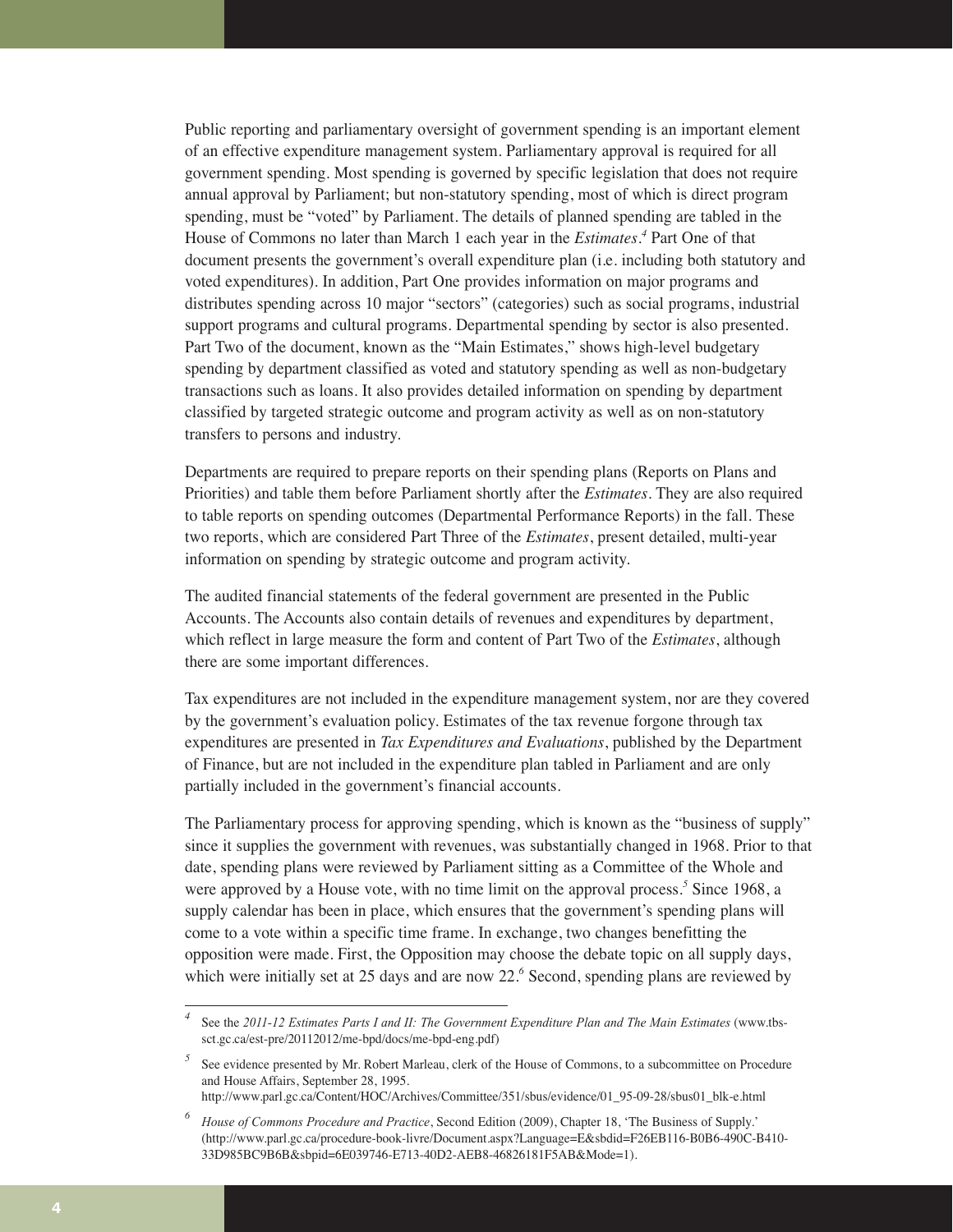Public reporting and parliamentary oversight of government spending is an important element of an effective expenditure management system. Parliamentary approval is required for all government spending. Most spending is governed by specific legislation that does not require annual approval by Parliament; but non-statutory spending, most of which is direct program spending, must be "voted" by Parliament. The details of planned spending are tabled in the House of Commons no later than March 1 each year in the *Estimates*.[4] Part One of that document presents the government's overall expenditure plan (i.e. including both statutory and voted expenditures). In addition, Part One provides information on major programs and distributes spending across 10 major "sectors" (categories) such as social programs, industrial support programs and cultural programs. Departmental spending by sector is also presented. Part Two of the document, known as the "Main Estimates," shows high-level budgetary spending by department classified as voted and statutory spending as well as non-budgetary transactions such as loans. It also provides detailed information on spending by department classified by targeted strategic outcome and program activity as well as on non-statutory transfers to persons and industry.

Departments are required to prepare reports on their spending plans (Reports on Plans and Priorities) and table them before Parliament shortly after the *Estimates*. They are also required to table reports on spending outcomes (Departmental Performance Reports) in the fall. These two reports, which are considered Part Three of the *Estimates*, present detailed, multi-year information on spending by strategic outcome and program activity.

The audited financial statements of the federal government are presented in the Public Accounts. The Accounts also contain details of revenues and expenditures by department, which reflect in large measure the form and content of Part Two of the *Estimates*, although there are some important differences.

Tax expenditures are not included in the expenditure management system, nor are they covered by the government's evaluation policy. Estimates of the tax revenue forgone through tax expenditures are presented in *Tax Expenditures and Evaluations*, published by the Department of Finance, but are not included in the expenditure plan tabled in Parliament and are only partially included in the government's financial accounts.

The Parliamentary process for approving spending, which is known as the "business of supply" since it supplies the government with revenues, was substantially changed in 1968. Prior to that date, spending plans were reviewed by Parliament sitting as a Committee of the Whole and were approved by a House vote, with no time limit on the approval process.[5] Since 1968, a supply calendar has been in place, which ensures that the government's spending plans will come to a vote within a specific time frame. In exchange, two changes benefitting the opposition were made. First, the Opposition may choose the debate topic on all supply days, which were initially set at 25 days and are now 22.[6] Second, spending plans are reviewed by

---

[4] See the *2011-12 Estimates Parts I and II: The Government Expenditure Plan and The Main Estimates* (www.tbs-sct.gc.ca/est-pre/20112012/me-bpd/docs/me-bpd-eng.pdf)

[5] See evidence presented by Mr. Robert Marleau, clerk of the House of Commons, to a subcommittee on Procedure and House Affairs, September 28, 1995. http://www.parl.gc.ca/Content/HOC/Archives/Committee/351/sbus/evidence/01_95-09-28/sbus01_blk-e.html

[6] *House of Commons Procedure and Practice*, Second Edition (2009), Chapter 18, 'The Business of Supply.' (http://www.parl.gc.ca/procedure-book-livre/Document.aspx?Language=E&sbdid=F26EB116-B0B6-490C-B410-33D985BC9B6B&sbpid=6E039746-E713-40D2-AEB8-46826181F5AB&Mode=1).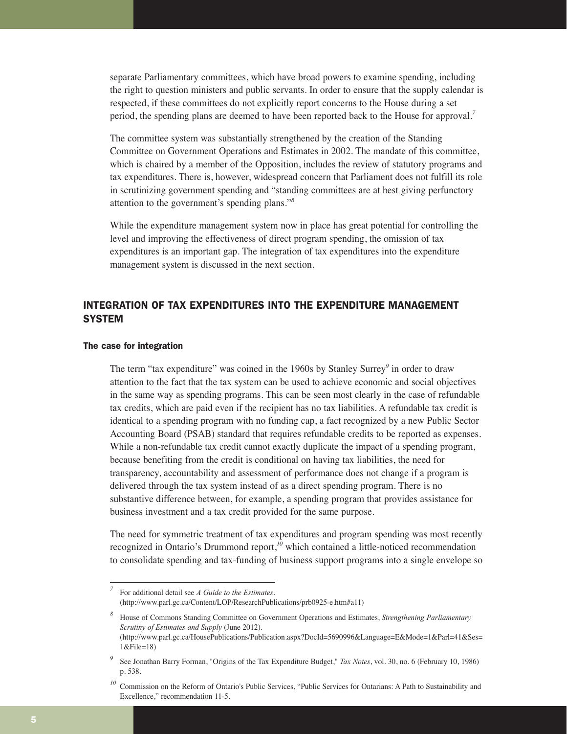separate Parliamentary committees, which have broad powers to examine spending, including the right to question ministers and public servants. In order to ensure that the supply calendar is respected, if these committees do not explicitly report concerns to the House during a set period, the spending plans are deemed to have been reported back to the House for approval.[7]

The committee system was substantially strengthened by the creation of the Standing Committee on Government Operations and Estimates in 2002. The mandate of this committee, which is chaired by a member of the Opposition, includes the review of statutory programs and tax expenditures. There is, however, widespread concern that Parliament does not fulfill its role in scrutinizing government spending and "standing committees are at best giving perfunctory attention to the government's spending plans."[8]

While the expenditure management system now in place has great potential for controlling the level and improving the effectiveness of direct program spending, the omission of tax expenditures is an important gap. The integration of tax expenditures into the expenditure management system is discussed in the next section.

## INTEGRATION OF TAX EXPENDITURES INTO THE EXPENDITURE MANAGEMENT SYSTEM

### The case for integration

The term "tax expenditure" was coined in the 1960s by Stanley Surrey[9] in order to draw attention to the fact that the tax system can be used to achieve economic and social objectives in the same way as spending programs. This can be seen most clearly in the case of refundable tax credits, which are paid even if the recipient has no tax liabilities. A refundable tax credit is identical to a spending program with no funding cap, a fact recognized by a new Public Sector Accounting Board (PSAB) standard that requires refundable credits to be reported as expenses. While a non-refundable tax credit cannot exactly duplicate the impact of a spending program, because benefiting from the credit is conditional on having tax liabilities, the need for transparency, accountability and assessment of performance does not change if a program is delivered through the tax system instead of as a direct spending program. There is no substantive difference between, for example, a spending program that provides assistance for business investment and a tax credit provided for the same purpose.

The need for symmetric treatment of tax expenditures and program spending was most recently recognized in Ontario's Drummond report,[10] which contained a little-noticed recommendation to consolidate spending and tax-funding of business support programs into a single envelope so

---

[7] For additional detail see *A Guide to the Estimates*. (http://www.parl.gc.ca/Content/LOP/ResearchPublications/prb0925-e.htm#a11)

[8] House of Commons Standing Committee on Government Operations and Estimates, *Strengthening Parliamentary Scrutiny of Estimates and Supply* (June 2012). (http://www.parl.gc.ca/HousePublications/Publication.aspx?DocId=5690996&Language=E&Mode=1&Parl=41&Ses=1&File=18)

[9] See Jonathan Barry Forman, "Origins of the Tax Expenditure Budget," *Tax Notes*, vol. 30, no. 6 (February 10, 1986) p. 538.

[10] Commission on the Reform of Ontario's Public Services, "Public Services for Ontarians: A Path to Sustainability and Excellence," recommendation 11-5.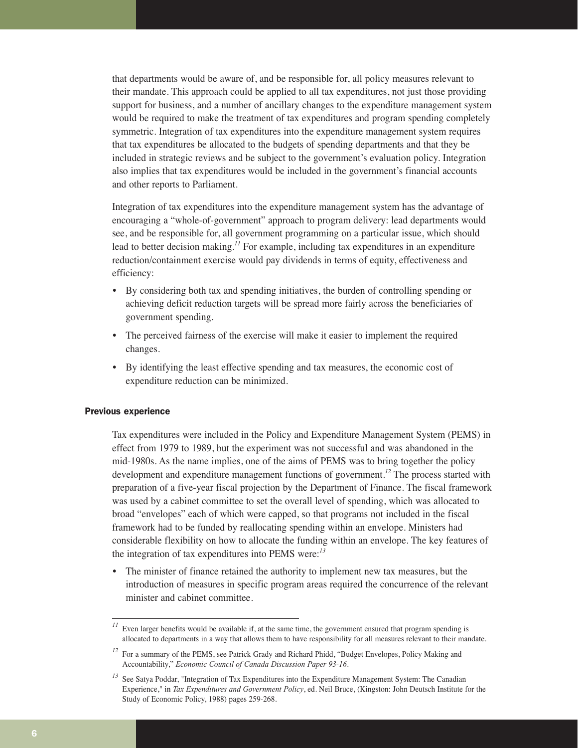that departments would be aware of, and be responsible for, all policy measures relevant to their mandate. This approach could be applied to all tax expenditures, not just those providing support for business, and a number of ancillary changes to the expenditure management system would be required to make the treatment of tax expenditures and program spending completely symmetric. Integration of tax expenditures into the expenditure management system requires that tax expenditures be allocated to the budgets of spending departments and that they be included in strategic reviews and be subject to the government's evaluation policy. Integration also implies that tax expenditures would be included in the government's financial accounts and other reports to Parliament.

Integration of tax expenditures into the expenditure management system has the advantage of encouraging a "whole-of-government" approach to program delivery: lead departments would see, and be responsible for, all government programming on a particular issue, which should lead to better decision making.[11] For example, including tax expenditures in an expenditure reduction/containment exercise would pay dividends in terms of equity, effectiveness and efficiency:

- By considering both tax and spending initiatives, the burden of controlling spending or achieving deficit reduction targets will be spread more fairly across the beneficiaries of government spending.
- The perceived fairness of the exercise will make it easier to implement the required changes.
- By identifying the least effective spending and tax measures, the economic cost of expenditure reduction can be minimized.

#### Previous experience

Tax expenditures were included in the Policy and Expenditure Management System (PEMS) in effect from 1979 to 1989, but the experiment was not successful and was abandoned in the mid-1980s. As the name implies, one of the aims of PEMS was to bring together the policy development and expenditure management functions of government.[12] The process started with preparation of a five-year fiscal projection by the Department of Finance. The fiscal framework was used by a cabinet committee to set the overall level of spending, which was allocated to broad "envelopes" each of which were capped, so that programs not included in the fiscal framework had to be funded by reallocating spending within an envelope. Ministers had considerable flexibility on how to allocate the funding within an envelope. The key features of the integration of tax expenditures into PEMS were:[13]

- The minister of finance retained the authority to implement new tax measures, but the introduction of measures in specific program areas required the concurrence of the relevant minister and cabinet committee.

---

[11] Even larger benefits would be available if, at the same time, the government ensured that program spending is allocated to departments in a way that allows them to have responsibility for all measures relevant to their mandate.

[12] For a summary of the PEMS, see Patrick Grady and Richard Phidd, "Budget Envelopes, Policy Making and Accountability," *Economic Council of Canada Discussion Paper 93-16*.

[13] See Satya Poddar, "Integration of Tax Expenditures into the Expenditure Management System: The Canadian Experience," in *Tax Expenditures and Government Policy*, ed. Neil Bruce, (Kingston: John Deutsch Institute for the Study of Economic Policy, 1988) pages 259-268.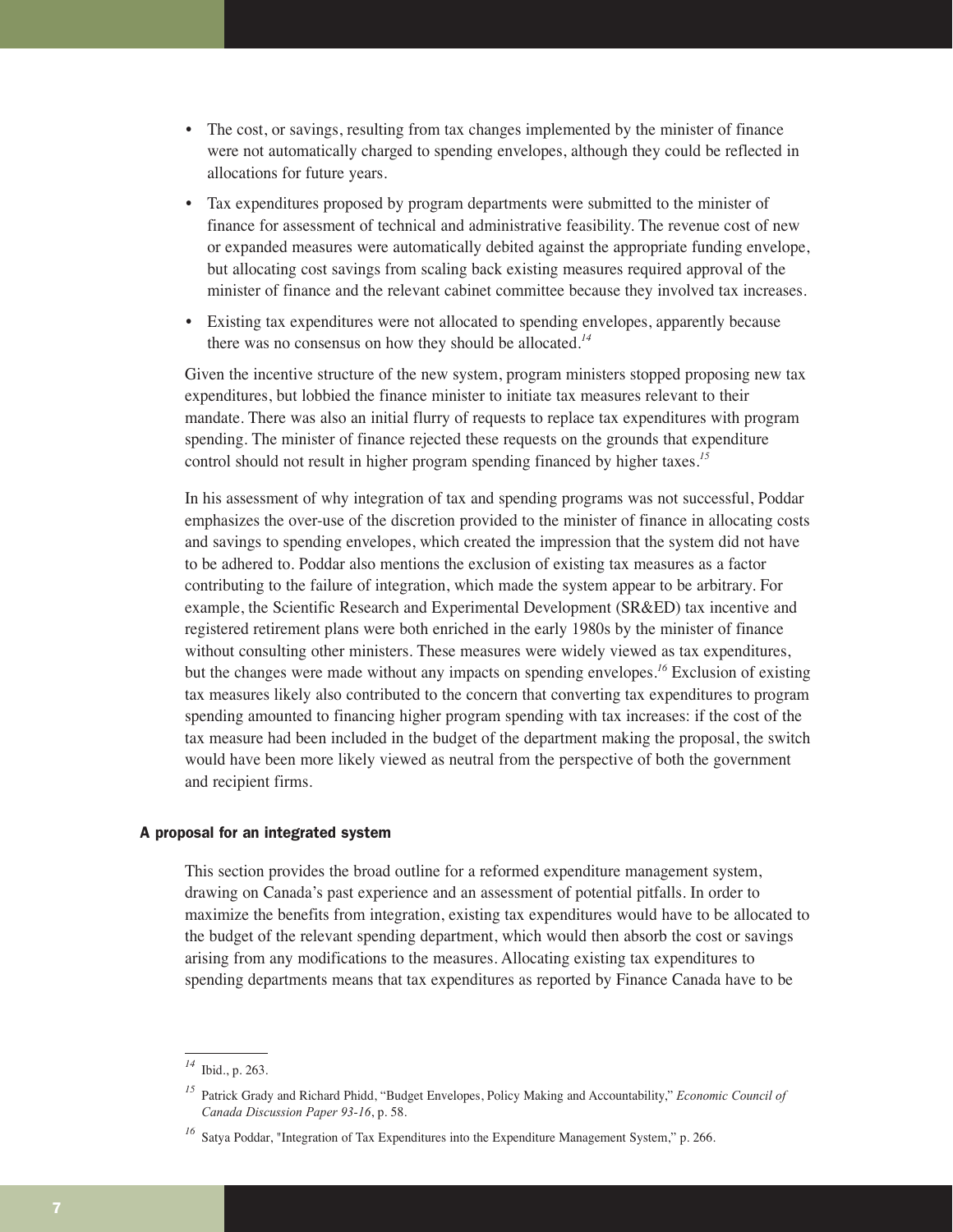- The cost, or savings, resulting from tax changes implemented by the minister of finance were not automatically charged to spending envelopes, although they could be reflected in allocations for future years.
- Tax expenditures proposed by program departments were submitted to the minister of finance for assessment of technical and administrative feasibility. The revenue cost of new or expanded measures were automatically debited against the appropriate funding envelope, but allocating cost savings from scaling back existing measures required approval of the minister of finance and the relevant cabinet committee because they involved tax increases.
- Existing tax expenditures were not allocated to spending envelopes, apparently because there was no consensus on how they should be allocated.[14]

Given the incentive structure of the new system, program ministers stopped proposing new tax expenditures, but lobbied the finance minister to initiate tax measures relevant to their mandate. There was also an initial flurry of requests to replace tax expenditures with program spending. The minister of finance rejected these requests on the grounds that expenditure control should not result in higher program spending financed by higher taxes.[15]

In his assessment of why integration of tax and spending programs was not successful, Poddar emphasizes the over-use of the discretion provided to the minister of finance in allocating costs and savings to spending envelopes, which created the impression that the system did not have to be adhered to. Poddar also mentions the exclusion of existing tax measures as a factor contributing to the failure of integration, which made the system appear to be arbitrary. For example, the Scientific Research and Experimental Development (SR&ED) tax incentive and registered retirement plans were both enriched in the early 1980s by the minister of finance without consulting other ministers. These measures were widely viewed as tax expenditures, but the changes were made without any impacts on spending envelopes.[16] Exclusion of existing tax measures likely also contributed to the concern that converting tax expenditures to program spending amounted to financing higher program spending with tax increases: if the cost of the tax measure had been included in the budget of the department making the proposal, the switch would have been more likely viewed as neutral from the perspective of both the government and recipient firms.

#### A proposal for an integrated system

This section provides the broad outline for a reformed expenditure management system, drawing on Canada's past experience and an assessment of potential pitfalls. In order to maximize the benefits from integration, existing tax expenditures would have to be allocated to the budget of the relevant spending department, which would then absorb the cost or savings arising from any modifications to the measures. Allocating existing tax expenditures to spending departments means that tax expenditures as reported by Finance Canada have to be

---

[14] Ibid., p. 263.

[15] Patrick Grady and Richard Phidd, "Budget Envelopes, Policy Making and Accountability," *Economic Council of Canada Discussion Paper 93-16*, p. 58.

[16] Satya Poddar, "Integration of Tax Expenditures into the Expenditure Management System," p. 266.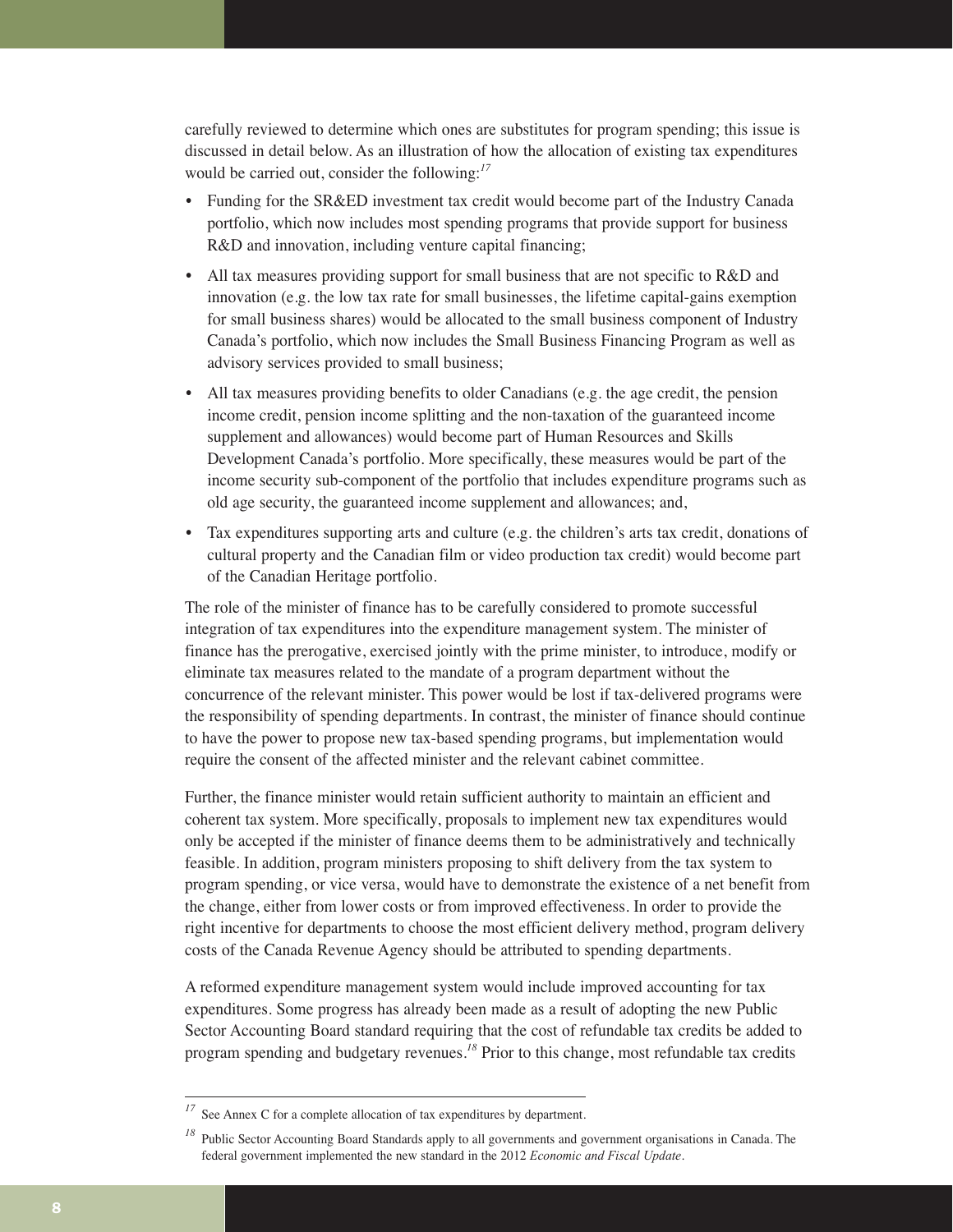carefully reviewed to determine which ones are substitutes for program spending; this issue is discussed in detail below. As an illustration of how the allocation of existing tax expenditures would be carried out, consider the following:[17]

- Funding for the SR&ED investment tax credit would become part of the Industry Canada portfolio, which now includes most spending programs that provide support for business R&D and innovation, including venture capital financing;
- All tax measures providing support for small business that are not specific to R&D and innovation (e.g. the low tax rate for small businesses, the lifetime capital-gains exemption for small business shares) would be allocated to the small business component of Industry Canada's portfolio, which now includes the Small Business Financing Program as well as advisory services provided to small business;
- All tax measures providing benefits to older Canadians (e.g. the age credit, the pension income credit, pension income splitting and the non-taxation of the guaranteed income supplement and allowances) would become part of Human Resources and Skills Development Canada's portfolio. More specifically, these measures would be part of the income security sub-component of the portfolio that includes expenditure programs such as old age security, the guaranteed income supplement and allowances; and,
- Tax expenditures supporting arts and culture (e.g. the children's arts tax credit, donations of cultural property and the Canadian film or video production tax credit) would become part of the Canadian Heritage portfolio.

The role of the minister of finance has to be carefully considered to promote successful integration of tax expenditures into the expenditure management system. The minister of finance has the prerogative, exercised jointly with the prime minister, to introduce, modify or eliminate tax measures related to the mandate of a program department without the concurrence of the relevant minister. This power would be lost if tax-delivered programs were the responsibility of spending departments. In contrast, the minister of finance should continue to have the power to propose new tax-based spending programs, but implementation would require the consent of the affected minister and the relevant cabinet committee.

Further, the finance minister would retain sufficient authority to maintain an efficient and coherent tax system. More specifically, proposals to implement new tax expenditures would only be accepted if the minister of finance deems them to be administratively and technically feasible. In addition, program ministers proposing to shift delivery from the tax system to program spending, or vice versa, would have to demonstrate the existence of a net benefit from the change, either from lower costs or from improved effectiveness. In order to provide the right incentive for departments to choose the most efficient delivery method, program delivery costs of the Canada Revenue Agency should be attributed to spending departments.

A reformed expenditure management system would include improved accounting for tax expenditures. Some progress has already been made as a result of adopting the new Public Sector Accounting Board standard requiring that the cost of refundable tax credits be added to program spending and budgetary revenues.[18] Prior to this change, most refundable tax credits

[17] See Annex C for a complete allocation of tax expenditures by department.

[18] Public Sector Accounting Board Standards apply to all governments and government organisations in Canada. The federal government implemented the new standard in the 2012 *Economic and Fiscal Update*.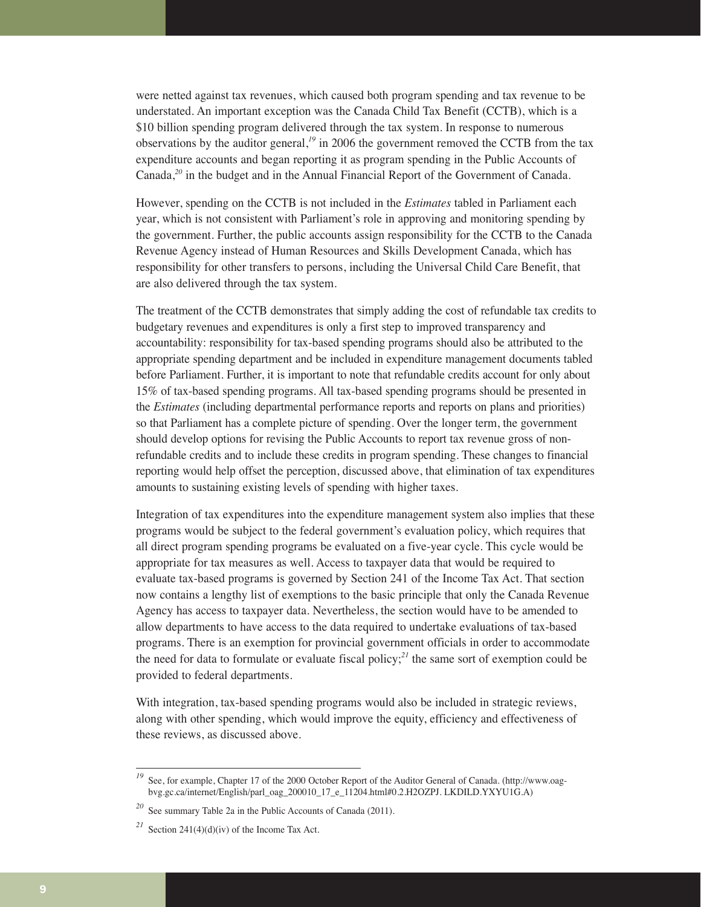were netted against tax revenues, which caused both program spending and tax revenue to be understated. An important exception was the Canada Child Tax Benefit (CCTB), which is a $10 billion spending program delivered through the tax system. In response to numerous observations by the auditor general,[19] in 2006 the government removed the CCTB from the tax expenditure accounts and began reporting it as program spending in the Public Accounts of Canada,[20] in the budget and in the Annual Financial Report of the Government of Canada.

However, spending on the CCTB is not included in the *Estimates* tabled in Parliament each year, which is not consistent with Parliament's role in approving and monitoring spending by the government. Further, the public accounts assign responsibility for the CCTB to the Canada Revenue Agency instead of Human Resources and Skills Development Canada, which has responsibility for other transfers to persons, including the Universal Child Care Benefit, that are also delivered through the tax system.

The treatment of the CCTB demonstrates that simply adding the cost of refundable tax credits to budgetary revenues and expenditures is only a first step to improved transparency and accountability: responsibility for tax-based spending programs should also be attributed to the appropriate spending department and be included in expenditure management documents tabled before Parliament. Further, it is important to note that refundable credits account for only about 15% of tax-based spending programs. All tax-based spending programs should be presented in the *Estimates* (including departmental performance reports and reports on plans and priorities) so that Parliament has a complete picture of spending. Over the longer term, the government should develop options for revising the Public Accounts to report tax revenue gross of non-refundable credits and to include these credits in program spending. These changes to financial reporting would help offset the perception, discussed above, that elimination of tax expenditures amounts to sustaining existing levels of spending with higher taxes.

Integration of tax expenditures into the expenditure management system also implies that these programs would be subject to the federal government's evaluation policy, which requires that all direct program spending programs be evaluated on a five-year cycle. This cycle would be appropriate for tax measures as well. Access to taxpayer data that would be required to evaluate tax-based programs is governed by Section 241 of the Income Tax Act. That section now contains a lengthy list of exemptions to the basic principle that only the Canada Revenue Agency has access to taxpayer data. Nevertheless, the section would have to be amended to allow departments to have access to the data required to undertake evaluations of tax-based programs. There is an exemption for provincial government officials in order to accommodate the need for data to formulate or evaluate fiscal policy;[21] the same sort of exemption could be provided to federal departments.

With integration, tax-based spending programs would also be included in strategic reviews, along with other spending, which would improve the equity, efficiency and effectiveness of these reviews, as discussed above.

---

[19] See, for example, Chapter 17 of the 2000 October Report of the Auditor General of Canada. (http://www.oag-bvg.gc.ca/internet/English/parl_oag_200010_17_e_11204.html#0.2.H2OZPJ. LKDILD.YXYU1G.A)

[20] See summary Table 2a in the Public Accounts of Canada (2011).

[21] Section 241(4)(d)(iv) of the Income Tax Act.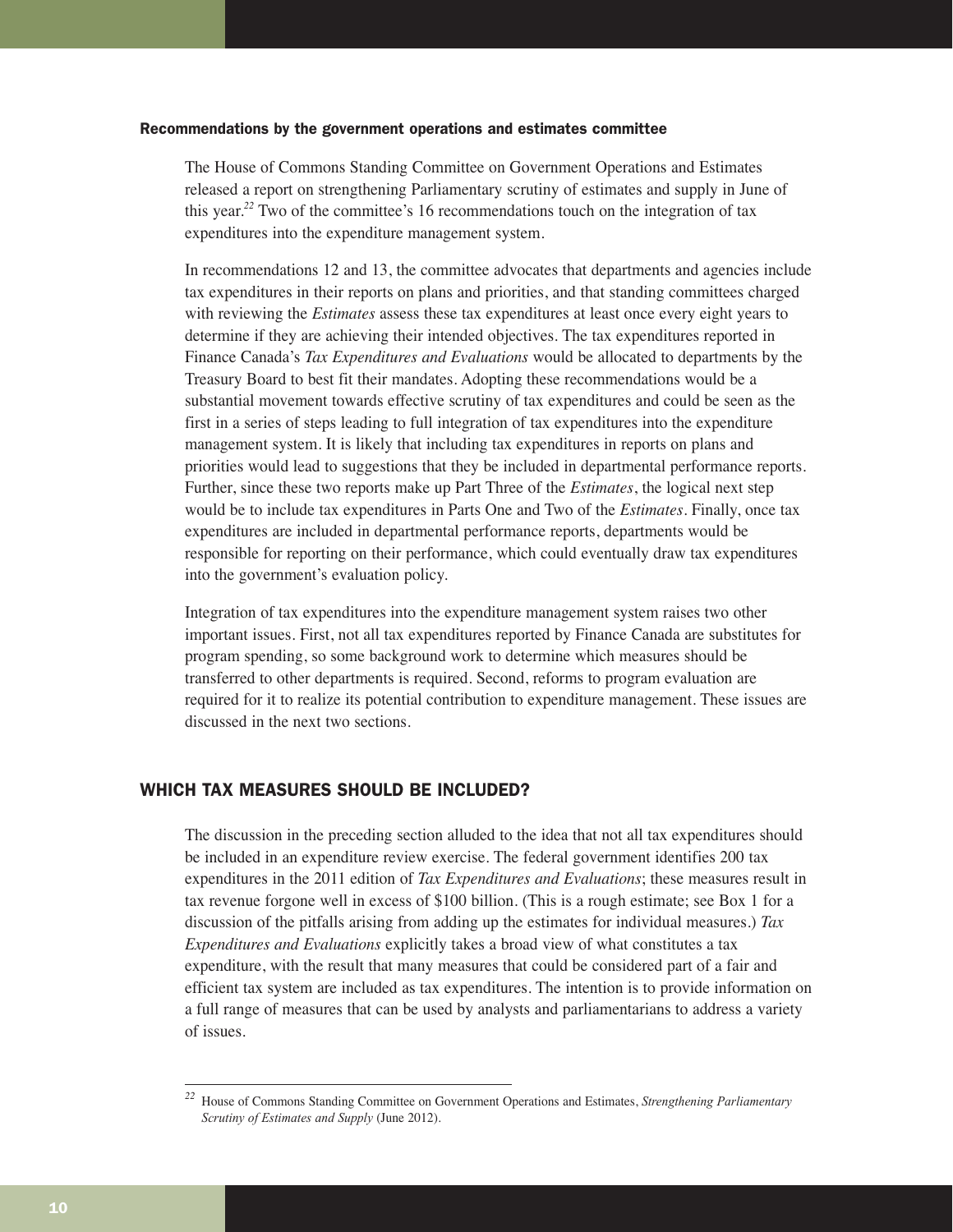### Recommendations by the government operations and estimates committee

The House of Commons Standing Committee on Government Operations and Estimates released a report on strengthening Parliamentary scrutiny of estimates and supply in June of this year.[22] Two of the committee's 16 recommendations touch on the integration of tax expenditures into the expenditure management system.

In recommendations 12 and 13, the committee advocates that departments and agencies include tax expenditures in their reports on plans and priorities, and that standing committees charged with reviewing the *Estimates* assess these tax expenditures at least once every eight years to determine if they are achieving their intended objectives. The tax expenditures reported in Finance Canada's *Tax Expenditures and Evaluations* would be allocated to departments by the Treasury Board to best fit their mandates. Adopting these recommendations would be a substantial movement towards effective scrutiny of tax expenditures and could be seen as the first in a series of steps leading to full integration of tax expenditures into the expenditure management system. It is likely that including tax expenditures in reports on plans and priorities would lead to suggestions that they be included in departmental performance reports. Further, since these two reports make up Part Three of the *Estimates*, the logical next step would be to include tax expenditures in Parts One and Two of the *Estimates*. Finally, once tax expenditures are included in departmental performance reports, departments would be responsible for reporting on their performance, which could eventually draw tax expenditures into the government's evaluation policy.

Integration of tax expenditures into the expenditure management system raises two other important issues. First, not all tax expenditures reported by Finance Canada are substitutes for program spending, so some background work to determine which measures should be transferred to other departments is required. Second, reforms to program evaluation are required for it to realize its potential contribution to expenditure management. These issues are discussed in the next two sections.

## WHICH TAX MEASURES SHOULD BE INCLUDED?

The discussion in the preceding section alluded to the idea that not all tax expenditures should be included in an expenditure review exercise. The federal government identifies 200 tax expenditures in the 2011 edition of *Tax Expenditures and Evaluations*; these measures result in tax revenue forgone well in excess of $100 billion. (This is a rough estimate; see Box 1 for a discussion of the pitfalls arising from adding up the estimates for individual measures.) *Tax Expenditures and Evaluations* explicitly takes a broad view of what constitutes a tax expenditure, with the result that many measures that could be considered part of a fair and efficient tax system are included as tax expenditures. The intention is to provide information on a full range of measures that can be used by analysts and parliamentarians to address a variety of issues.

---

[22] House of Commons Standing Committee on Government Operations and Estimates, *Strengthening Parliamentary Scrutiny of Estimates and Supply* (June 2012).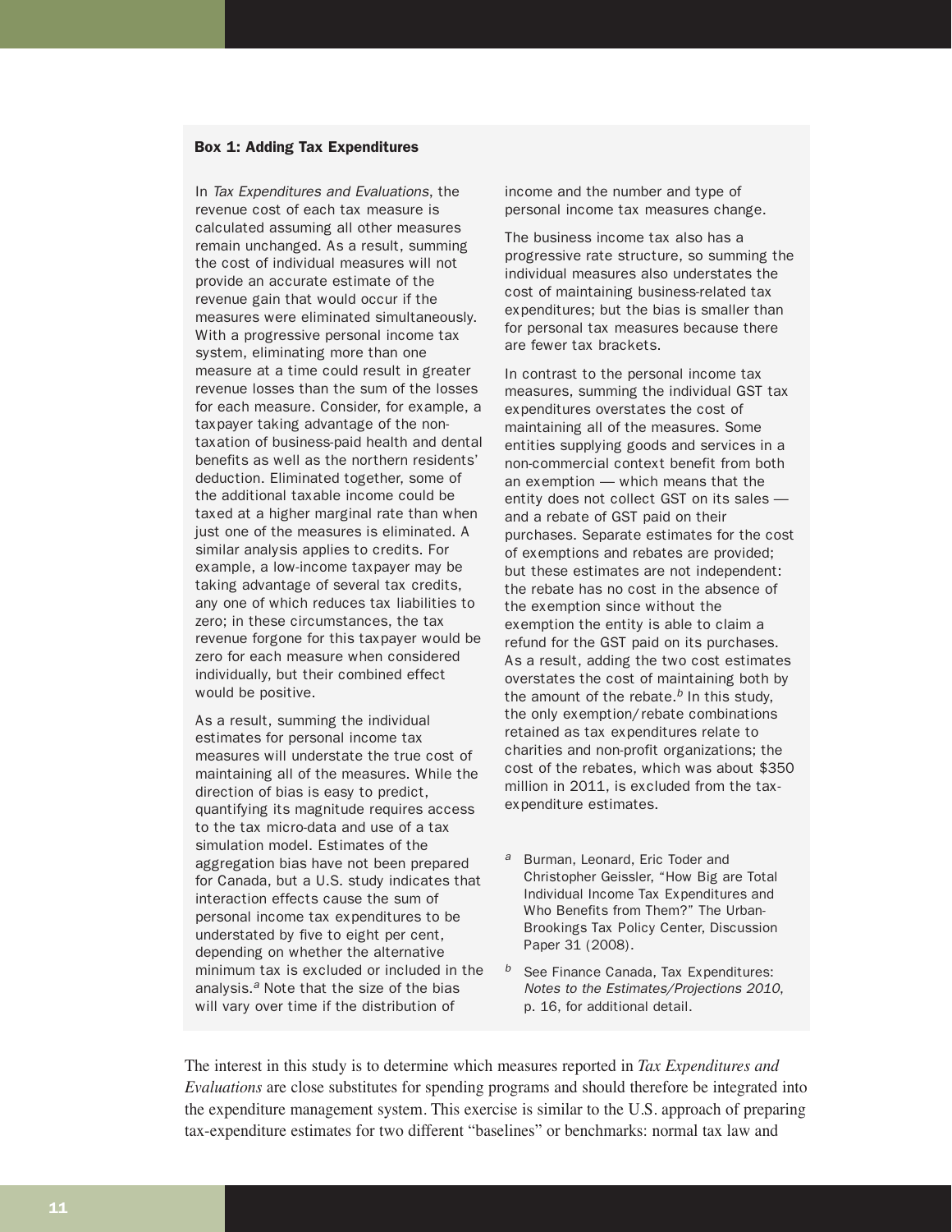**Box 1: Adding Tax Expenditures**

In *Tax Expenditures and Evaluations*, the revenue cost of each tax measure is calculated assuming all other measures remain unchanged. As a result, summing the cost of individual measures will not provide an accurate estimate of the revenue gain that would occur if the measures were eliminated simultaneously. With a progressive personal income tax system, eliminating more than one measure at a time could result in greater revenue losses than the sum of the losses for each measure. Consider, for example, a taxpayer taking advantage of the non-taxation of business-paid health and dental benefits as well as the northern residents' deduction. Eliminated together, some of the additional taxable income could be taxed at a higher marginal rate than when just one of the measures is eliminated. A similar analysis applies to credits. For example, a low-income taxpayer may be taking advantage of several tax credits, any one of which reduces tax liabilities to zero; in these circumstances, the tax revenue forgone for this taxpayer would be zero for each measure when considered individually, but their combined effect would be positive.

As a result, summing the individual estimates for personal income tax measures will understate the true cost of maintaining all of the measures. While the direction of bias is easy to predict, quantifying its magnitude requires access to the tax micro-data and use of a tax simulation model. Estimates of the aggregation bias have not been prepared for Canada, but a U.S. study indicates that interaction effects cause the sum of personal income tax expenditures to be understated by five to eight per cent, depending on whether the alternative minimum tax is excluded or included in the analysis.[a] Note that the size of the bias will vary over time if the distribution of income and the number and type of personal income tax measures change.

The business income tax also has a progressive rate structure, so summing the individual measures also understates the cost of maintaining business-related tax expenditures; but the bias is smaller than for personal tax measures because there are fewer tax brackets.

In contrast to the personal income tax measures, summing the individual GST tax expenditures overstates the cost of maintaining all of the measures. Some entities supplying goods and services in a non-commercial context benefit from both an exemption — which means that the entity does not collect GST on its sales — and a rebate of GST paid on their purchases. Separate estimates for the cost of exemptions and rebates are provided; but these estimates are not independent: the rebate has no cost in the absence of the exemption since without the exemption the entity is able to claim a refund for the GST paid on its purchases. As a result, adding the two cost estimates overstates the cost of maintaining both by the amount of the rebate.[b] In this study, the only exemption/rebate combinations retained as tax expenditures relate to charities and non-profit organizations; the cost of the rebates, which was about $350 million in 2011, is excluded from the tax-expenditure estimates.

[a] Burman, Leonard, Eric Toder and Christopher Geissler, "How Big are Total Individual Income Tax Expenditures and Who Benefits from Them?" The Urban-Brookings Tax Policy Center, Discussion Paper 31 (2008).

[b] See Finance Canada, Tax Expenditures: *Notes to the Estimates/Projections 2010*, p. 16, for additional detail.

The interest in this study is to determine which measures reported in *Tax Expenditures and Evaluations* are close substitutes for spending programs and should therefore be integrated into the expenditure management system. This exercise is similar to the U.S. approach of preparing tax-expenditure estimates for two different "baselines" or benchmarks: normal tax law and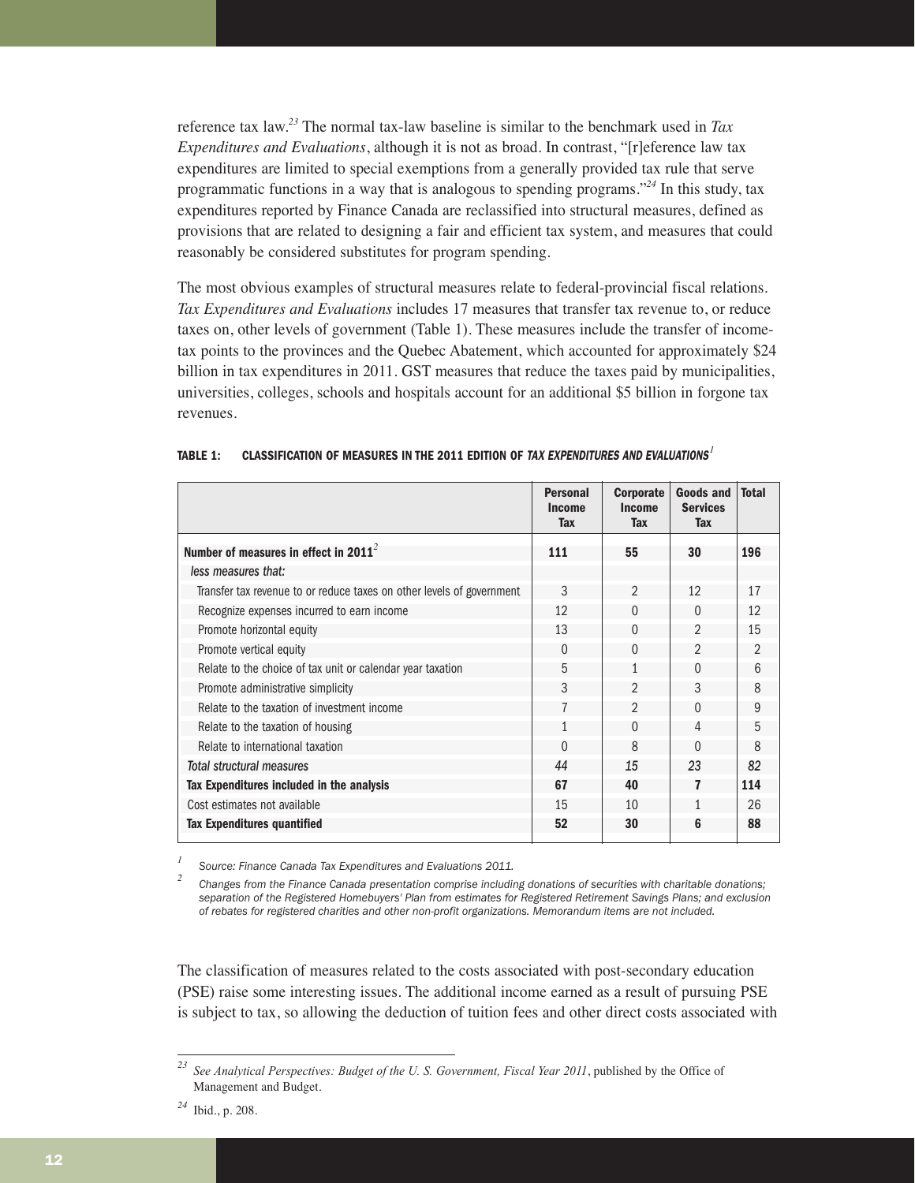reference tax law.[23] The normal tax-law baseline is similar to the benchmark used in *Tax Expenditures and Evaluations*, although it is not as broad. In contrast, "[r]eference law tax expenditures are limited to special exemptions from a generally provided tax rule that serve programmatic functions in a way that is analogous to spending programs."[24] In this study, tax expenditures reported by Finance Canada are reclassified into structural measures, defined as provisions that are related to designing a fair and efficient tax system, and measures that could reasonably be considered substitutes for program spending.

The most obvious examples of structural measures relate to federal-provincial fiscal relations. *Tax Expenditures and Evaluations* includes 17 measures that transfer tax revenue to, or reduce taxes on, other levels of government (Table 1). These measures include the transfer of income-tax points to the provinces and the Quebec Abatement, which accounted for approximately $24 billion in tax expenditures in 2011. GST measures that reduce the taxes paid by municipalities, universities, colleges, schools and hospitals account for an additional $5 billion in forgone tax revenues.

**TABLE 1: CLASSIFICATION OF MEASURES IN THE 2011 EDITION OF *TAX EXPENDITURES AND EVALUATIONS*[1]**

| | Personal Income Tax | Corporate Income Tax | Goods and Services Tax | Total |
|---|---|---|---|---|
| **Number of measures in effect in 2011[2]** | **111** | **55** | **30** | **196** |
| *less measures that:* | | | | |
| Transfer tax revenue to or reduce taxes on other levels of government | 3 | 2 | 12 | 17 |
| Recognize expenses incurred to earn income | 12 | 0 | 0 | 12 |
| Promote horizontal equity | 13 | 0 | 2 | 15 |
| Promote vertical equity | 0 | 0 | 2 | 2 |
| Relate to the choice of tax unit or calendar year taxation | 5 | 1 | 0 | 6 |
| Promote administrative simplicity | 3 | 2 | 3 | 8 |
| Relate to the taxation of investment income | 7 | 2 | 0 | 9 |
| Relate to the taxation of housing | 1 | 0 | 4 | 5 |
| Relate to international taxation | 0 | 8 | 0 | 8 |
| *Total structural measures* | *44* | *15* | *23* | *82* |
| **Tax Expenditures included in the analysis** | **67** | **40** | **7** | **114** |
| Cost estimates not available | 15 | 10 | 1 | 26 |
| **Tax Expenditures quantified** | **52** | **30** | **6** | **88** |

[1] *Source: Finance Canada Tax Expenditures and Evaluations 2011.*

[2] *Changes from the Finance Canada presentation comprise including donations of securities with charitable donations; separation of the Registered Homebuyers' Plan from estimates for Registered Retirement Savings Plans; and exclusion of rebates for registered charities and other non-profit organizations. Memorandum items are not included.*

The classification of measures related to the costs associated with post-secondary education (PSE) raise some interesting issues. The additional income earned as a result of pursuing PSE is subject to tax, so allowing the deduction of tuition fees and other direct costs associated with

[23] *See Analytical Perspectives: Budget of the U. S. Government, Fiscal Year 2011*, published by the Office of Management and Budget.

[24] Ibid., p. 208.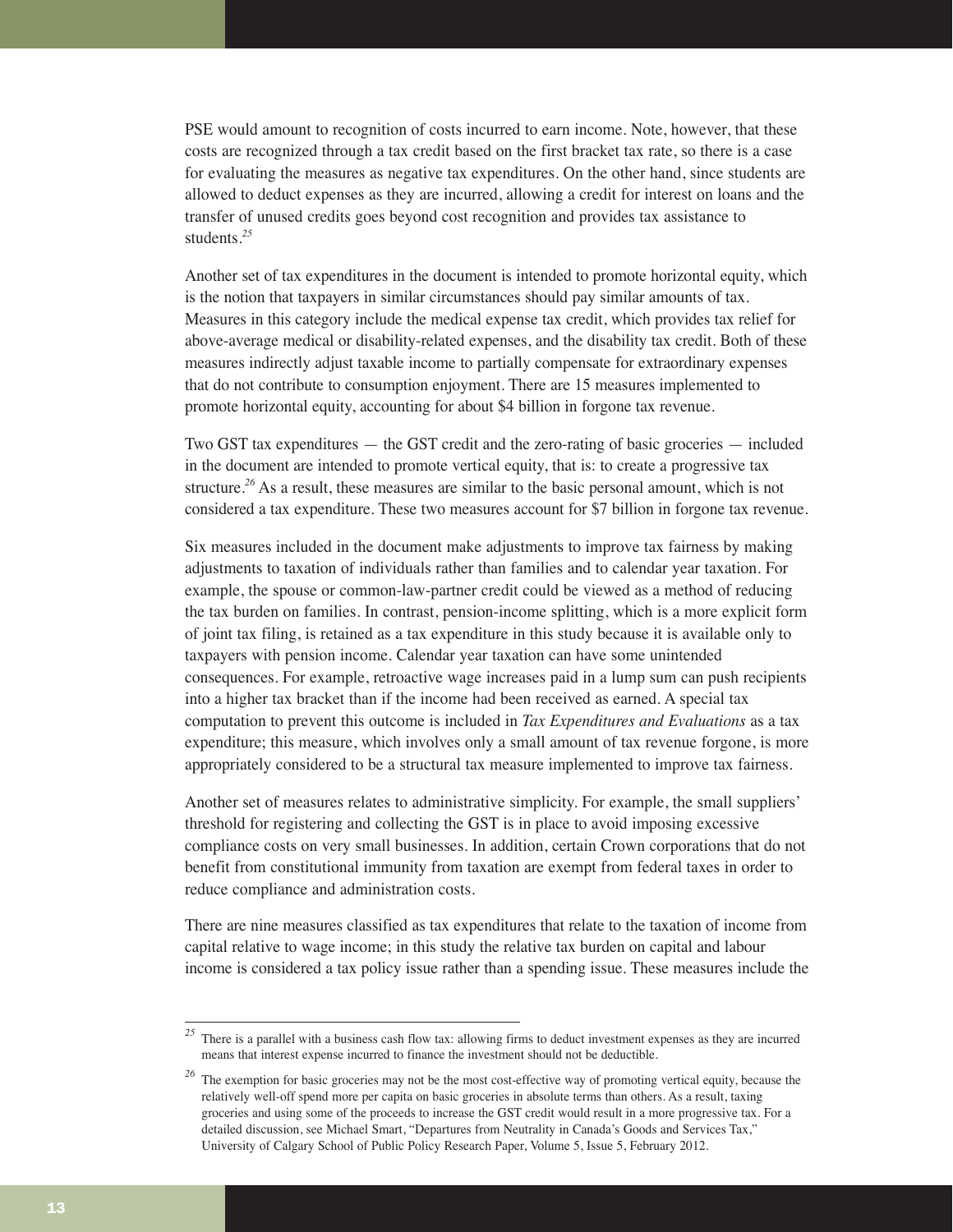PSE would amount to recognition of costs incurred to earn income. Note, however, that these costs are recognized through a tax credit based on the first bracket tax rate, so there is a case for evaluating the measures as negative tax expenditures. On the other hand, since students are allowed to deduct expenses as they are incurred, allowing a credit for interest on loans and the transfer of unused credits goes beyond cost recognition and provides tax assistance to students.[25]

Another set of tax expenditures in the document is intended to promote horizontal equity, which is the notion that taxpayers in similar circumstances should pay similar amounts of tax. Measures in this category include the medical expense tax credit, which provides tax relief for above-average medical or disability-related expenses, and the disability tax credit. Both of these measures indirectly adjust taxable income to partially compensate for extraordinary expenses that do not contribute to consumption enjoyment. There are 15 measures implemented to promote horizontal equity, accounting for about $4 billion in forgone tax revenue.

Two GST tax expenditures — the GST credit and the zero-rating of basic groceries — included in the document are intended to promote vertical equity, that is: to create a progressive tax structure.[26] As a result, these measures are similar to the basic personal amount, which is not considered a tax expenditure. These two measures account for $7 billion in forgone tax revenue.

Six measures included in the document make adjustments to improve tax fairness by making adjustments to taxation of individuals rather than families and to calendar year taxation. For example, the spouse or common-law-partner credit could be viewed as a method of reducing the tax burden on families. In contrast, pension-income splitting, which is a more explicit form of joint tax filing, is retained as a tax expenditure in this study because it is available only to taxpayers with pension income. Calendar year taxation can have some unintended consequences. For example, retroactive wage increases paid in a lump sum can push recipients into a higher tax bracket than if the income had been received as earned. A special tax computation to prevent this outcome is included in *Tax Expenditures and Evaluations* as a tax expenditure; this measure, which involves only a small amount of tax revenue forgone, is more appropriately considered to be a structural tax measure implemented to improve tax fairness.

Another set of measures relates to administrative simplicity. For example, the small suppliers' threshold for registering and collecting the GST is in place to avoid imposing excessive compliance costs on very small businesses. In addition, certain Crown corporations that do not benefit from constitutional immunity from taxation are exempt from federal taxes in order to reduce compliance and administration costs.

There are nine measures classified as tax expenditures that relate to the taxation of income from capital relative to wage income; in this study the relative tax burden on capital and labour income is considered a tax policy issue rather than a spending issue. These measures include the

---

[25] There is a parallel with a business cash flow tax: allowing firms to deduct investment expenses as they are incurred means that interest expense incurred to finance the investment should not be deductible.

[26] The exemption for basic groceries may not be the most cost-effective way of promoting vertical equity, because the relatively well-off spend more per capita on basic groceries in absolute terms than others. As a result, taxing groceries and using some of the proceeds to increase the GST credit would result in a more progressive tax. For a detailed discussion, see Michael Smart, "Departures from Neutrality in Canada's Goods and Services Tax," University of Calgary School of Public Policy Research Paper, Volume 5, Issue 5, February 2012.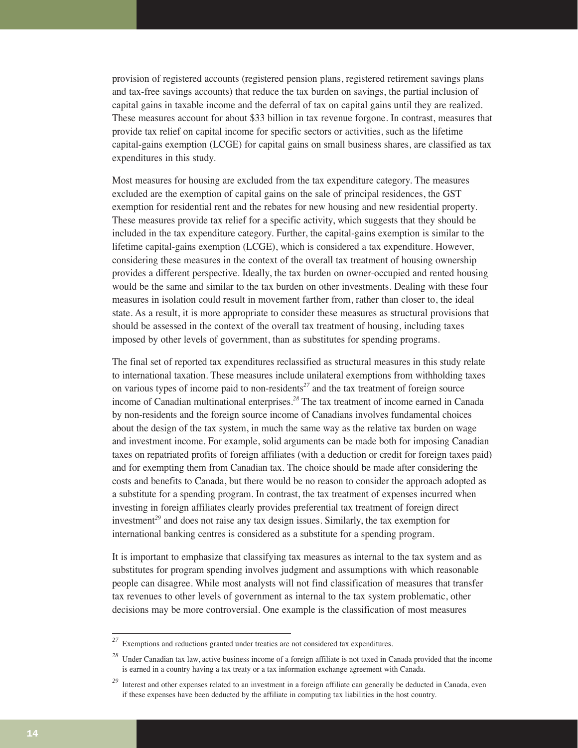provision of registered accounts (registered pension plans, registered retirement savings plans and tax-free savings accounts) that reduce the tax burden on savings, the partial inclusion of capital gains in taxable income and the deferral of tax on capital gains until they are realized. These measures account for about $33 billion in tax revenue forgone. In contrast, measures that provide tax relief on capital income for specific sectors or activities, such as the lifetime capital-gains exemption (LCGE) for capital gains on small business shares, are classified as tax expenditures in this study.

Most measures for housing are excluded from the tax expenditure category. The measures excluded are the exemption of capital gains on the sale of principal residences, the GST exemption for residential rent and the rebates for new housing and new residential property. These measures provide tax relief for a specific activity, which suggests that they should be included in the tax expenditure category. Further, the capital-gains exemption is similar to the lifetime capital-gains exemption (LCGE), which is considered a tax expenditure. However, considering these measures in the context of the overall tax treatment of housing ownership provides a different perspective. Ideally, the tax burden on owner-occupied and rented housing would be the same and similar to the tax burden on other investments. Dealing with these four measures in isolation could result in movement farther from, rather than closer to, the ideal state. As a result, it is more appropriate to consider these measures as structural provisions that should be assessed in the context of the overall tax treatment of housing, including taxes imposed by other levels of government, than as substitutes for spending programs.

The final set of reported tax expenditures reclassified as structural measures in this study relate to international taxation. These measures include unilateral exemptions from withholding taxes on various types of income paid to non-residents[27] and the tax treatment of foreign source income of Canadian multinational enterprises.[28] The tax treatment of income earned in Canada by non-residents and the foreign source income of Canadians involves fundamental choices about the design of the tax system, in much the same way as the relative tax burden on wage and investment income. For example, solid arguments can be made both for imposing Canadian taxes on repatriated profits of foreign affiliates (with a deduction or credit for foreign taxes paid) and for exempting them from Canadian tax. The choice should be made after considering the costs and benefits to Canada, but there would be no reason to consider the approach adopted as a substitute for a spending program. In contrast, the tax treatment of expenses incurred when investing in foreign affiliates clearly provides preferential tax treatment of foreign direct investment[29] and does not raise any tax design issues. Similarly, the tax exemption for international banking centres is considered as a substitute for a spending program.

It is important to emphasize that classifying tax measures as internal to the tax system and as substitutes for program spending involves judgment and assumptions with which reasonable people can disagree. While most analysts will not find classification of measures that transfer tax revenues to other levels of government as internal to the tax system problematic, other decisions may be more controversial. One example is the classification of most measures

---

[27] Exemptions and reductions granted under treaties are not considered tax expenditures.

[28] Under Canadian tax law, active business income of a foreign affiliate is not taxed in Canada provided that the income is earned in a country having a tax treaty or a tax information exchange agreement with Canada.

[29] Interest and other expenses related to an investment in a foreign affiliate can generally be deducted in Canada, even if these expenses have been deducted by the affiliate in computing tax liabilities in the host country.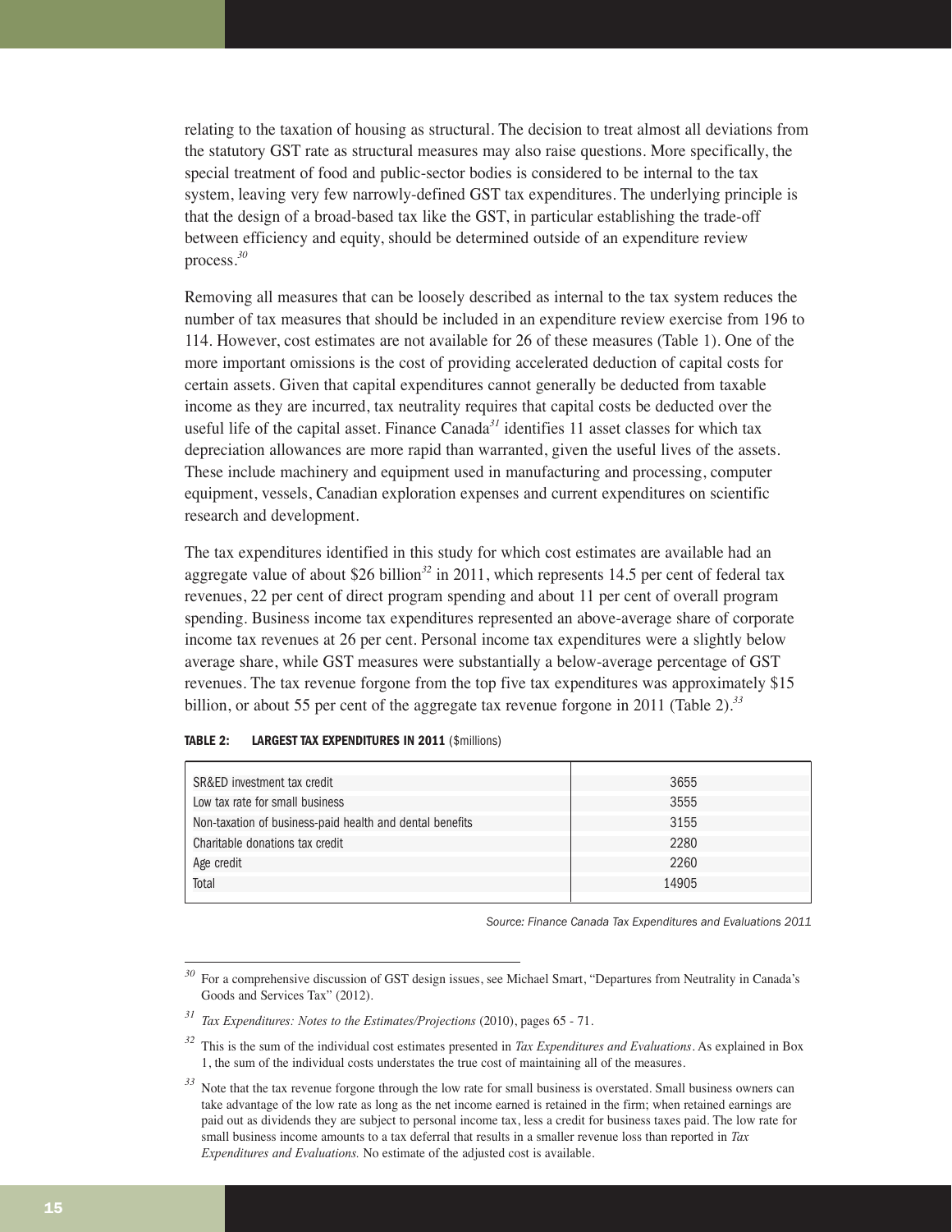relating to the taxation of housing as structural. The decision to treat almost all deviations from the statutory GST rate as structural measures may also raise questions. More specifically, the special treatment of food and public-sector bodies is considered to be internal to the tax system, leaving very few narrowly-defined GST tax expenditures. The underlying principle is that the design of a broad-based tax like the GST, in particular establishing the trade-off between efficiency and equity, should be determined outside of an expenditure review process.[30]

Removing all measures that can be loosely described as internal to the tax system reduces the number of tax measures that should be included in an expenditure review exercise from 196 to 114. However, cost estimates are not available for 26 of these measures (Table 1). One of the more important omissions is the cost of providing accelerated deduction of capital costs for certain assets. Given that capital expenditures cannot generally be deducted from taxable income as they are incurred, tax neutrality requires that capital costs be deducted over the useful life of the capital asset. Finance Canada[31] identifies 11 asset classes for which tax depreciation allowances are more rapid than warranted, given the useful lives of the assets. These include machinery and equipment used in manufacturing and processing, computer equipment, vessels, Canadian exploration expenses and current expenditures on scientific research and development.

The tax expenditures identified in this study for which cost estimates are available had an aggregate value of about $26 billion[32] in 2011, which represents 14.5 per cent of federal tax revenues, 22 per cent of direct program spending and about 11 per cent of overall program spending. Business income tax expenditures represented an above-average share of corporate income tax revenues at 26 per cent. Personal income tax expenditures were a slightly below average share, while GST measures were substantially a below-average percentage of GST revenues. The tax revenue forgone from the top five tax expenditures was approximately $15 billion, or about 55 per cent of the aggregate tax revenue forgone in 2011 (Table 2).[33]

**TABLE 2: LARGEST TAX EXPENDITURES IN 2011** ($millions)

| | |
|---|---|
| SR&ED investment tax credit | 3655 |
| Low tax rate for small business | 3555 |
| Non-taxation of business-paid health and dental benefits | 3155 |
| Charitable donations tax credit | 2280 |
| Age credit | 2260 |
| Total | 14905 |

*Source: Finance Canada Tax Expenditures and Evaluations 2011*

---

[30] For a comprehensive discussion of GST design issues, see Michael Smart, "Departures from Neutrality in Canada's Goods and Services Tax" (2012).

[31] *Tax Expenditures: Notes to the Estimates/Projections* (2010), pages 65 - 71.

[32] This is the sum of the individual cost estimates presented in *Tax Expenditures and Evaluations*. As explained in Box 1, the sum of the individual costs understates the true cost of maintaining all of the measures.

[33] Note that the tax revenue forgone through the low rate for small business is overstated. Small business owners can take advantage of the low rate as long as the net income earned is retained in the firm; when retained earnings are paid out as dividends they are subject to personal income tax, less a credit for business taxes paid. The low rate for small business income amounts to a tax deferral that results in a smaller revenue loss than reported in *Tax Expenditures and Evaluations.* No estimate of the adjusted cost is available.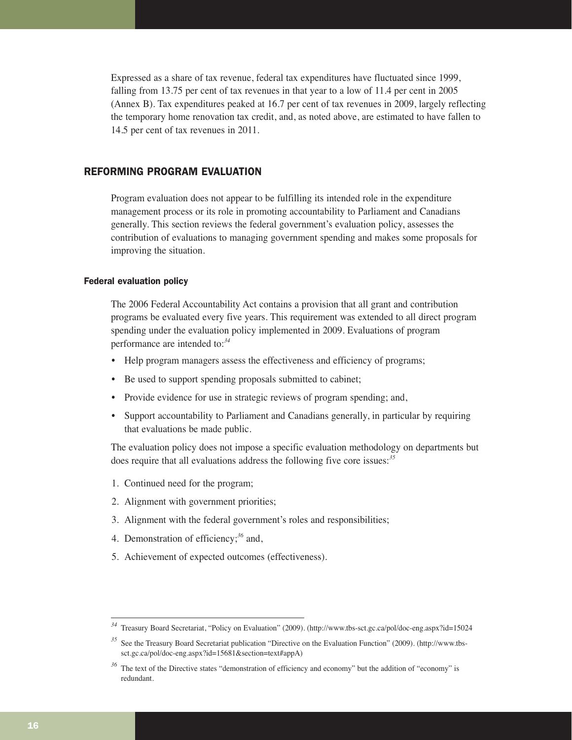Expressed as a share of tax revenue, federal tax expenditures have fluctuated since 1999, falling from 13.75 per cent of tax revenues in that year to a low of 11.4 per cent in 2005 (Annex B). Tax expenditures peaked at 16.7 per cent of tax revenues in 2009, largely reflecting the temporary home renovation tax credit, and, as noted above, are estimated to have fallen to 14.5 per cent of tax revenues in 2011.

## REFORMING PROGRAM EVALUATION

Program evaluation does not appear to be fulfilling its intended role in the expenditure management process or its role in promoting accountability to Parliament and Canadians generally. This section reviews the federal government's evaluation policy, assesses the contribution of evaluations to managing government spending and makes some proposals for improving the situation.

### Federal evaluation policy

The 2006 Federal Accountability Act contains a provision that all grant and contribution programs be evaluated every five years. This requirement was extended to all direct program spending under the evaluation policy implemented in 2009. Evaluations of program performance are intended to:[34]

- Help program managers assess the effectiveness and efficiency of programs;
- Be used to support spending proposals submitted to cabinet;
- Provide evidence for use in strategic reviews of program spending; and,
- Support accountability to Parliament and Canadians generally, in particular by requiring that evaluations be made public.

The evaluation policy does not impose a specific evaluation methodology on departments but does require that all evaluations address the following five core issues:[35]

1. Continued need for the program;
2. Alignment with government priorities;
3. Alignment with the federal government's roles and responsibilities;
4. Demonstration of efficiency;[36] and,
5. Achievement of expected outcomes (effectiveness).

---

[34] Treasury Board Secretariat, "Policy on Evaluation" (2009). (http://www.tbs-sct.gc.ca/pol/doc-eng.aspx?id=15024

[35] See the Treasury Board Secretariat publication "Directive on the Evaluation Function" (2009). (http://www.tbs-sct.gc.ca/pol/doc-eng.aspx?id=15681&section=text#appA)

[36] The text of the Directive states "demonstration of efficiency and economy" but the addition of "economy" is redundant.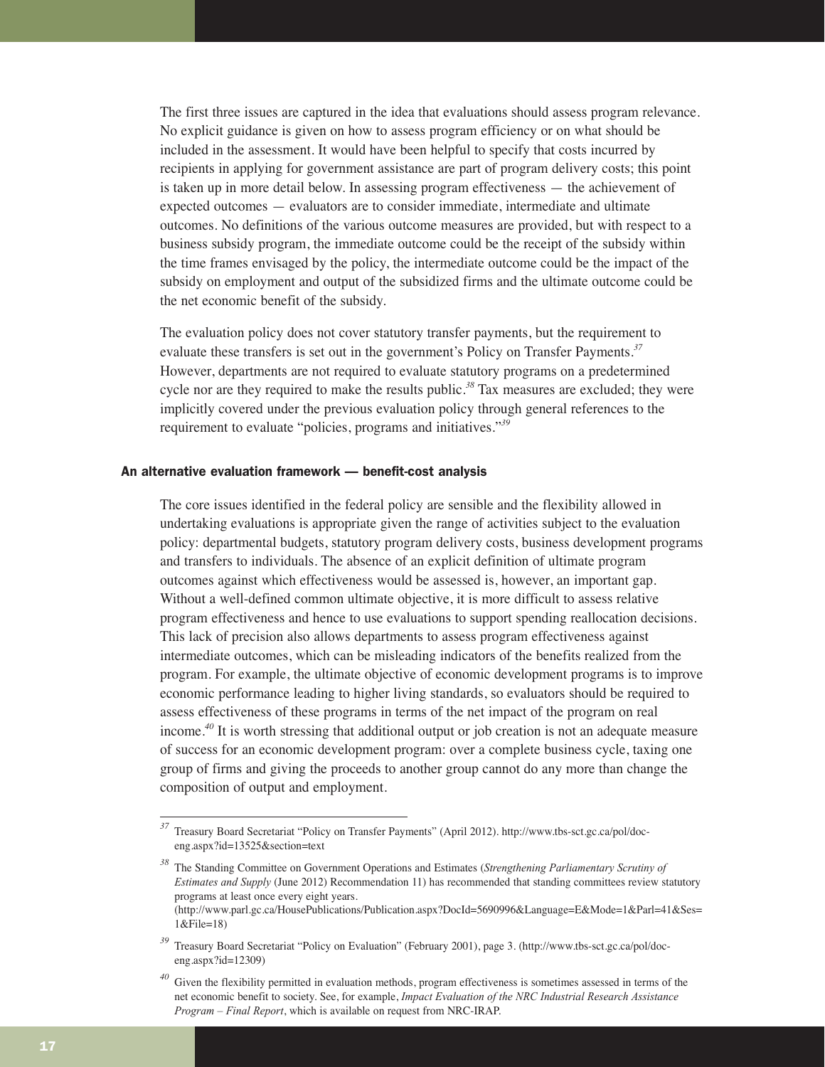The first three issues are captured in the idea that evaluations should assess program relevance. No explicit guidance is given on how to assess program efficiency or on what should be included in the assessment. It would have been helpful to specify that costs incurred by recipients in applying for government assistance are part of program delivery costs; this point is taken up in more detail below. In assessing program effectiveness — the achievement of expected outcomes — evaluators are to consider immediate, intermediate and ultimate outcomes. No definitions of the various outcome measures are provided, but with respect to a business subsidy program, the immediate outcome could be the receipt of the subsidy within the time frames envisaged by the policy, the intermediate outcome could be the impact of the subsidy on employment and output of the subsidized firms and the ultimate outcome could be the net economic benefit of the subsidy.

The evaluation policy does not cover statutory transfer payments, but the requirement to evaluate these transfers is set out in the government's Policy on Transfer Payments.[37] However, departments are not required to evaluate statutory programs on a predetermined cycle nor are they required to make the results public.[38] Tax measures are excluded; they were implicitly covered under the previous evaluation policy through general references to the requirement to evaluate "policies, programs and initiatives."[39]

### An alternative evaluation framework — benefit-cost analysis

The core issues identified in the federal policy are sensible and the flexibility allowed in undertaking evaluations is appropriate given the range of activities subject to the evaluation policy: departmental budgets, statutory program delivery costs, business development programs and transfers to individuals. The absence of an explicit definition of ultimate program outcomes against which effectiveness would be assessed is, however, an important gap. Without a well-defined common ultimate objective, it is more difficult to assess relative program effectiveness and hence to use evaluations to support spending reallocation decisions. This lack of precision also allows departments to assess program effectiveness against intermediate outcomes, which can be misleading indicators of the benefits realized from the program. For example, the ultimate objective of economic development programs is to improve economic performance leading to higher living standards, so evaluators should be required to assess effectiveness of these programs in terms of the net impact of the program on real income.[40] It is worth stressing that additional output or job creation is not an adequate measure of success for an economic development program: over a complete business cycle, taxing one group of firms and giving the proceeds to another group cannot do any more than change the composition of output and employment.

---

[37] Treasury Board Secretariat "Policy on Transfer Payments" (April 2012). http://www.tbs-sct.gc.ca/pol/doc-eng.aspx?id=13525&section=text

[38] The Standing Committee on Government Operations and Estimates (*Strengthening Parliamentary Scrutiny of Estimates and Supply* (June 2012) Recommendation 11) has recommended that standing committees review statutory programs at least once every eight years. (http://www.parl.gc.ca/HousePublications/Publication.aspx?DocId=5690996&Language=E&Mode=1&Parl=41&Ses=1&File=18)

[39] Treasury Board Secretariat "Policy on Evaluation" (February 2001), page 3. (http://www.tbs-sct.gc.ca/pol/doc-eng.aspx?id=12309)

[40] Given the flexibility permitted in evaluation methods, program effectiveness is sometimes assessed in terms of the net economic benefit to society. See, for example, *Impact Evaluation of the NRC Industrial Research Assistance Program – Final Report*, which is available on request from NRC-IRAP.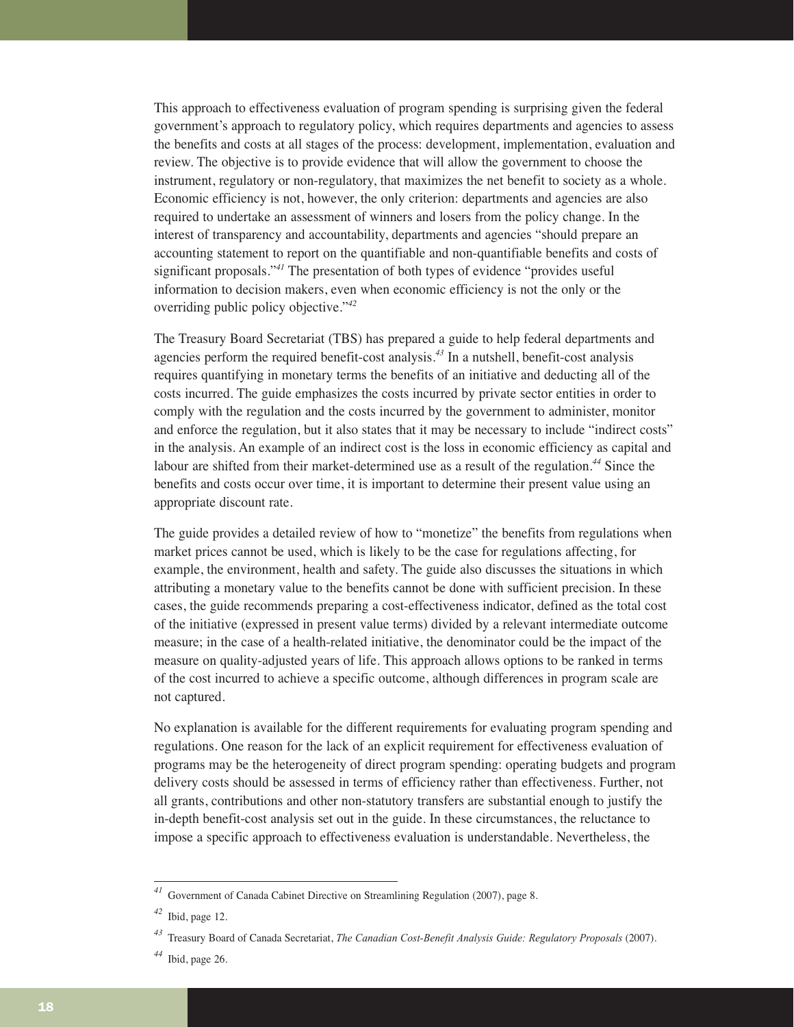This approach to effectiveness evaluation of program spending is surprising given the federal government's approach to regulatory policy, which requires departments and agencies to assess the benefits and costs at all stages of the process: development, implementation, evaluation and review. The objective is to provide evidence that will allow the government to choose the instrument, regulatory or non-regulatory, that maximizes the net benefit to society as a whole. Economic efficiency is not, however, the only criterion: departments and agencies are also required to undertake an assessment of winners and losers from the policy change. In the interest of transparency and accountability, departments and agencies "should prepare an accounting statement to report on the quantifiable and non-quantifiable benefits and costs of significant proposals."[41] The presentation of both types of evidence "provides useful information to decision makers, even when economic efficiency is not the only or the overriding public policy objective."[42]

The Treasury Board Secretariat (TBS) has prepared a guide to help federal departments and agencies perform the required benefit-cost analysis.[43] In a nutshell, benefit-cost analysis requires quantifying in monetary terms the benefits of an initiative and deducting all of the costs incurred. The guide emphasizes the costs incurred by private sector entities in order to comply with the regulation and the costs incurred by the government to administer, monitor and enforce the regulation, but it also states that it may be necessary to include "indirect costs" in the analysis. An example of an indirect cost is the loss in economic efficiency as capital and labour are shifted from their market-determined use as a result of the regulation.[44] Since the benefits and costs occur over time, it is important to determine their present value using an appropriate discount rate.

The guide provides a detailed review of how to "monetize" the benefits from regulations when market prices cannot be used, which is likely to be the case for regulations affecting, for example, the environment, health and safety. The guide also discusses the situations in which attributing a monetary value to the benefits cannot be done with sufficient precision. In these cases, the guide recommends preparing a cost-effectiveness indicator, defined as the total cost of the initiative (expressed in present value terms) divided by a relevant intermediate outcome measure; in the case of a health-related initiative, the denominator could be the impact of the measure on quality-adjusted years of life. This approach allows options to be ranked in terms of the cost incurred to achieve a specific outcome, although differences in program scale are not captured.

No explanation is available for the different requirements for evaluating program spending and regulations. One reason for the lack of an explicit requirement for effectiveness evaluation of programs may be the heterogeneity of direct program spending: operating budgets and program delivery costs should be assessed in terms of efficiency rather than effectiveness. Further, not all grants, contributions and other non-statutory transfers are substantial enough to justify the in-depth benefit-cost analysis set out in the guide. In these circumstances, the reluctance to impose a specific approach to effectiveness evaluation is understandable. Nevertheless, the

---

[41] Government of Canada Cabinet Directive on Streamlining Regulation (2007), page 8.

[42] Ibid, page 12.

[43] Treasury Board of Canada Secretariat, *The Canadian Cost-Benefit Analysis Guide: Regulatory Proposals* (2007).

[44] Ibid, page 26.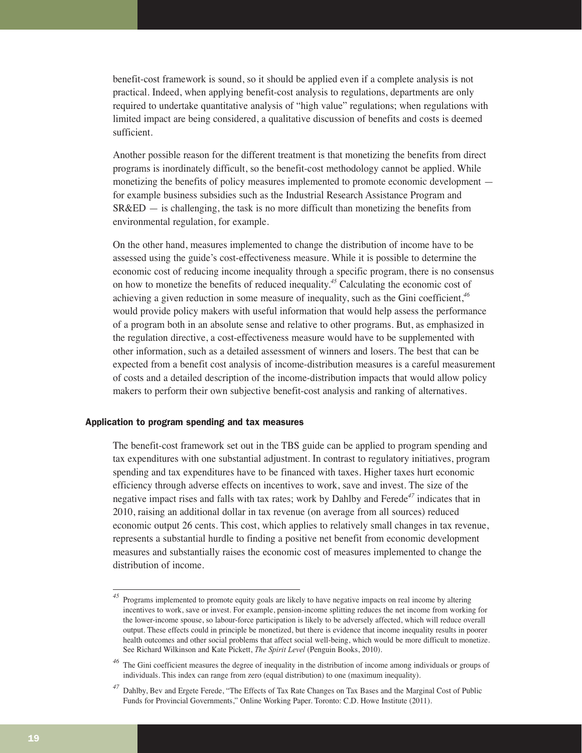benefit-cost framework is sound, so it should be applied even if a complete analysis is not practical. Indeed, when applying benefit-cost analysis to regulations, departments are only required to undertake quantitative analysis of "high value" regulations; when regulations with limited impact are being considered, a qualitative discussion of benefits and costs is deemed sufficient.

Another possible reason for the different treatment is that monetizing the benefits from direct programs is inordinately difficult, so the benefit-cost methodology cannot be applied. While monetizing the benefits of policy measures implemented to promote economic development — for example business subsidies such as the Industrial Research Assistance Program and SR&ED — is challenging, the task is no more difficult than monetizing the benefits from environmental regulation, for example.

On the other hand, measures implemented to change the distribution of income have to be assessed using the guide's cost-effectiveness measure. While it is possible to determine the economic cost of reducing income inequality through a specific program, there is no consensus on how to monetize the benefits of reduced inequality.[45] Calculating the economic cost of achieving a given reduction in some measure of inequality, such as the Gini coefficient,[46] would provide policy makers with useful information that would help assess the performance of a program both in an absolute sense and relative to other programs. But, as emphasized in the regulation directive, a cost-effectiveness measure would have to be supplemented with other information, such as a detailed assessment of winners and losers. The best that can be expected from a benefit cost analysis of income-distribution measures is a careful measurement of costs and a detailed description of the income-distribution impacts that would allow policy makers to perform their own subjective benefit-cost analysis and ranking of alternatives.

### Application to program spending and tax measures

The benefit-cost framework set out in the TBS guide can be applied to program spending and tax expenditures with one substantial adjustment. In contrast to regulatory initiatives, program spending and tax expenditures have to be financed with taxes. Higher taxes hurt economic efficiency through adverse effects on incentives to work, save and invest. The size of the negative impact rises and falls with tax rates; work by Dahlby and Ferede[47] indicates that in 2010, raising an additional dollar in tax revenue (on average from all sources) reduced economic output 26 cents. This cost, which applies to relatively small changes in tax revenue, represents a substantial hurdle to finding a positive net benefit from economic development measures and substantially raises the economic cost of measures implemented to change the distribution of income.

---

[45] Programs implemented to promote equity goals are likely to have negative impacts on real income by altering incentives to work, save or invest. For example, pension-income splitting reduces the net income from working for the lower-income spouse, so labour-force participation is likely to be adversely affected, which will reduce overall output. These effects could in principle be monetized, but there is evidence that income inequality results in poorer health outcomes and other social problems that affect social well-being, which would be more difficult to monetize. See Richard Wilkinson and Kate Pickett, *The Spirit Level* (Penguin Books, 2010).

[46] The Gini coefficient measures the degree of inequality in the distribution of income among individuals or groups of individuals. This index can range from zero (equal distribution) to one (maximum inequality).

[47] Dahlby, Bev and Ergete Ferede, "The Effects of Tax Rate Changes on Tax Bases and the Marginal Cost of Public Funds for Provincial Governments," Online Working Paper. Toronto: C.D. Howe Institute (2011).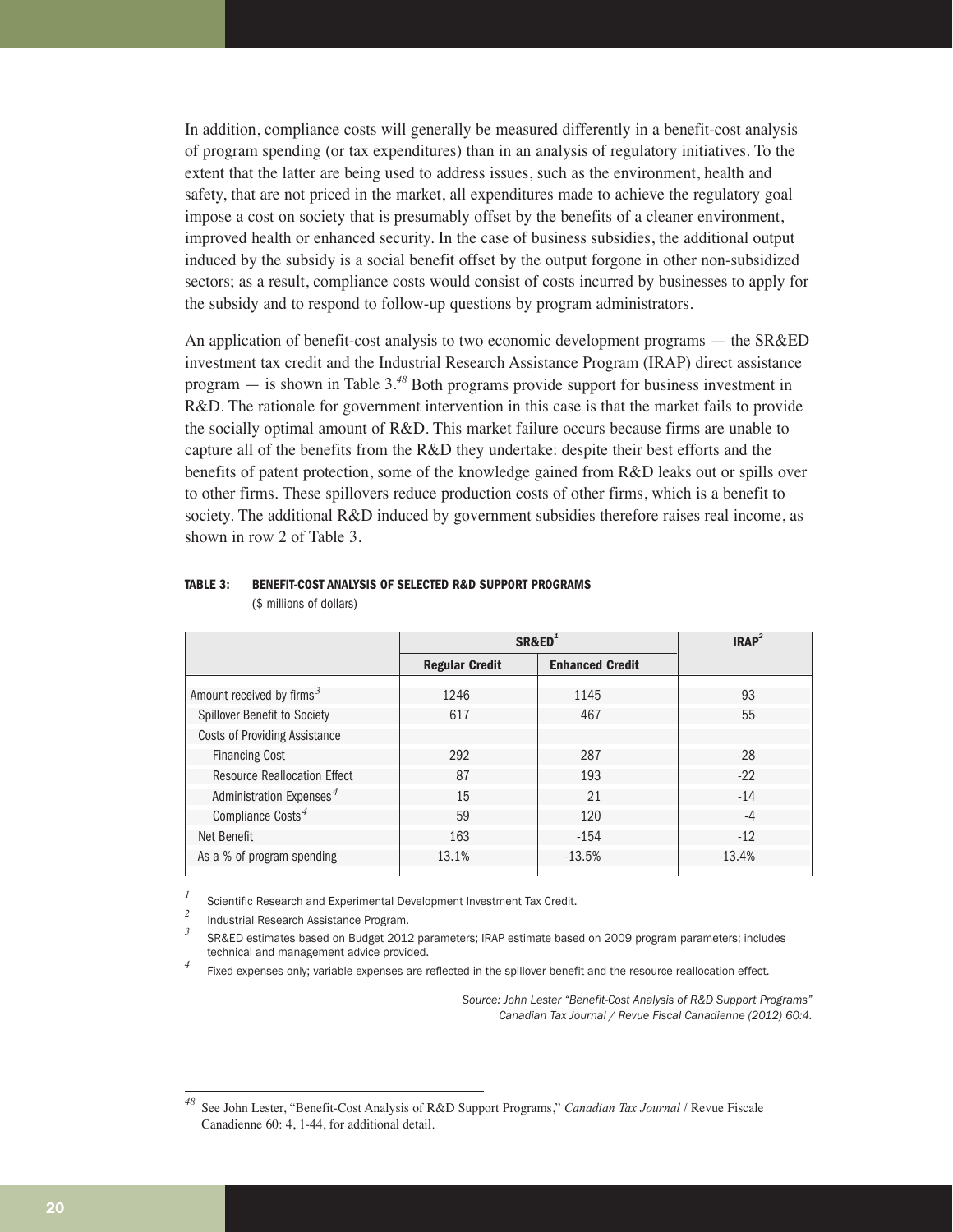In addition, compliance costs will generally be measured differently in a benefit-cost analysis of program spending (or tax expenditures) than in an analysis of regulatory initiatives. To the extent that the latter are being used to address issues, such as the environment, health and safety, that are not priced in the market, all expenditures made to achieve the regulatory goal impose a cost on society that is presumably offset by the benefits of a cleaner environment, improved health or enhanced security. In the case of business subsidies, the additional output induced by the subsidy is a social benefit offset by the output forgone in other non-subsidized sectors; as a result, compliance costs would consist of costs incurred by businesses to apply for the subsidy and to respond to follow-up questions by program administrators.

An application of benefit-cost analysis to two economic development programs — the SR&ED investment tax credit and the Industrial Research Assistance Program (IRAP) direct assistance program — is shown in Table 3.[48] Both programs provide support for business investment in R&D. The rationale for government intervention in this case is that the market fails to provide the socially optimal amount of R&D. This market failure occurs because firms are unable to capture all of the benefits from the R&D they undertake: despite their best efforts and the benefits of patent protection, some of the knowledge gained from R&D leaks out or spills over to other firms. These spillovers reduce production costs of other firms, which is a benefit to society. The additional R&D induced by government subsidies therefore raises real income, as shown in row 2 of Table 3.

**TABLE 3: BENEFIT-COST ANALYSIS OF SELECTED R&D SUPPORT PROGRAMS**
($ millions of dollars)

| | SR&ED[1] | | IRAP[2] |
|---|---|---|---|
| | Regular Credit | Enhanced Credit | |
| Amount received by firms[3] | 1246 | 1145 | 93 |
| Spillover Benefit to Society | 617 | 467 | 55 |
| Costs of Providing Assistance | | | |
| Financing Cost | 292 | 287 | -28 |
| Resource Reallocation Effect | 87 | 193 | -22 |
| Administration Expenses[4] | 15 | 21 | -14 |
| Compliance Costs[4] | 59 | 120 | -4 |
| Net Benefit | 163 | -154 | -12 |
| As a % of program spending | 13.1% | -13.5% | -13.4% |

[1] Scientific Research and Experimental Development Investment Tax Credit.

[2] Industrial Research Assistance Program.

[3] SR&ED estimates based on Budget 2012 parameters; IRAP estimate based on 2009 program parameters; includes technical and management advice provided.

[4] Fixed expenses only; variable expenses are reflected in the spillover benefit and the resource reallocation effect.

*Source: John Lester "Benefit-Cost Analysis of R&D Support Programs" Canadian Tax Journal / Revue Fiscal Canadienne (2012) 60:4.*

---

[48] See John Lester, "Benefit-Cost Analysis of R&D Support Programs," *Canadian Tax Journal* / Revue Fiscale Canadienne 60: 4, 1-44, for additional detail.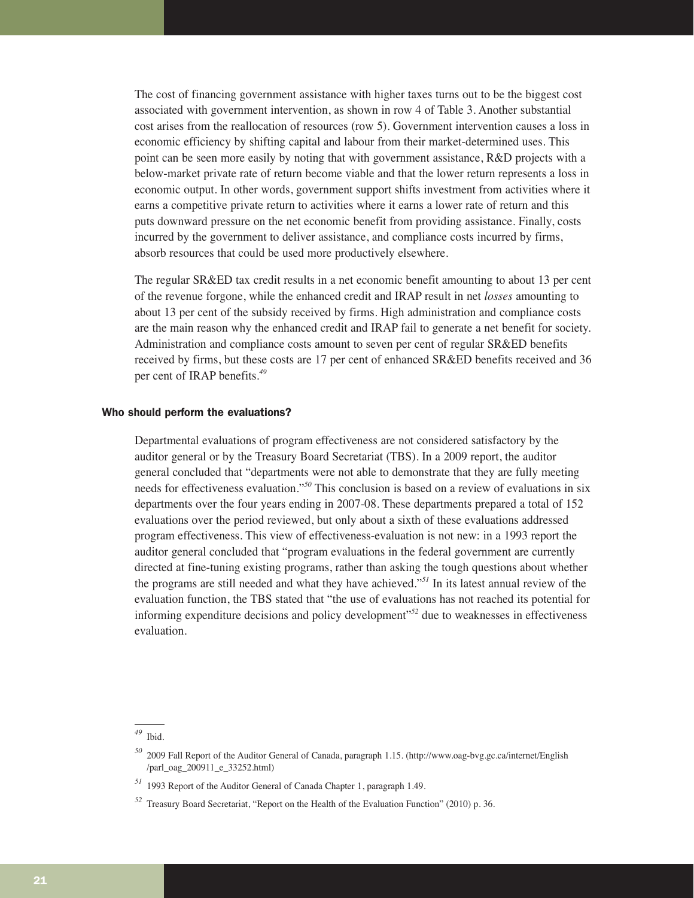The cost of financing government assistance with higher taxes turns out to be the biggest cost associated with government intervention, as shown in row 4 of Table 3. Another substantial cost arises from the reallocation of resources (row 5). Government intervention causes a loss in economic efficiency by shifting capital and labour from their market-determined uses. This point can be seen more easily by noting that with government assistance, R&D projects with a below-market private rate of return become viable and that the lower return represents a loss in economic output. In other words, government support shifts investment from activities where it earns a competitive private return to activities where it earns a lower rate of return and this puts downward pressure on the net economic benefit from providing assistance. Finally, costs incurred by the government to deliver assistance, and compliance costs incurred by firms, absorb resources that could be used more productively elsewhere.

The regular SR&ED tax credit results in a net economic benefit amounting to about 13 per cent of the revenue forgone, while the enhanced credit and IRAP result in net *losses* amounting to about 13 per cent of the subsidy received by firms. High administration and compliance costs are the main reason why the enhanced credit and IRAP fail to generate a net benefit for society. Administration and compliance costs amount to seven per cent of regular SR&ED benefits received by firms, but these costs are 17 per cent of enhanced SR&ED benefits received and 36 per cent of IRAP benefits.[49]

### Who should perform the evaluations?

Departmental evaluations of program effectiveness are not considered satisfactory by the auditor general or by the Treasury Board Secretariat (TBS). In a 2009 report, the auditor general concluded that "departments were not able to demonstrate that they are fully meeting needs for effectiveness evaluation."[50] This conclusion is based on a review of evaluations in six departments over the four years ending in 2007-08. These departments prepared a total of 152 evaluations over the period reviewed, but only about a sixth of these evaluations addressed program effectiveness. This view of effectiveness-evaluation is not new: in a 1993 report the auditor general concluded that "program evaluations in the federal government are currently directed at fine-tuning existing programs, rather than asking the tough questions about whether the programs are still needed and what they have achieved."[51] In its latest annual review of the evaluation function, the TBS stated that "the use of evaluations has not reached its potential for informing expenditure decisions and policy development"[52] due to weaknesses in effectiveness evaluation.

---

[49] Ibid.

[50] 2009 Fall Report of the Auditor General of Canada, paragraph 1.15. (http://www.oag-bvg.gc.ca/internet/English/parl_oag_200911_e_33252.html)

[51] 1993 Report of the Auditor General of Canada Chapter 1, paragraph 1.49.

[52] Treasury Board Secretariat, "Report on the Health of the Evaluation Function" (2010) p. 36.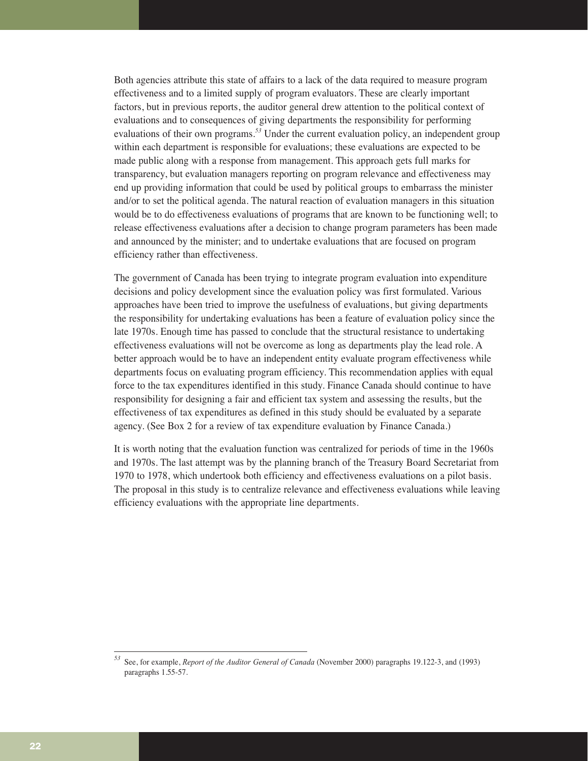Both agencies attribute this state of affairs to a lack of the data required to measure program effectiveness and to a limited supply of program evaluators. These are clearly important factors, but in previous reports, the auditor general drew attention to the political context of evaluations and to consequences of giving departments the responsibility for performing evaluations of their own programs.[53] Under the current evaluation policy, an independent group within each department is responsible for evaluations; these evaluations are expected to be made public along with a response from management. This approach gets full marks for transparency, but evaluation managers reporting on program relevance and effectiveness may end up providing information that could be used by political groups to embarrass the minister and/or to set the political agenda. The natural reaction of evaluation managers in this situation would be to do effectiveness evaluations of programs that are known to be functioning well; to release effectiveness evaluations after a decision to change program parameters has been made and announced by the minister; and to undertake evaluations that are focused on program efficiency rather than effectiveness.

The government of Canada has been trying to integrate program evaluation into expenditure decisions and policy development since the evaluation policy was first formulated. Various approaches have been tried to improve the usefulness of evaluations, but giving departments the responsibility for undertaking evaluations has been a feature of evaluation policy since the late 1970s. Enough time has passed to conclude that the structural resistance to undertaking effectiveness evaluations will not be overcome as long as departments play the lead role. A better approach would be to have an independent entity evaluate program effectiveness while departments focus on evaluating program efficiency. This recommendation applies with equal force to the tax expenditures identified in this study. Finance Canada should continue to have responsibility for designing a fair and efficient tax system and assessing the results, but the effectiveness of tax expenditures as defined in this study should be evaluated by a separate agency. (See Box 2 for a review of tax expenditure evaluation by Finance Canada.)

It is worth noting that the evaluation function was centralized for periods of time in the 1960s and 1970s. The last attempt was by the planning branch of the Treasury Board Secretariat from 1970 to 1978, which undertook both efficiency and effectiveness evaluations on a pilot basis. The proposal in this study is to centralize relevance and effectiveness evaluations while leaving efficiency evaluations with the appropriate line departments.

---

[53] See, for example, *Report of the Auditor General of Canada* (November 2000) paragraphs 19.122-3, and (1993) paragraphs 1.55-57.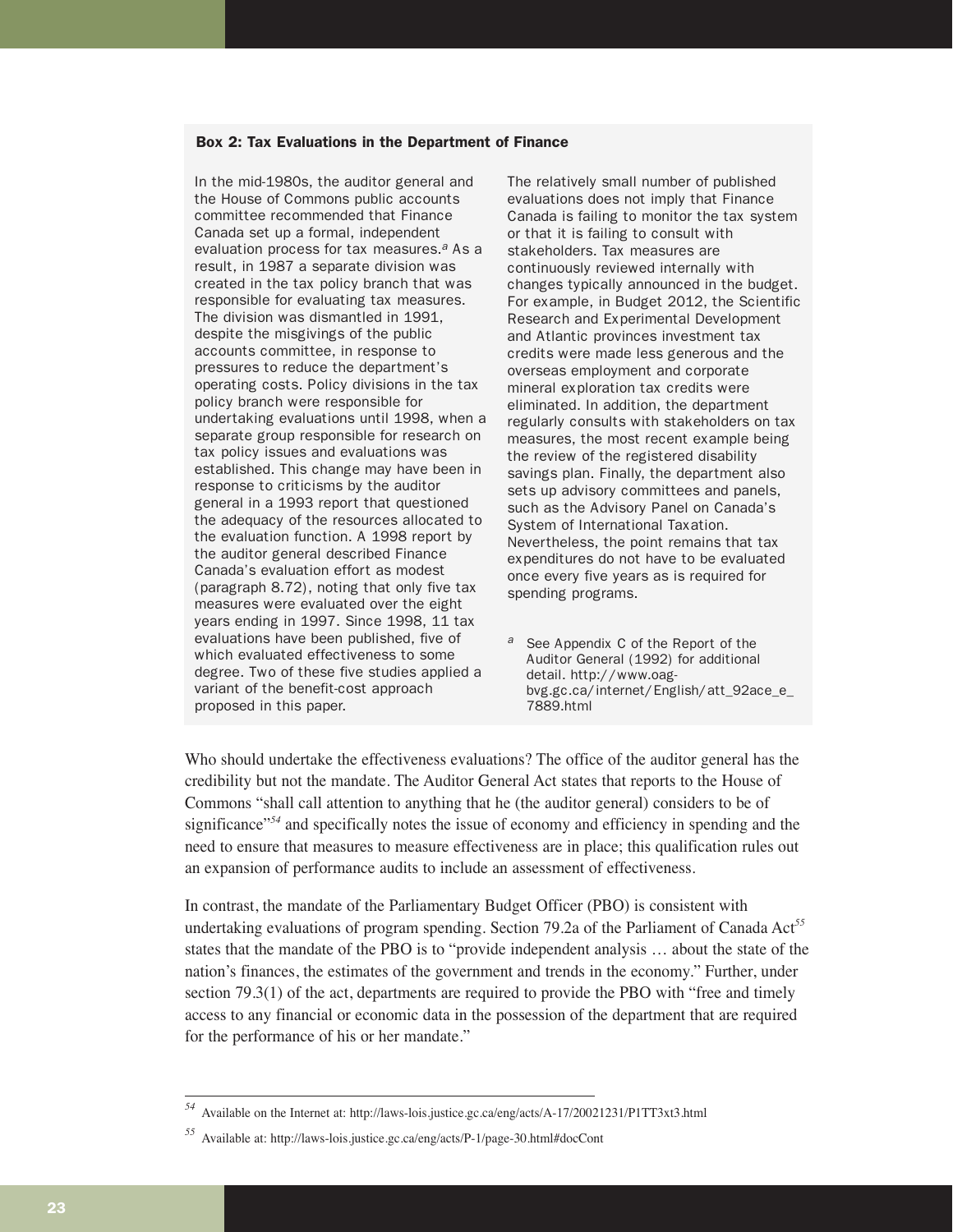**Box 2: Tax Evaluations in the Department of Finance**

In the mid-1980s, the auditor general and the House of Commons public accounts committee recommended that Finance Canada set up a formal, independent evaluation process for tax measures.[a] As a result, in 1987 a separate division was created in the tax policy branch that was responsible for evaluating tax measures. The division was dismantled in 1991, despite the misgivings of the public accounts committee, in response to pressures to reduce the department's operating costs. Policy divisions in the tax policy branch were responsible for undertaking evaluations until 1998, when a separate group responsible for research on tax policy issues and evaluations was established. This change may have been in response to criticisms by the auditor general in a 1993 report that questioned the adequacy of the resources allocated to the evaluation function. A 1998 report by the auditor general described Finance Canada's evaluation effort as modest (paragraph 8.72), noting that only five tax measures were evaluated over the eight years ending in 1997. Since 1998, 11 tax evaluations have been published, five of which evaluated effectiveness to some degree. Two of these five studies applied a variant of the benefit-cost approach proposed in this paper.

The relatively small number of published evaluations does not imply that Finance Canada is failing to monitor the tax system or that it is failing to consult with stakeholders. Tax measures are continuously reviewed internally with changes typically announced in the budget. For example, in Budget 2012, the Scientific Research and Experimental Development and Atlantic provinces investment tax credits were made less generous and the overseas employment and corporate mineral exploration tax credits were eliminated. In addition, the department regularly consults with stakeholders on tax measures, the most recent example being the review of the registered disability savings plan. Finally, the department also sets up advisory committees and panels, such as the Advisory Panel on Canada's System of International Taxation. Nevertheless, the point remains that tax expenditures do not have to be evaluated once every five years as is required for spending programs.

[a] See Appendix C of the Report of the Auditor General (1992) for additional detail. http://www.oag-bvg.gc.ca/internet/English/att_92ace_e_7889.html

Who should undertake the effectiveness evaluations? The office of the auditor general has the credibility but not the mandate. The Auditor General Act states that reports to the House of Commons "shall call attention to anything that he (the auditor general) considers to be of significance"[54] and specifically notes the issue of economy and efficiency in spending and the need to ensure that measures to measure effectiveness are in place; this qualification rules out an expansion of performance audits to include an assessment of effectiveness.

In contrast, the mandate of the Parliamentary Budget Officer (PBO) is consistent with undertaking evaluations of program spending. Section 79.2a of the Parliament of Canada Act[55] states that the mandate of the PBO is to "provide independent analysis … about the state of the nation's finances, the estimates of the government and trends in the economy." Further, under section 79.3(1) of the act, departments are required to provide the PBO with "free and timely access to any financial or economic data in the possession of the department that are required for the performance of his or her mandate."

[54] Available on the Internet at: http://laws-lois.justice.gc.ca/eng/acts/A-17/20021231/P1TT3xt3.html

[55] Available at: http://laws-lois.justice.gc.ca/eng/acts/P-1/page-30.html#docCont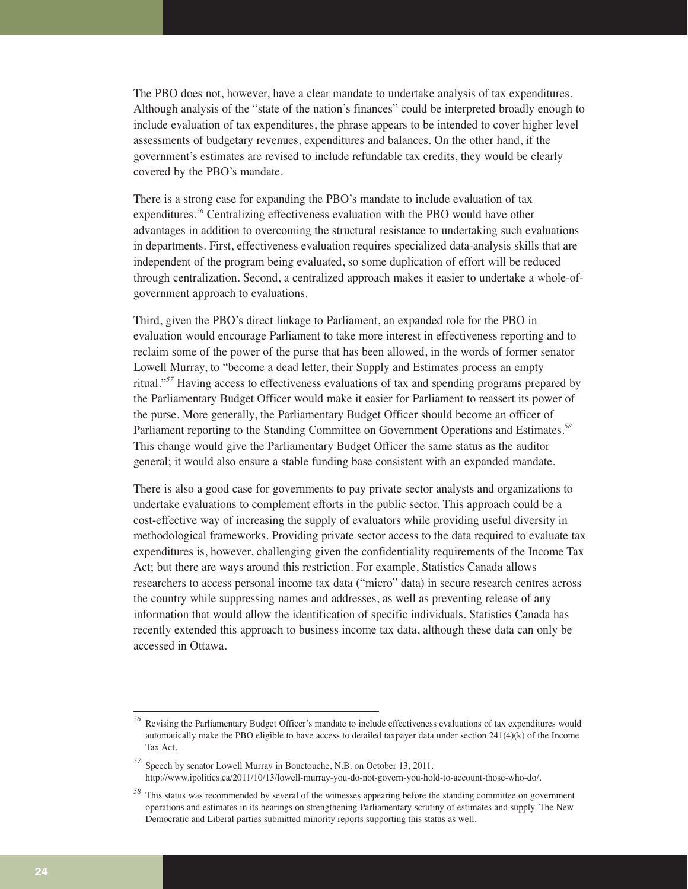The PBO does not, however, have a clear mandate to undertake analysis of tax expenditures. Although analysis of the "state of the nation's finances" could be interpreted broadly enough to include evaluation of tax expenditures, the phrase appears to be intended to cover higher level assessments of budgetary revenues, expenditures and balances. On the other hand, if the government's estimates are revised to include refundable tax credits, they would be clearly covered by the PBO's mandate.

There is a strong case for expanding the PBO's mandate to include evaluation of tax expenditures.[56] Centralizing effectiveness evaluation with the PBO would have other advantages in addition to overcoming the structural resistance to undertaking such evaluations in departments. First, effectiveness evaluation requires specialized data-analysis skills that are independent of the program being evaluated, so some duplication of effort will be reduced through centralization. Second, a centralized approach makes it easier to undertake a whole-of-government approach to evaluations.

Third, given the PBO's direct linkage to Parliament, an expanded role for the PBO in evaluation would encourage Parliament to take more interest in effectiveness reporting and to reclaim some of the power of the purse that has been allowed, in the words of former senator Lowell Murray, to "become a dead letter, their Supply and Estimates process an empty ritual."[57] Having access to effectiveness evaluations of tax and spending programs prepared by the Parliamentary Budget Officer would make it easier for Parliament to reassert its power of the purse. More generally, the Parliamentary Budget Officer should become an officer of Parliament reporting to the Standing Committee on Government Operations and Estimates.[58] This change would give the Parliamentary Budget Officer the same status as the auditor general; it would also ensure a stable funding base consistent with an expanded mandate.

There is also a good case for governments to pay private sector analysts and organizations to undertake evaluations to complement efforts in the public sector. This approach could be a cost-effective way of increasing the supply of evaluators while providing useful diversity in methodological frameworks. Providing private sector access to the data required to evaluate tax expenditures is, however, challenging given the confidentiality requirements of the Income Tax Act; but there are ways around this restriction. For example, Statistics Canada allows researchers to access personal income tax data ("micro" data) in secure research centres across the country while suppressing names and addresses, as well as preventing release of any information that would allow the identification of specific individuals. Statistics Canada has recently extended this approach to business income tax data, although these data can only be accessed in Ottawa.

---

[56] Revising the Parliamentary Budget Officer's mandate to include effectiveness evaluations of tax expenditures would automatically make the PBO eligible to have access to detailed taxpayer data under section 241(4)(k) of the Income Tax Act.

[57] Speech by senator Lowell Murray in Bouctouche, N.B. on October 13, 2011. http://www.ipolitics.ca/2011/10/13/lowell-murray-you-do-not-govern-you-hold-to-account-those-who-do/.

[58] This status was recommended by several of the witnesses appearing before the standing committee on government operations and estimates in its hearings on strengthening Parliamentary scrutiny of estimates and supply. The New Democratic and Liberal parties submitted minority reports supporting this status as well.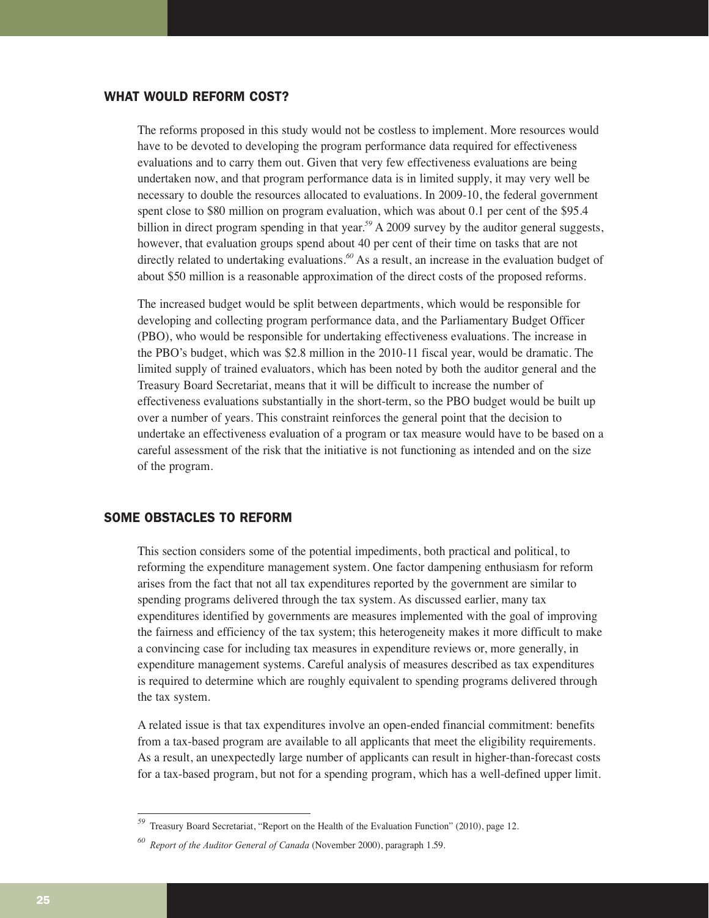## WHAT WOULD REFORM COST?

The reforms proposed in this study would not be costless to implement. More resources would have to be devoted to developing the program performance data required for effectiveness evaluations and to carry them out. Given that very few effectiveness evaluations are being undertaken now, and that program performance data is in limited supply, it may very well be necessary to double the resources allocated to evaluations. In 2009-10, the federal government spent close to \$80 million on program evaluation, which was about 0.1 per cent of the \$95.4 billion in direct program spending in that year.[59] A 2009 survey by the auditor general suggests, however, that evaluation groups spend about 40 per cent of their time on tasks that are not directly related to undertaking evaluations.[60] As a result, an increase in the evaluation budget of about \$50 million is a reasonable approximation of the direct costs of the proposed reforms.

The increased budget would be split between departments, which would be responsible for developing and collecting program performance data, and the Parliamentary Budget Officer (PBO), who would be responsible for undertaking effectiveness evaluations. The increase in the PBO's budget, which was \$2.8 million in the 2010-11 fiscal year, would be dramatic. The limited supply of trained evaluators, which has been noted by both the auditor general and the Treasury Board Secretariat, means that it will be difficult to increase the number of effectiveness evaluations substantially in the short-term, so the PBO budget would be built up over a number of years. This constraint reinforces the general point that the decision to undertake an effectiveness evaluation of a program or tax measure would have to be based on a careful assessment of the risk that the initiative is not functioning as intended and on the size of the program.

## SOME OBSTACLES TO REFORM

This section considers some of the potential impediments, both practical and political, to reforming the expenditure management system. One factor dampening enthusiasm for reform arises from the fact that not all tax expenditures reported by the government are similar to spending programs delivered through the tax system. As discussed earlier, many tax expenditures identified by governments are measures implemented with the goal of improving the fairness and efficiency of the tax system; this heterogeneity makes it more difficult to make a convincing case for including tax measures in expenditure reviews or, more generally, in expenditure management systems. Careful analysis of measures described as tax expenditures is required to determine which are roughly equivalent to spending programs delivered through the tax system.

A related issue is that tax expenditures involve an open-ended financial commitment: benefits from a tax-based program are available to all applicants that meet the eligibility requirements. As a result, an unexpectedly large number of applicants can result in higher-than-forecast costs for a tax-based program, but not for a spending program, which has a well-defined upper limit.

---

[59] Treasury Board Secretariat, "Report on the Health of the Evaluation Function" (2010), page 12.

[60] *Report of the Auditor General of Canada* (November 2000), paragraph 1.59.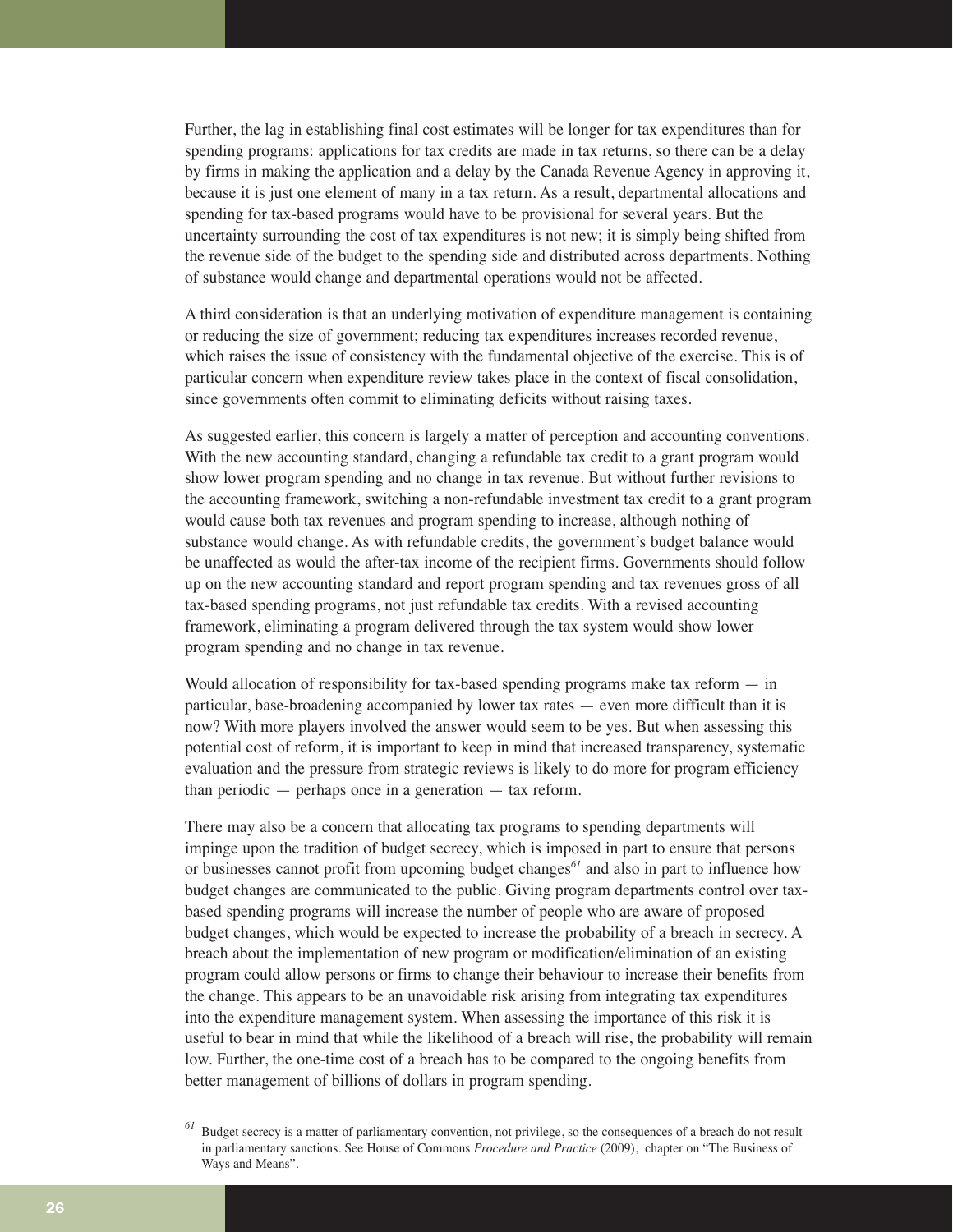Further, the lag in establishing final cost estimates will be longer for tax expenditures than for spending programs: applications for tax credits are made in tax returns, so there can be a delay by firms in making the application and a delay by the Canada Revenue Agency in approving it, because it is just one element of many in a tax return. As a result, departmental allocations and spending for tax-based programs would have to be provisional for several years. But the uncertainty surrounding the cost of tax expenditures is not new; it is simply being shifted from the revenue side of the budget to the spending side and distributed across departments. Nothing of substance would change and departmental operations would not be affected.

A third consideration is that an underlying motivation of expenditure management is containing or reducing the size of government; reducing tax expenditures increases recorded revenue, which raises the issue of consistency with the fundamental objective of the exercise. This is of particular concern when expenditure review takes place in the context of fiscal consolidation, since governments often commit to eliminating deficits without raising taxes.

As suggested earlier, this concern is largely a matter of perception and accounting conventions. With the new accounting standard, changing a refundable tax credit to a grant program would show lower program spending and no change in tax revenue. But without further revisions to the accounting framework, switching a non-refundable investment tax credit to a grant program would cause both tax revenues and program spending to increase, although nothing of substance would change. As with refundable credits, the government's budget balance would be unaffected as would the after-tax income of the recipient firms. Governments should follow up on the new accounting standard and report program spending and tax revenues gross of all tax-based spending programs, not just refundable tax credits. With a revised accounting framework, eliminating a program delivered through the tax system would show lower program spending and no change in tax revenue.

Would allocation of responsibility for tax-based spending programs make tax reform — in particular, base-broadening accompanied by lower tax rates — even more difficult than it is now? With more players involved the answer would seem to be yes. But when assessing this potential cost of reform, it is important to keep in mind that increased transparency, systematic evaluation and the pressure from strategic reviews is likely to do more for program efficiency than periodic — perhaps once in a generation — tax reform.

There may also be a concern that allocating tax programs to spending departments will impinge upon the tradition of budget secrecy, which is imposed in part to ensure that persons or businesses cannot profit from upcoming budget changes[61] and also in part to influence how budget changes are communicated to the public. Giving program departments control over tax-based spending programs will increase the number of people who are aware of proposed budget changes, which would be expected to increase the probability of a breach in secrecy. A breach about the implementation of new program or modification/elimination of an existing program could allow persons or firms to change their behaviour to increase their benefits from the change. This appears to be an unavoidable risk arising from integrating tax expenditures into the expenditure management system. When assessing the importance of this risk it is useful to bear in mind that while the likelihood of a breach will rise, the probability will remain low. Further, the one-time cost of a breach has to be compared to the ongoing benefits from better management of billions of dollars in program spending.

---

[61] Budget secrecy is a matter of parliamentary convention, not privilege, so the consequences of a breach do not result in parliamentary sanctions. See House of Commons *Procedure and Practice* (2009), chapter on "The Business of Ways and Means".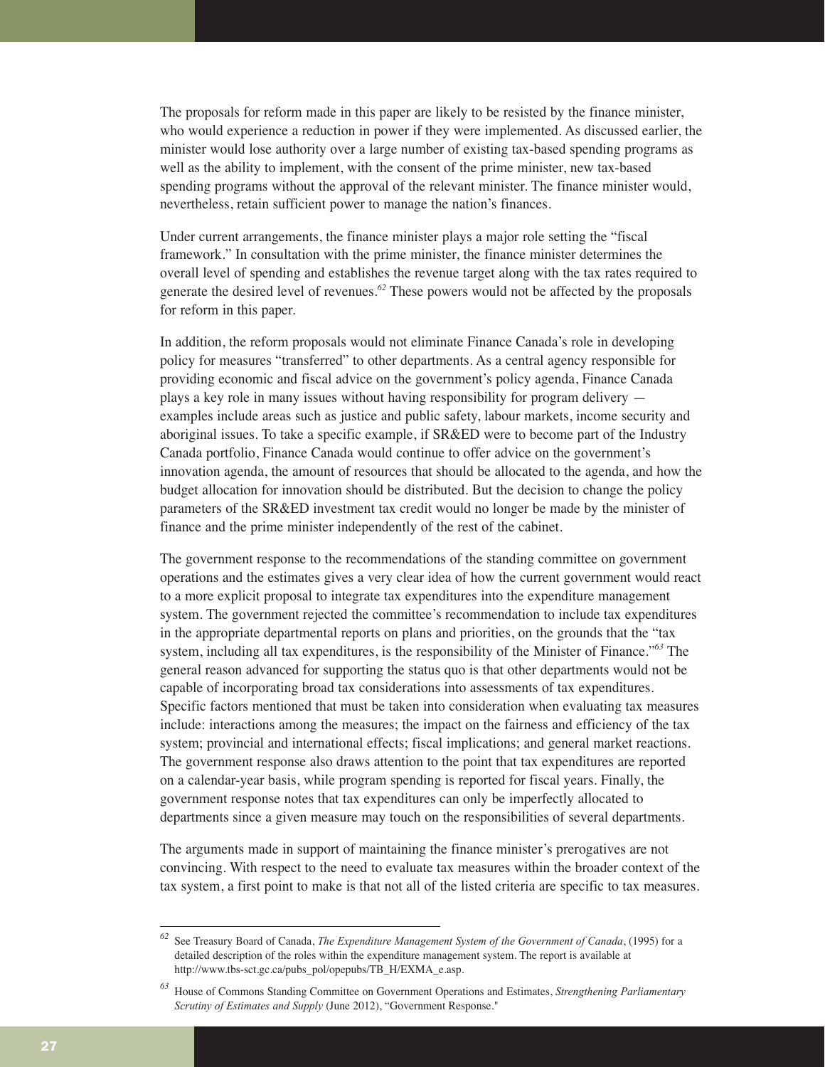The proposals for reform made in this paper are likely to be resisted by the finance minister, who would experience a reduction in power if they were implemented. As discussed earlier, the minister would lose authority over a large number of existing tax-based spending programs as well as the ability to implement, with the consent of the prime minister, new tax-based spending programs without the approval of the relevant minister. The finance minister would, nevertheless, retain sufficient power to manage the nation's finances.

Under current arrangements, the finance minister plays a major role setting the "fiscal framework." In consultation with the prime minister, the finance minister determines the overall level of spending and establishes the revenue target along with the tax rates required to generate the desired level of revenues.[62] These powers would not be affected by the proposals for reform in this paper.

In addition, the reform proposals would not eliminate Finance Canada's role in developing policy for measures "transferred" to other departments. As a central agency responsible for providing economic and fiscal advice on the government's policy agenda, Finance Canada plays a key role in many issues without having responsibility for program delivery — examples include areas such as justice and public safety, labour markets, income security and aboriginal issues. To take a specific example, if SR&ED were to become part of the Industry Canada portfolio, Finance Canada would continue to offer advice on the government's innovation agenda, the amount of resources that should be allocated to the agenda, and how the budget allocation for innovation should be distributed. But the decision to change the policy parameters of the SR&ED investment tax credit would no longer be made by the minister of finance and the prime minister independently of the rest of the cabinet.

The government response to the recommendations of the standing committee on government operations and the estimates gives a very clear idea of how the current government would react to a more explicit proposal to integrate tax expenditures into the expenditure management system. The government rejected the committee's recommendation to include tax expenditures in the appropriate departmental reports on plans and priorities, on the grounds that the "tax system, including all tax expenditures, is the responsibility of the Minister of Finance."[63] The general reason advanced for supporting the status quo is that other departments would not be capable of incorporating broad tax considerations into assessments of tax expenditures. Specific factors mentioned that must be taken into consideration when evaluating tax measures include: interactions among the measures; the impact on the fairness and efficiency of the tax system; provincial and international effects; fiscal implications; and general market reactions. The government response also draws attention to the point that tax expenditures are reported on a calendar-year basis, while program spending is reported for fiscal years. Finally, the government response notes that tax expenditures can only be imperfectly allocated to departments since a given measure may touch on the responsibilities of several departments.

The arguments made in support of maintaining the finance minister's prerogatives are not convincing. With respect to the need to evaluate tax measures within the broader context of the tax system, a first point to make is that not all of the listed criteria are specific to tax measures.

---

[62] See Treasury Board of Canada, *The Expenditure Management System of the Government of Canada*, (1995) for a detailed description of the roles within the expenditure management system. The report is available at http://www.tbs-sct.gc.ca/pubs_pol/opepubs/TB_H/EXMA_e.asp.

[63] House of Commons Standing Committee on Government Operations and Estimates, *Strengthening Parliamentary Scrutiny of Estimates and Supply* (June 2012), "Government Response."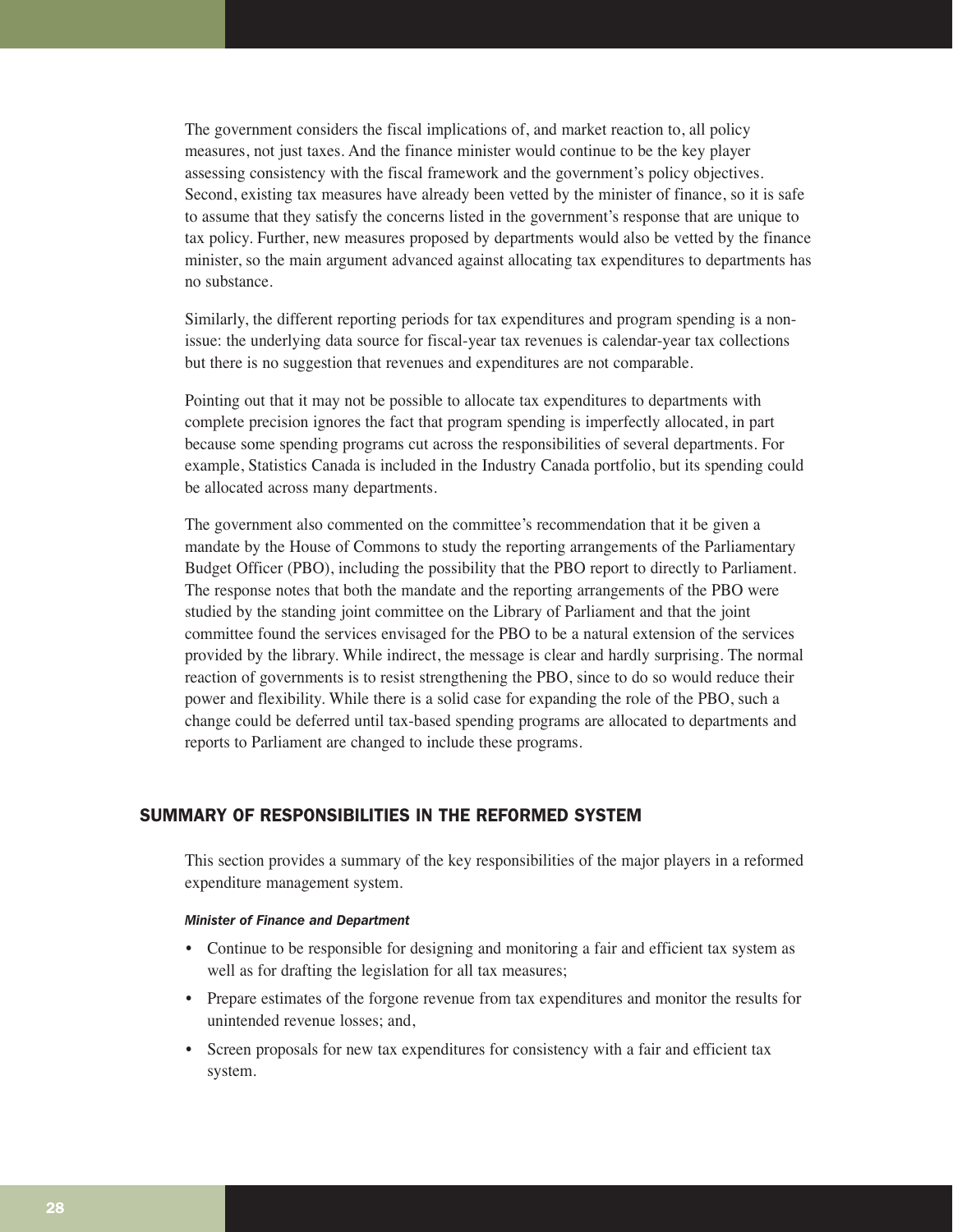The government considers the fiscal implications of, and market reaction to, all policy measures, not just taxes. And the finance minister would continue to be the key player assessing consistency with the fiscal framework and the government's policy objectives. Second, existing tax measures have already been vetted by the minister of finance, so it is safe to assume that they satisfy the concerns listed in the government's response that are unique to tax policy. Further, new measures proposed by departments would also be vetted by the finance minister, so the main argument advanced against allocating tax expenditures to departments has no substance.

Similarly, the different reporting periods for tax expenditures and program spending is a non-issue: the underlying data source for fiscal-year tax revenues is calendar-year tax collections but there is no suggestion that revenues and expenditures are not comparable.

Pointing out that it may not be possible to allocate tax expenditures to departments with complete precision ignores the fact that program spending is imperfectly allocated, in part because some spending programs cut across the responsibilities of several departments. For example, Statistics Canada is included in the Industry Canada portfolio, but its spending could be allocated across many departments.

The government also commented on the committee's recommendation that it be given a mandate by the House of Commons to study the reporting arrangements of the Parliamentary Budget Officer (PBO), including the possibility that the PBO report to directly to Parliament. The response notes that both the mandate and the reporting arrangements of the PBO were studied by the standing joint committee on the Library of Parliament and that the joint committee found the services envisaged for the PBO to be a natural extension of the services provided by the library. While indirect, the message is clear and hardly surprising. The normal reaction of governments is to resist strengthening the PBO, since to do so would reduce their power and flexibility. While there is a solid case for expanding the role of the PBO, such a change could be deferred until tax-based spending programs are allocated to departments and reports to Parliament are changed to include these programs.

## SUMMARY OF RESPONSIBILITIES IN THE REFORMED SYSTEM

This section provides a summary of the key responsibilities of the major players in a reformed expenditure management system.

#### *Minister of Finance and Department*

- Continue to be responsible for designing and monitoring a fair and efficient tax system as well as for drafting the legislation for all tax measures;
- Prepare estimates of the forgone revenue from tax expenditures and monitor the results for unintended revenue losses; and,
- Screen proposals for new tax expenditures for consistency with a fair and efficient tax system.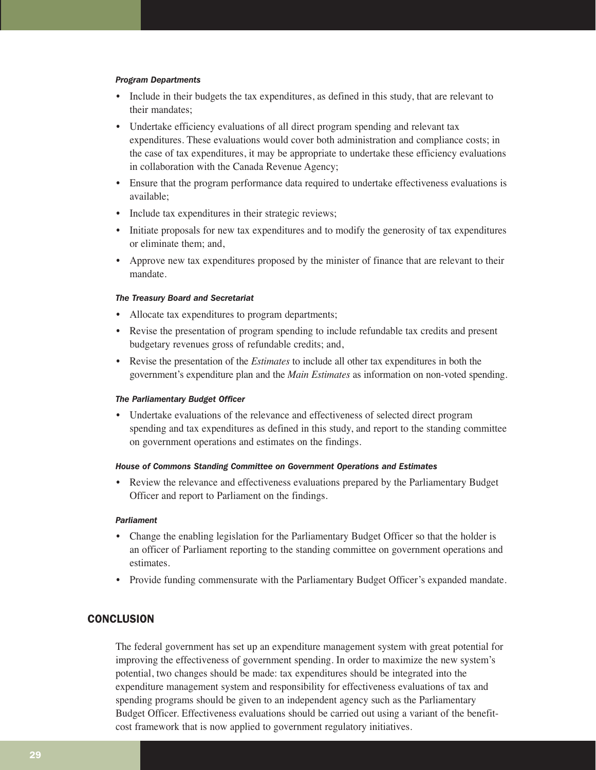*Program Departments*

- Include in their budgets the tax expenditures, as defined in this study, that are relevant to their mandates;
- Undertake efficiency evaluations of all direct program spending and relevant tax expenditures. These evaluations would cover both administration and compliance costs; in the case of tax expenditures, it may be appropriate to undertake these efficiency evaluations in collaboration with the Canada Revenue Agency;
- Ensure that the program performance data required to undertake effectiveness evaluations is available;
- Include tax expenditures in their strategic reviews;
- Initiate proposals for new tax expenditures and to modify the generosity of tax expenditures or eliminate them; and,
- Approve new tax expenditures proposed by the minister of finance that are relevant to their mandate.

*The Treasury Board and Secretariat*

- Allocate tax expenditures to program departments;
- Revise the presentation of program spending to include refundable tax credits and present budgetary revenues gross of refundable credits; and,
- Revise the presentation of the *Estimates* to include all other tax expenditures in both the government's expenditure plan and the *Main Estimates* as information on non-voted spending.

*The Parliamentary Budget Officer*

- Undertake evaluations of the relevance and effectiveness of selected direct program spending and tax expenditures as defined in this study, and report to the standing committee on government operations and estimates on the findings.

*House of Commons Standing Committee on Government Operations and Estimates*

- Review the relevance and effectiveness evaluations prepared by the Parliamentary Budget Officer and report to Parliament on the findings.

*Parliament*

- Change the enabling legislation for the Parliamentary Budget Officer so that the holder is an officer of Parliament reporting to the standing committee on government operations and estimates.
- Provide funding commensurate with the Parliamentary Budget Officer's expanded mandate.

## CONCLUSION

The federal government has set up an expenditure management system with great potential for improving the effectiveness of government spending. In order to maximize the new system's potential, two changes should be made: tax expenditures should be integrated into the expenditure management system and responsibility for effectiveness evaluations of tax and spending programs should be given to an independent agency such as the Parliamentary Budget Officer. Effectiveness evaluations should be carried out using a variant of the benefit-cost framework that is now applied to government regulatory initiatives.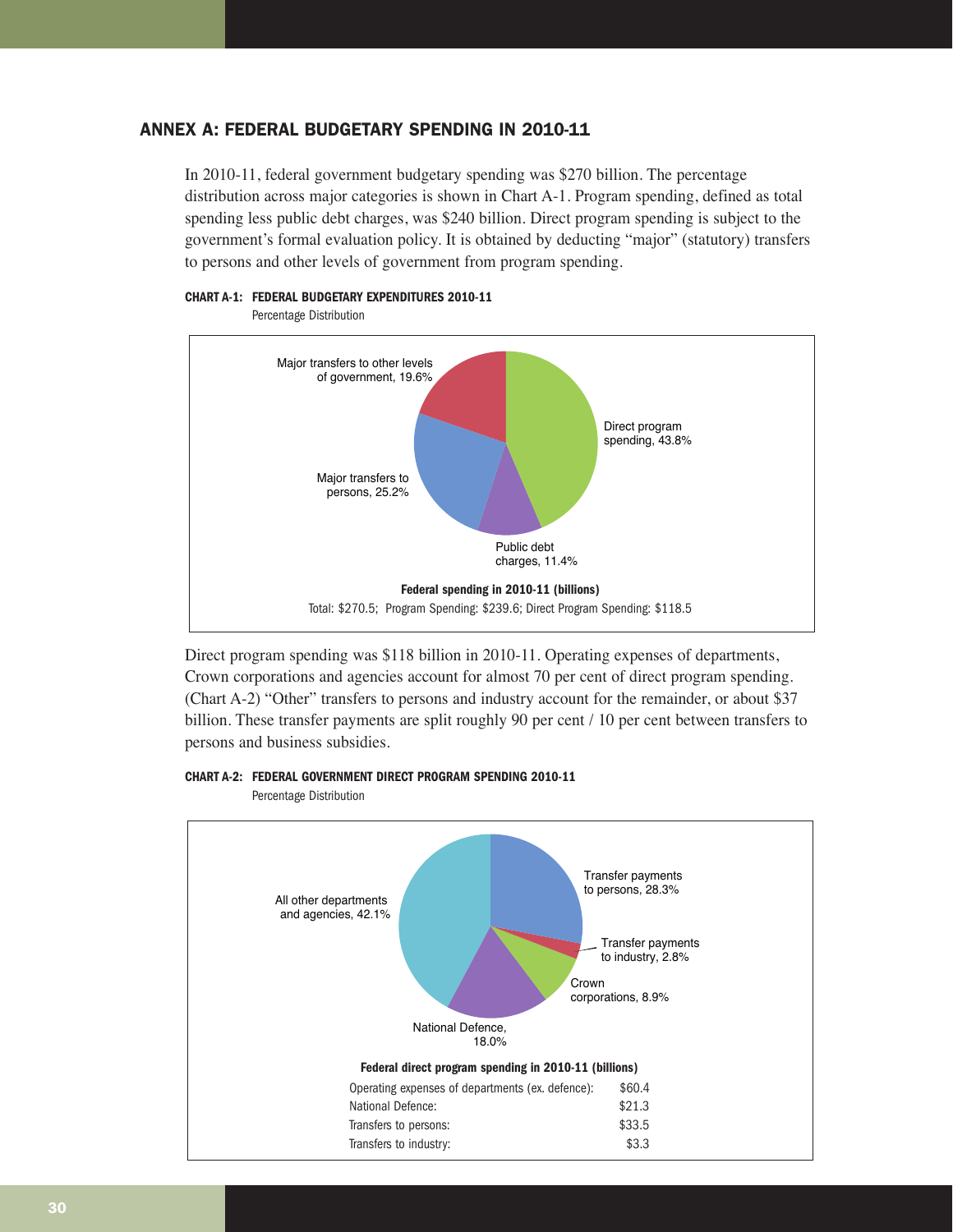## ANNEX A: FEDERAL BUDGETARY SPENDING IN 2010-11

In 2010-11, federal government budgetary spending was $270 billion. The percentage distribution across major categories is shown in Chart A-1. Program spending, defined as total spending less public debt charges, was $240 billion. Direct program spending is subject to the government's formal evaluation policy. It is obtained by deducting "major" (statutory) transfers to persons and other levels of government from program spending.

**CHART A-1: FEDERAL BUDGETARY EXPENDITURES 2010-11**

Percentage Distribution

- Direct program spending, 43.8%
- Major transfers to persons, 25.2%
- Major transfers to other levels of government, 19.6%
- Public debt charges, 11.4%

**Federal spending in 2010-11 (billions)**

Total: $270.5; Program Spending: $239.6; Direct Program Spending: $118.5

Direct program spending was $118 billion in 2010-11. Operating expenses of departments, Crown corporations and agencies account for almost 70 per cent of direct program spending. (Chart A-2) "Other" transfers to persons and industry account for the remainder, or about $37 billion. These transfer payments are split roughly 90 per cent / 10 per cent between transfers to persons and business subsidies.

**CHART A-2: FEDERAL GOVERNMENT DIRECT PROGRAM SPENDING 2010-11**

Percentage Distribution

- Transfer payments to persons, 28.3%
- Transfer payments to industry, 2.8%
- Crown corporations, 8.9%
- National Defence, 18.0%
- All other departments and agencies, 42.1%

**Federal direct program spending in 2010-11 (billions)**

| | |
|---|---|
| Operating expenses of departments (ex. defence): | $60.4 |
| National Defence: | $21.3 |
| Transfers to persons: | $33.5 |
| Transfers to industry: | $3.3 |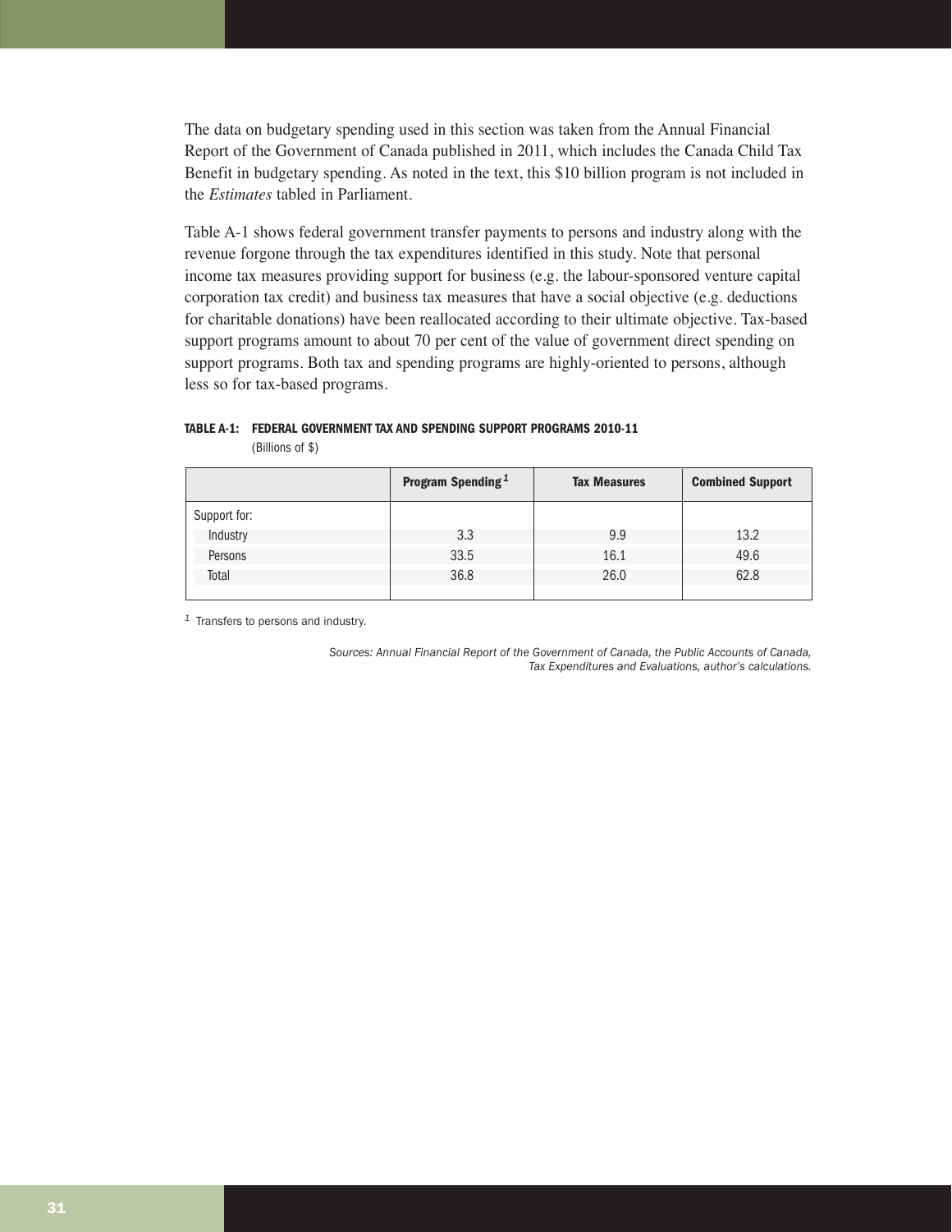The data on budgetary spending used in this section was taken from the Annual Financial Report of the Government of Canada published in 2011, which includes the Canada Child Tax Benefit in budgetary spending. As noted in the text, this $10 billion program is not included in the *Estimates* tabled in Parliament.

Table A-1 shows federal government transfer payments to persons and industry along with the revenue forgone through the tax expenditures identified in this study. Note that personal income tax measures providing support for business (e.g. the labour-sponsored venture capital corporation tax credit) and business tax measures that have a social objective (e.g. deductions for charitable donations) have been reallocated according to their ultimate objective. Tax-based support programs amount to about 70 per cent of the value of government direct spending on support programs. Both tax and spending programs are highly-oriented to persons, although less so for tax-based programs.

**TABLE A-1: FEDERAL GOVERNMENT TAX AND SPENDING SUPPORT PROGRAMS 2010-11**
(Billions of $)

| | Program Spending[1] | Tax Measures | Combined Support |
|---|---|---|---|
| Support for: | | | |
| Industry | 3.3 | 9.9 | 13.2 |
| Persons | 33.5 | 16.1 | 49.6 |
| Total | 36.8 | 26.0 | 62.8 |

[1] Transfers to persons and industry.

*Sources: Annual Financial Report of the Government of Canada, the Public Accounts of Canada, Tax Expenditures and Evaluations, author's calculations.*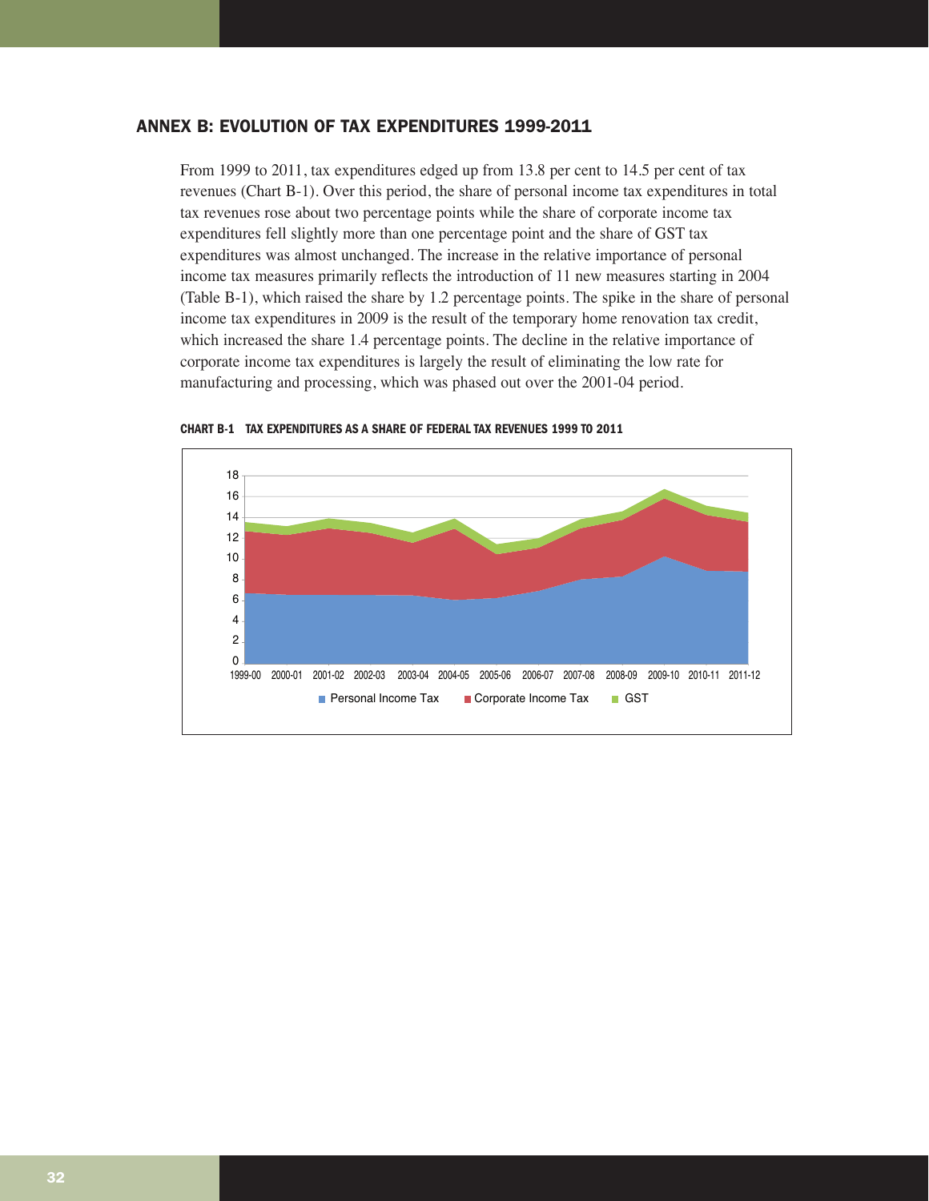## ANNEX B: EVOLUTION OF TAX EXPENDITURES 1999-2011

From 1999 to 2011, tax expenditures edged up from 13.8 per cent to 14.5 per cent of tax revenues (Chart B-1). Over this period, the share of personal income tax expenditures in total tax revenues rose about two percentage points while the share of corporate income tax expenditures fell slightly more than one percentage point and the share of GST tax expenditures was almost unchanged. The increase in the relative importance of personal income tax measures primarily reflects the introduction of 11 new measures starting in 2004 (Table B-1), which raised the share by 1.2 percentage points. The spike in the share of personal income tax expenditures in 2009 is the result of the temporary home renovation tax credit, which increased the share 1.4 percentage points. The decline in the relative importance of corporate income tax expenditures is largely the result of eliminating the low rate for manufacturing and processing, which was phased out over the 2001-04 period.

**CHART B-1 TAX EXPENDITURES AS A SHARE OF FEDERAL TAX REVENUES 1999 TO 2011**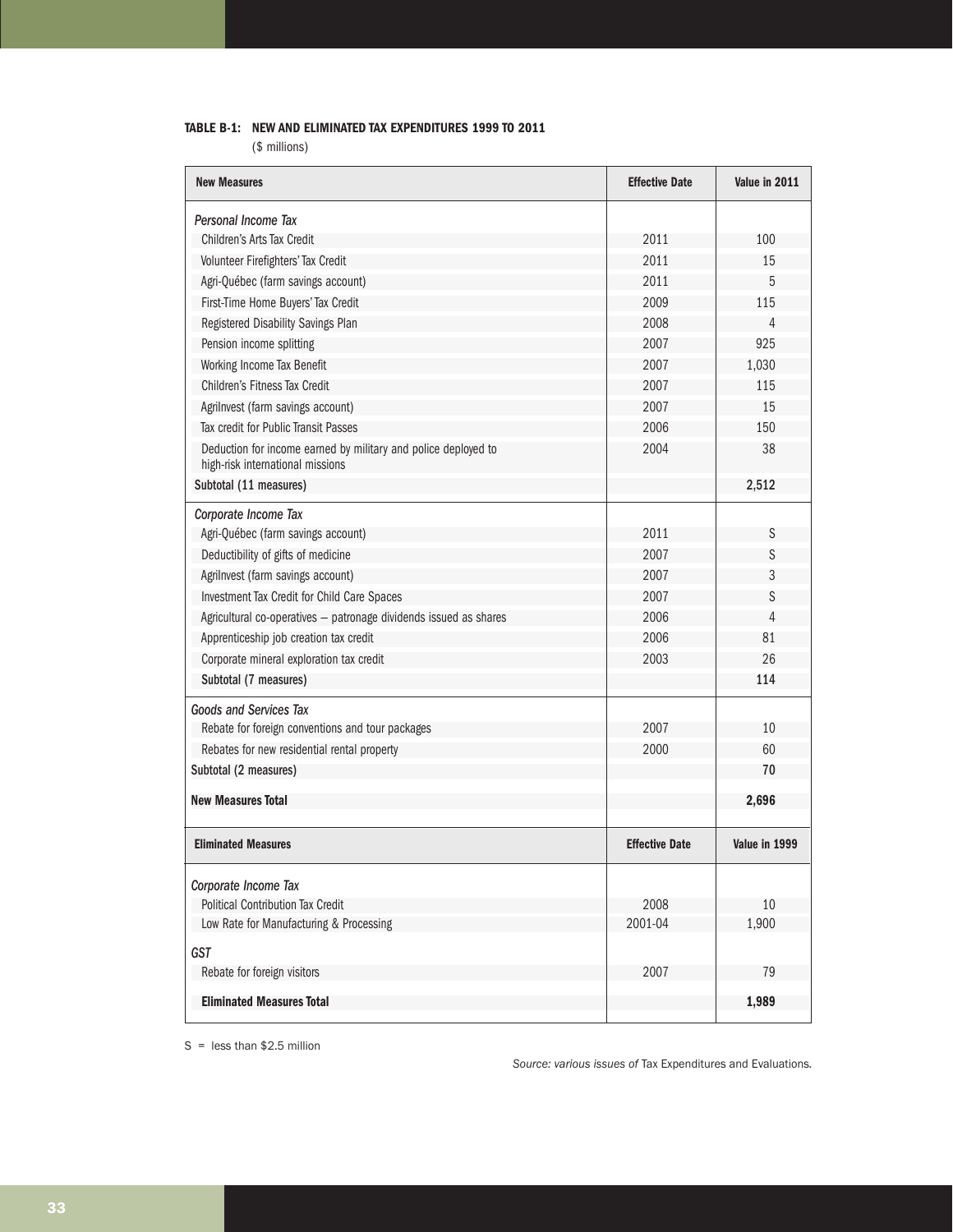**TABLE B-1: NEW AND ELIMINATED TAX EXPENDITURES 1999 TO 2011**
($ millions)

| New Measures | Effective Date | Value in 2011 |
|---|---|---|
| *Personal Income Tax* | | |
| Children's Arts Tax Credit | 2011 | 100 |
| Volunteer Firefighters' Tax Credit | 2011 | 15 |
| Agri-Québec (farm savings account) | 2011 | 5 |
| First-Time Home Buyers' Tax Credit | 2009 | 115 |
| Registered Disability Savings Plan | 2008 | 4 |
| Pension income splitting | 2007 | 925 |
| Working Income Tax Benefit | 2007 | 1,030 |
| Children's Fitness Tax Credit | 2007 | 115 |
| AgriInvest (farm savings account) | 2007 | 15 |
| Tax credit for Public Transit Passes | 2006 | 150 |
| Deduction for income earned by military and police deployed to high-risk international missions | 2004 | 38 |
| Subtotal (11 measures) | | **2,512** |
| *Corporate Income Tax* | | |
| Agri-Québec (farm savings account) | 2011 | S |
| Deductibility of gifts of medicine | 2007 | S |
| AgriInvest (farm savings account) | 2007 | 3 |
| Investment Tax Credit for Child Care Spaces | 2007 | S |
| Agricultural co-operatives – patronage dividends issued as shares | 2006 | 4 |
| Apprenticeship job creation tax credit | 2006 | 81 |
| Corporate mineral exploration tax credit | 2003 | 26 |
| Subtotal (7 measures) | | **114** |
| *Goods and Services Tax* | | |
| Rebate for foreign conventions and tour packages | 2007 | 10 |
| Rebates for new residential rental property | 2000 | 60 |
| Subtotal (2 measures) | | **70** |
| **New Measures Total** | | **2,696** |

| Eliminated Measures | Effective Date | Value in 1999 |
|---|---|---|
| *Corporate Income Tax* | | |
| Political Contribution Tax Credit | 2008 | 10 |
| Low Rate for Manufacturing & Processing | 2001-04 | 1,900 |
| *GST* | | |
| Rebate for foreign visitors | 2007 | 79 |
| **Eliminated Measures Total** | | **1,989** |

S = less than $2.5 million

*Source: various issues of* Tax Expenditures and Evaluations.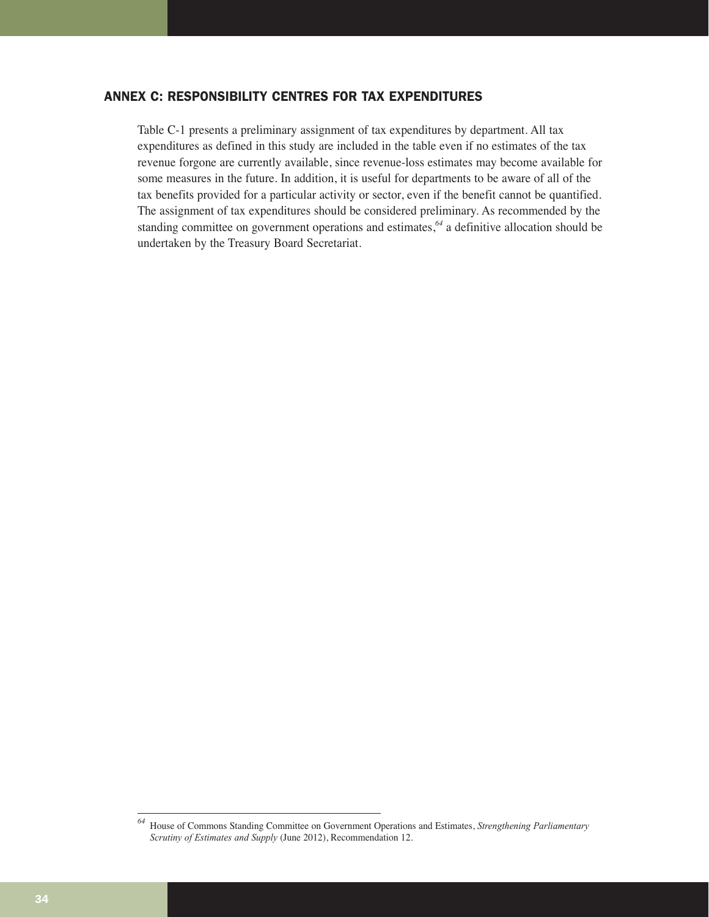## ANNEX C: RESPONSIBILITY CENTRES FOR TAX EXPENDITURES

Table C-1 presents a preliminary assignment of tax expenditures by department. All tax expenditures as defined in this study are included in the table even if no estimates of the tax revenue forgone are currently available, since revenue-loss estimates may become available for some measures in the future. In addition, it is useful for departments to be aware of all of the tax benefits provided for a particular activity or sector, even if the benefit cannot be quantified. The assignment of tax expenditures should be considered preliminary. As recommended by the standing committee on government operations and estimates,[64] a definitive allocation should be undertaken by the Treasury Board Secretariat.

---

[64] House of Commons Standing Committee on Government Operations and Estimates, *Strengthening Parliamentary Scrutiny of Estimates and Supply* (June 2012), Recommendation 12.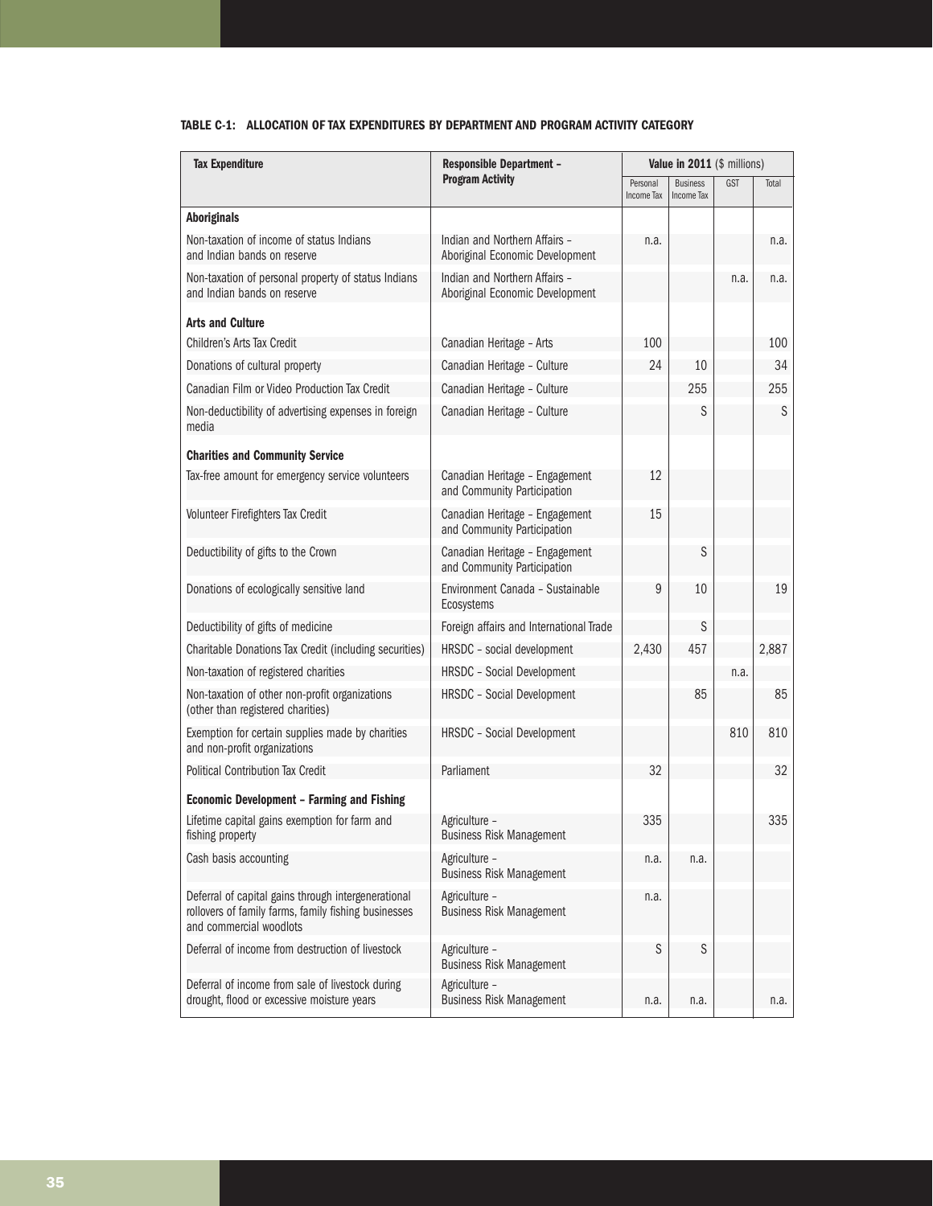**TABLE C-1: ALLOCATION OF TAX EXPENDITURES BY DEPARTMENT AND PROGRAM ACTIVITY CATEGORY**

| Tax Expenditure | Responsible Department – Program Activity | Value in 2011 ($ millions) | | | |
|---|---|---|---|---|---|
| | | Personal Income Tax | Business Income Tax | GST | Total |
| **Aboriginals** | | | | | |
| Non-taxation of income of status Indians and Indian bands on reserve | Indian and Northern Affairs – Aboriginal Economic Development | n.a. | | | n.a. |
| Non-taxation of personal property of status Indians and Indian bands on reserve | Indian and Northern Affairs – Aboriginal Economic Development | | | n.a. | n.a. |
| **Arts and Culture** | | | | | |
| Children's Arts Tax Credit | Canadian Heritage – Arts | 100 | | | 100 |
| Donations of cultural property | Canadian Heritage – Culture | 24 | 10 | | 34 |
| Canadian Film or Video Production Tax Credit | Canadian Heritage – Culture | | 255 | | 255 |
| Non-deductibility of advertising expenses in foreign media | Canadian Heritage – Culture | | S | | S |
| **Charities and Community Service** | | | | | |
| Tax-free amount for emergency service volunteers | Canadian Heritage – Engagement and Community Participation | 12 | | | |
| Volunteer Firefighters Tax Credit | Canadian Heritage – Engagement and Community Participation | 15 | | | |
| Deductibility of gifts to the Crown | Canadian Heritage – Engagement and Community Participation | | S | | |
| Donations of ecologically sensitive land | Environment Canada – Sustainable Ecosystems | 9 | 10 | | 19 |
| Deductibility of gifts of medicine | Foreign affairs and International Trade | | S | | |
| Charitable Donations Tax Credit (including securities) | HRSDC – social development | 2,430 | 457 | | 2,887 |
| Non-taxation of registered charities | HRSDC – Social Development | | | n.a. | |
| Non-taxation of other non-profit organizations (other than registered charities) | HRSDC – Social Development | | 85 | | 85 |
| Exemption for certain supplies made by charities and non-profit organizations | HRSDC – Social Development | | | 810 | 810 |
| Political Contribution Tax Credit | Parliament | 32 | | | 32 |
| **Economic Development – Farming and Fishing** | | | | | |
| Lifetime capital gains exemption for farm and fishing property | Agriculture – Business Risk Management | 335 | | | 335 |
| Cash basis accounting | Agriculture – Business Risk Management | n.a. | n.a. | | |
| Deferral of capital gains through intergenerational rollovers of family farms, family fishing businesses and commercial woodlots | Agriculture – Business Risk Management | n.a. | | | |
| Deferral of income from destruction of livestock | Agriculture – Business Risk Management | S | S | | |
| Deferral of income from sale of livestock during drought, flood or excessive moisture years | Agriculture – Business Risk Management | n.a. | n.a. | | n.a. |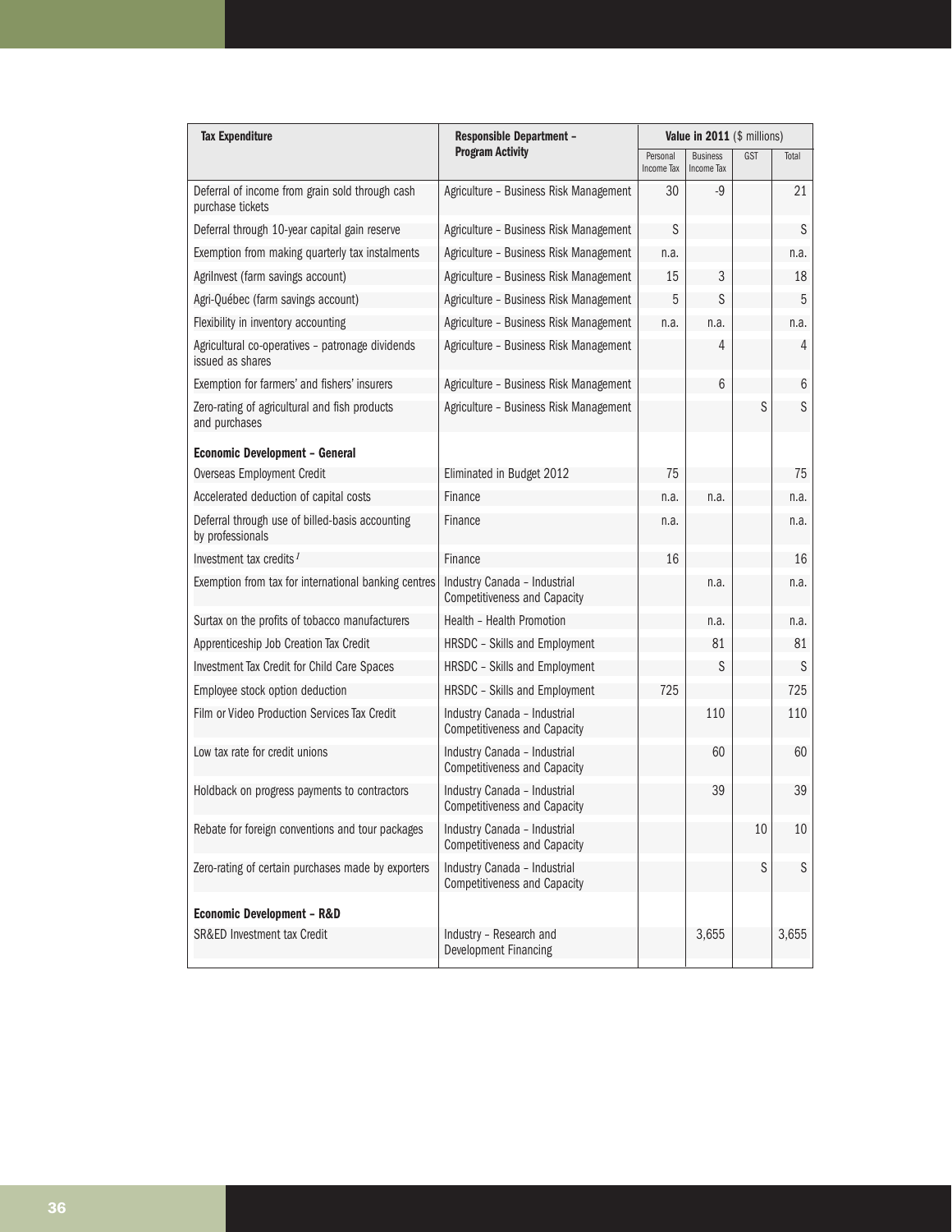| Tax Expenditure | Responsible Department – Program Activity | Value in 2011 ($ millions) | | | |
|---|---|---|---|---|---|
| | | Personal Income Tax | Business Income Tax | GST | Total |
| Deferral of income from grain sold through cash purchase tickets | Agriculture – Business Risk Management | 30 | -9 | | 21 |
| Deferral through 10-year capital gain reserve | Agriculture – Business Risk Management | S | | | S |
| Exemption from making quarterly tax instalments | Agriculture – Business Risk Management | n.a. | | | n.a. |
| AgriInvest (farm savings account) | Agriculture – Business Risk Management | 15 | 3 | | 18 |
| Agri-Québec (farm savings account) | Agriculture – Business Risk Management | 5 | S | | 5 |
| Flexibility in inventory accounting | Agriculture – Business Risk Management | n.a. | n.a. | | n.a. |
| Agricultural co-operatives – patronage dividends issued as shares | Agriculture – Business Risk Management | | 4 | | 4 |
| Exemption for farmers' and fishers' insurers | Agriculture – Business Risk Management | | 6 | | 6 |
| Zero-rating of agricultural and fish products and purchases | Agriculture – Business Risk Management | | | S | S |
| **Economic Development – General** | | | | | |
| Overseas Employment Credit | Eliminated in Budget 2012 | 75 | | | 75 |
| Accelerated deduction of capital costs | Finance | n.a. | n.a. | | n.a. |
| Deferral through use of billed-basis accounting by professionals | Finance | n.a. | | | n.a. |
| Investment tax credits [1] | Finance | 16 | | | 16 |
| Exemption from tax for international banking centres | Industry Canada – Industrial Competitiveness and Capacity | | n.a. | | n.a. |
| Surtax on the profits of tobacco manufacturers | Health – Health Promotion | | n.a. | | n.a. |
| Apprenticeship Job Creation Tax Credit | HRSDC – Skills and Employment | | 81 | | 81 |
| Investment Tax Credit for Child Care Spaces | HRSDC – Skills and Employment | | S | | S |
| Employee stock option deduction | HRSDC – Skills and Employment | 725 | | | 725 |
| Film or Video Production Services Tax Credit | Industry Canada – Industrial Competitiveness and Capacity | | 110 | | 110 |
| Low tax rate for credit unions | Industry Canada – Industrial Competitiveness and Capacity | | 60 | | 60 |
| Holdback on progress payments to contractors | Industry Canada – Industrial Competitiveness and Capacity | | 39 | | 39 |
| Rebate for foreign conventions and tour packages | Industry Canada – Industrial Competitiveness and Capacity | | | 10 | 10 |
| Zero-rating of certain purchases made by exporters | Industry Canada – Industrial Competitiveness and Capacity | | | S | S |
| **Economic Development – R&D** | | | | | |
| SR&ED Investment tax Credit | Industry – Research and Development Financing | | 3,655 | | 3,655 |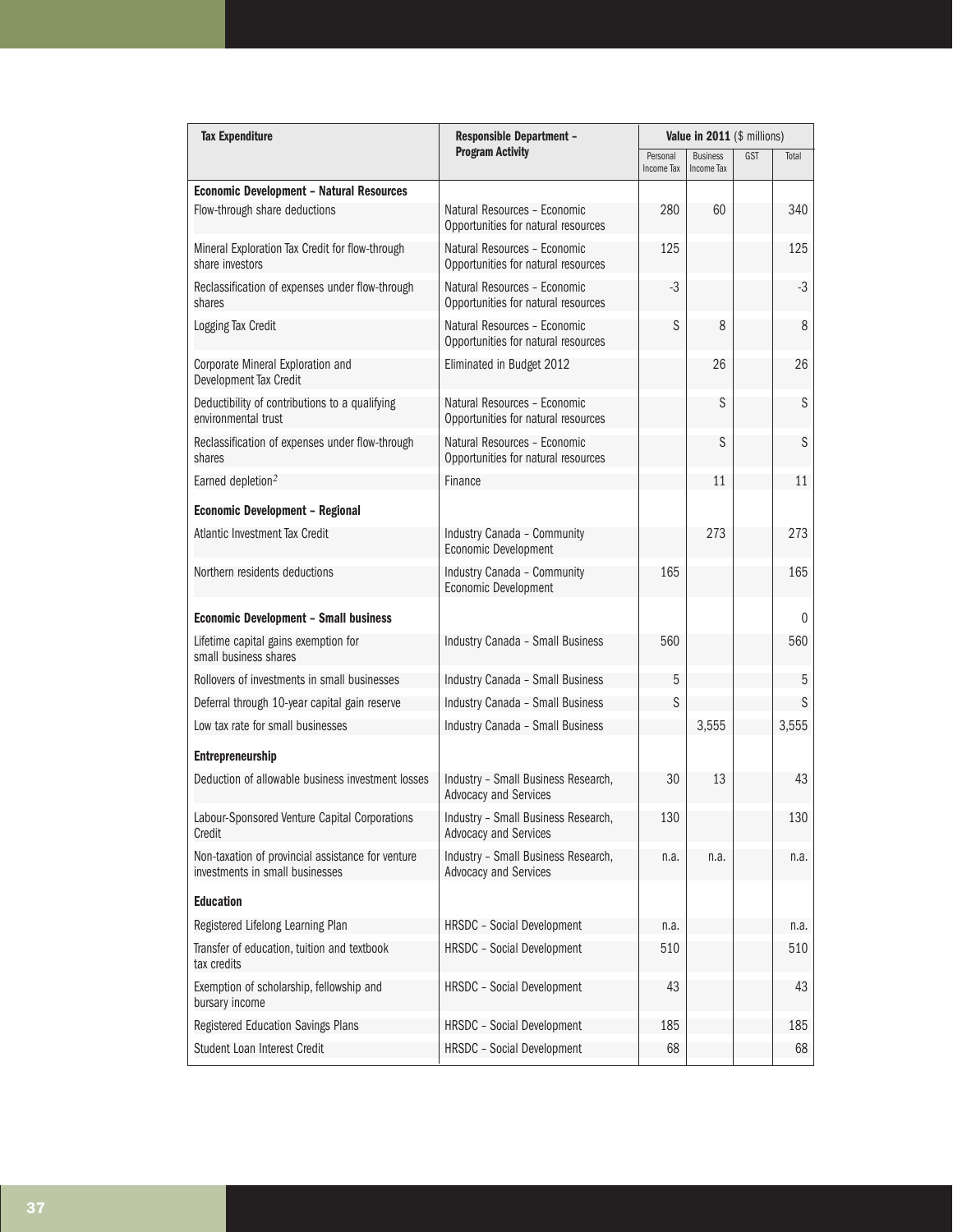| Tax Expenditure | Responsible Department – Program Activity | Value in 2011 ($ millions) | | | |
|---|---|---|---|---|---|
| | | Personal Income Tax | Business Income Tax | GST | Total |
| **Economic Development – Natural Resources** | | | | | |
| Flow-through share deductions | Natural Resources – Economic Opportunities for natural resources | 280 | 60 | | 340 |
| Mineral Exploration Tax Credit for flow-through share investors | Natural Resources – Economic Opportunities for natural resources | 125 | | | 125 |
| Reclassification of expenses under flow-through shares | Natural Resources – Economic Opportunities for natural resources | -3 | | | -3 |
| Logging Tax Credit | Natural Resources – Economic Opportunities for natural resources | S | 8 | | 8 |
| Corporate Mineral Exploration and Development Tax Credit | Eliminated in Budget 2012 | | 26 | | 26 |
| Deductibility of contributions to a qualifying environmental trust | Natural Resources – Economic Opportunities for natural resources | | S | | S |
| Reclassification of expenses under flow-through shares | Natural Resources – Economic Opportunities for natural resources | | S | | S |
| Earned depletion[2] | Finance | | 11 | | 11 |
| **Economic Development – Regional** | | | | | |
| Atlantic Investment Tax Credit | Industry Canada – Community Economic Development | | 273 | | 273 |
| Northern residents deductions | Industry Canada – Community Economic Development | 165 | | | 165 |
| **Economic Development – Small business** | | | | | 0 |
| Lifetime capital gains exemption for small business shares | Industry Canada – Small Business | 560 | | | 560 |
| Rollovers of investments in small businesses | Industry Canada – Small Business | 5 | | | 5 |
| Deferral through 10-year capital gain reserve | Industry Canada – Small Business | S | | | S |
| Low tax rate for small businesses | Industry Canada – Small Business | | 3,555 | | 3,555 |
| **Entrepreneurship** | | | | | |
| Deduction of allowable business investment losses | Industry – Small Business Research, Advocacy and Services | 30 | 13 | | 43 |
| Labour-Sponsored Venture Capital Corporations Credit | Industry – Small Business Research, Advocacy and Services | 130 | | | 130 |
| Non-taxation of provincial assistance for venture investments in small businesses | Industry – Small Business Research, Advocacy and Services | n.a. | n.a. | | n.a. |
| **Education** | | | | | |
| Registered Lifelong Learning Plan | HRSDC – Social Development | n.a. | | | n.a. |
| Transfer of education, tuition and textbook tax credits | HRSDC – Social Development | 510 | | | 510 |
| Exemption of scholarship, fellowship and bursary income | HRSDC – Social Development | 43 | | | 43 |
| Registered Education Savings Plans | HRSDC – Social Development | 185 | | | 185 |
| Student Loan Interest Credit | HRSDC – Social Development | 68 | | | 68 |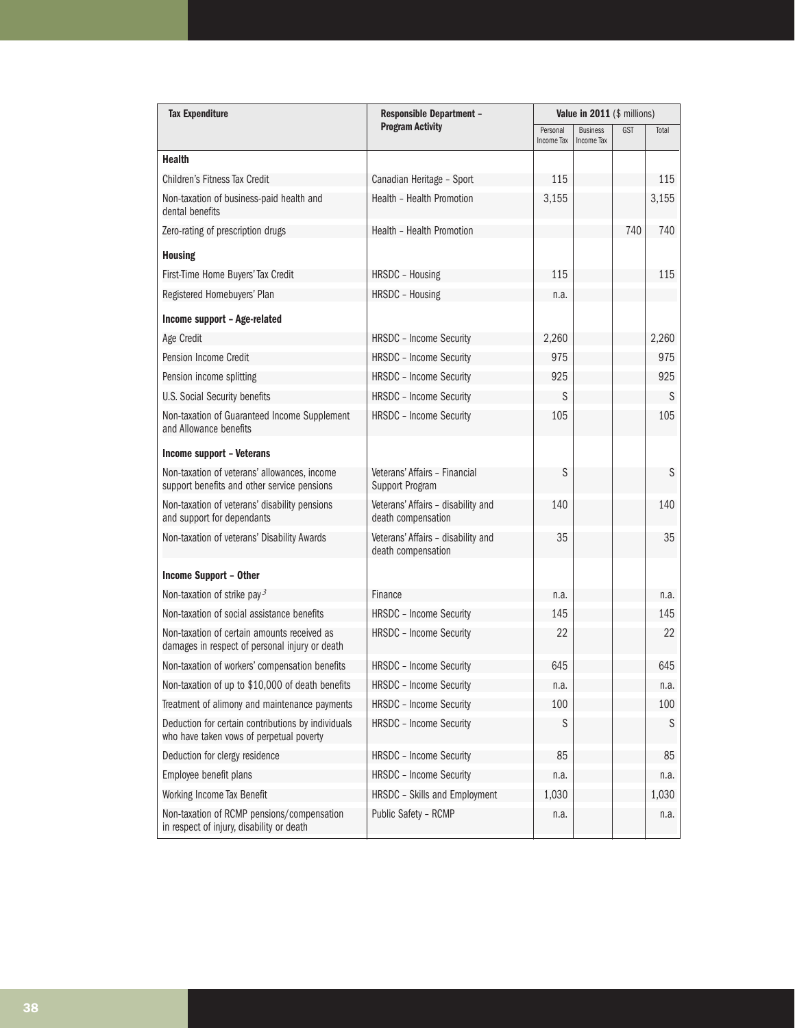| Tax Expenditure | Responsible Department – Program Activity | Value in 2011 ($ millions) | | | |
|---|---|---|---|---|---|
| | | Personal Income Tax | Business Income Tax | GST | Total |
| **Health** | | | | | |
| Children's Fitness Tax Credit | Canadian Heritage – Sport | 115 | | | 115 |
| Non-taxation of business-paid health and dental benefits | Health – Health Promotion | 3,155 | | | 3,155 |
| Zero-rating of prescription drugs | Health – Health Promotion | | | 740 | 740 |
| **Housing** | | | | | |
| First-Time Home Buyers' Tax Credit | HRSDC – Housing | 115 | | | 115 |
| Registered Homebuyers' Plan | HRSDC – Housing | n.a. | | | |
| **Income support – Age-related** | | | | | |
| Age Credit | HRSDC – Income Security | 2,260 | | | 2,260 |
| Pension Income Credit | HRSDC – Income Security | 975 | | | 975 |
| Pension income splitting | HRSDC – Income Security | 925 | | | 925 |
| U.S. Social Security benefits | HRSDC – Income Security | S | | | S |
| Non-taxation of Guaranteed Income Supplement and Allowance benefits | HRSDC – Income Security | 105 | | | 105 |
| **Income support – Veterans** | | | | | |
| Non-taxation of veterans' allowances, income support benefits and other service pensions | Veterans' Affairs – Financial Support Program | S | | | S |
| Non-taxation of veterans' disability pensions and support for dependants | Veterans' Affairs – disability and death compensation | 140 | | | 140 |
| Non-taxation of veterans' Disability Awards | Veterans' Affairs – disability and death compensation | 35 | | | 35 |
| **Income Support – Other** | | | | | |
| Non-taxation of strike pay[3] | Finance | n.a. | | | n.a. |
| Non-taxation of social assistance benefits | HRSDC – Income Security | 145 | | | 145 |
| Non-taxation of certain amounts received as damages in respect of personal injury or death | HRSDC – Income Security | 22 | | | 22 |
| Non-taxation of workers' compensation benefits | HRSDC – Income Security | 645 | | | 645 |
| Non-taxation of up to $10,000 of death benefits | HRSDC – Income Security | n.a. | | | n.a. |
| Treatment of alimony and maintenance payments | HRSDC – Income Security | 100 | | | 100 |
| Deduction for certain contributions by individuals who have taken vows of perpetual poverty | HRSDC – Income Security | S | | | S |
| Deduction for clergy residence | HRSDC – Income Security | 85 | | | 85 |
| Employee benefit plans | HRSDC – Income Security | n.a. | | | n.a. |
| Working Income Tax Benefit | HRSDC – Skills and Employment | 1,030 | | | 1,030 |
| Non-taxation of RCMP pensions/compensation in respect of injury, disability or death | Public Safety – RCMP | n.a. | | | n.a. |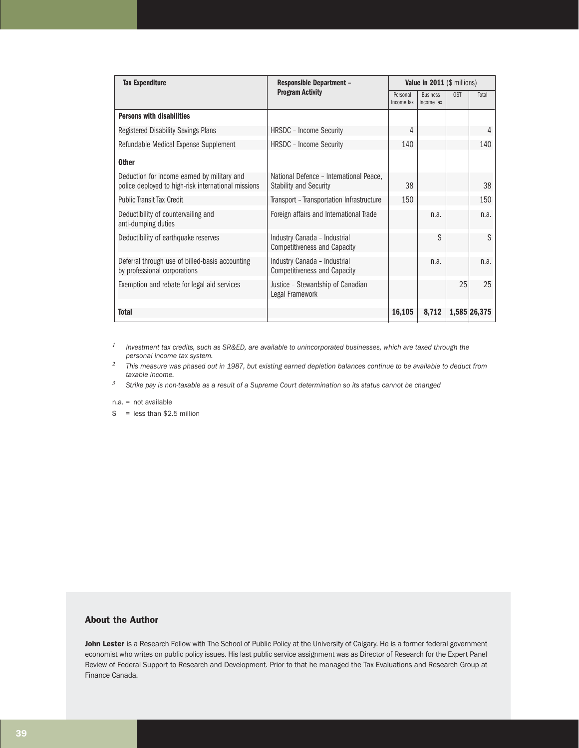| Tax Expenditure | Responsible Department – Program Activity | Value in 2011 ($ millions) | | | |
|---|---|---|---|---|---|
| | | Personal Income Tax | Business Income Tax | GST | Total |
| **Persons with disabilities** | | | | | |
| Registered Disability Savings Plans | HRSDC – Income Security | 4 | | | 4 |
| Refundable Medical Expense Supplement | HRSDC – Income Security | 140 | | | 140 |
| **Other** | | | | | |
| Deduction for income earned by military and police deployed to high-risk international missions | National Defence – International Peace, Stability and Security | 38 | | | 38 |
| Public Transit Tax Credit | Transport – Transportation Infrastructure | 150 | | | 150 |
| Deductibility of countervailing and anti-dumping duties | Foreign affairs and International Trade | | n.a. | | n.a. |
| Deductibility of earthquake reserves | Industry Canada – Industrial Competitiveness and Capacity | | S | | S |
| Deferral through use of billed-basis accounting by professional corporations | Industry Canada – Industrial Competitiveness and Capacity | | n.a. | | n.a. |
| Exemption and rebate for legal aid services | Justice – Stewardship of Canadian Legal Framework | | | 25 | 25 |
| **Total** | | **16,105** | **8,712** | **1,585** | **26,375** |

[1] *Investment tax credits, such as SR&ED, are available to unincorporated businesses, which are taxed through the personal income tax system.*

[2] *This measure was phased out in 1987, but existing earned depletion balances continue to be available to deduct from taxable income.*

[3] *Strike pay is non-taxable as a result of a Supreme Court determination so its status cannot be changed*

n.a. = not available

S = less than $2.5 million

### About the Author

**John Lester** is a Research Fellow with The School of Public Policy at the University of Calgary. He is a former federal government economist who writes on public policy issues. His last public service assignment was as Director of Research for the Expert Panel Review of Federal Support to Research and Development. Prior to that he managed the Tax Evaluations and Research Group at Finance Canada.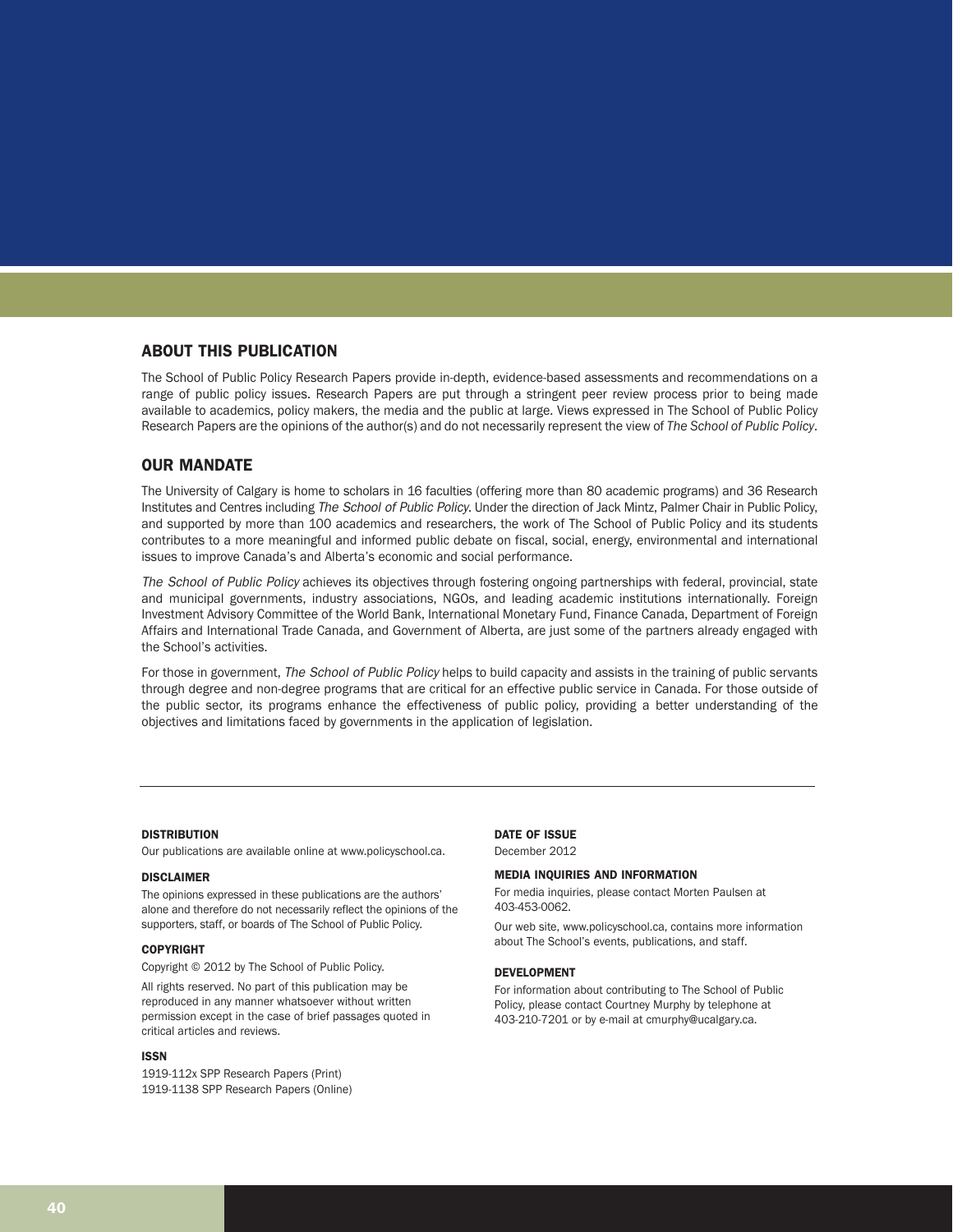## ABOUT THIS PUBLICATION

The School of Public Policy Research Papers provide in-depth, evidence-based assessments and recommendations on a range of public policy issues. Research Papers are put through a stringent peer review process prior to being made available to academics, policy makers, the media and the public at large. Views expressed in The School of Public Policy Research Papers are the opinions of the author(s) and do not necessarily represent the view of *The School of Public Policy*.

## OUR MANDATE

The University of Calgary is home to scholars in 16 faculties (offering more than 80 academic programs) and 36 Research Institutes and Centres including *The School of Public Policy*. Under the direction of Jack Mintz, Palmer Chair in Public Policy, and supported by more than 100 academics and researchers, the work of The School of Public Policy and its students contributes to a more meaningful and informed public debate on fiscal, social, energy, environmental and international issues to improve Canada's and Alberta's economic and social performance.

*The School of Public Policy* achieves its objectives through fostering ongoing partnerships with federal, provincial, state and municipal governments, industry associations, NGOs, and leading academic institutions internationally. Foreign Investment Advisory Committee of the World Bank, International Monetary Fund, Finance Canada, Department of Foreign Affairs and International Trade Canada, and Government of Alberta, are just some of the partners already engaged with the School's activities.

For those in government, *The School of Public Policy* helps to build capacity and assists in the training of public servants through degree and non-degree programs that are critical for an effective public service in Canada. For those outside of the public sector, its programs enhance the effectiveness of public policy, providing a better understanding of the objectives and limitations faced by governments in the application of legislation.

---

#### DISTRIBUTION

Our publications are available online at www.policyschool.ca.

#### DISCLAIMER

The opinions expressed in these publications are the authors' alone and therefore do not necessarily reflect the opinions of the supporters, staff, or boards of The School of Public Policy.

#### COPYRIGHT

Copyright © 2012 by The School of Public Policy.

All rights reserved. No part of this publication may be reproduced in any manner whatsoever without written permission except in the case of brief passages quoted in critical articles and reviews.

#### ISSN

1919-112x SPP Research Papers (Print)
1919-1138 SPP Research Papers (Online)

#### DATE OF ISSUE

December 2012

#### MEDIA INQUIRIES AND INFORMATION

For media inquiries, please contact Morten Paulsen at 403-453-0062.

Our web site, www.policyschool.ca, contains more information about The School's events, publications, and staff.

#### DEVELOPMENT

For information about contributing to The School of Public Policy, please contact Courtney Murphy by telephone at 403-210-7201 or by e-mail at cmurphy@ucalgary.ca.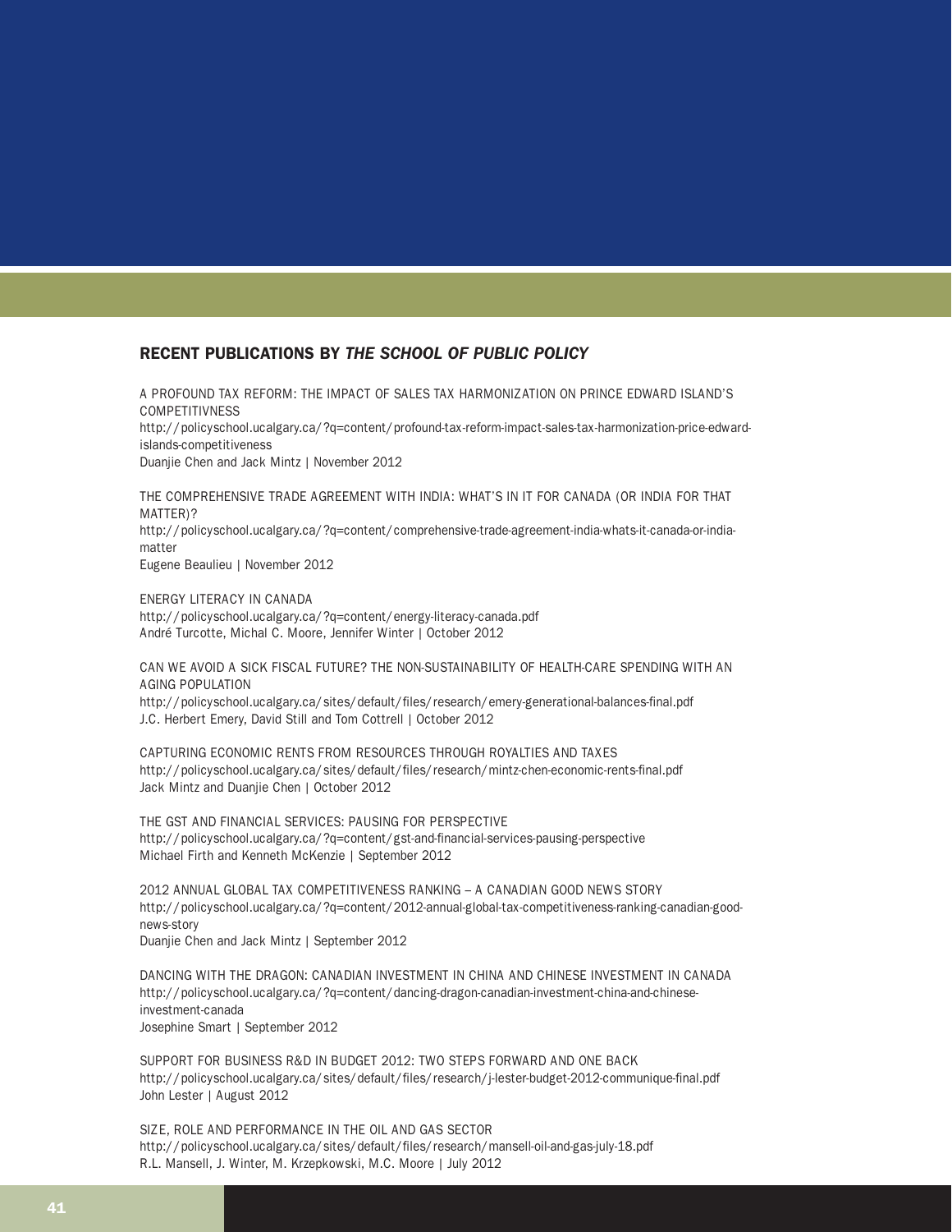## RECENT PUBLICATIONS BY *THE SCHOOL OF PUBLIC POLICY*

A PROFOUND TAX REFORM: THE IMPACT OF SALES TAX HARMONIZATION ON PRINCE EDWARD ISLAND'S COMPETITIVNESS
http://policyschool.ucalgary.ca/?q=content/profound-tax-reform-impact-sales-tax-harmonization-price-edward-islands-competitiveness
Duanjie Chen and Jack Mintz | November 2012

THE COMPREHENSIVE TRADE AGREEMENT WITH INDIA: WHAT'S IN IT FOR CANADA (OR INDIA FOR THAT MATTER)?
http://policyschool.ucalgary.ca/?q=content/comprehensive-trade-agreement-india-whats-it-canada-or-india-matter
Eugene Beaulieu | November 2012

ENERGY LITERACY IN CANADA
http://policyschool.ucalgary.ca/?q=content/energy-literacy-canada.pdf
André Turcotte, Michal C. Moore, Jennifer Winter | October 2012

CAN WE AVOID A SICK FISCAL FUTURE? THE NON-SUSTAINABILITY OF HEALTH-CARE SPENDING WITH AN AGING POPULATION
http://policyschool.ucalgary.ca/sites/default/files/research/emery-generational-balances-final.pdf
J.C. Herbert Emery, David Still and Tom Cottrell | October 2012

CAPTURING ECONOMIC RENTS FROM RESOURCES THROUGH ROYALTIES AND TAXES
http://policyschool.ucalgary.ca/sites/default/files/research/mintz-chen-economic-rents-final.pdf
Jack Mintz and Duanjie Chen | October 2012

THE GST AND FINANCIAL SERVICES: PAUSING FOR PERSPECTIVE
http://policyschool.ucalgary.ca/?q=content/gst-and-financial-services-pausing-perspective
Michael Firth and Kenneth McKenzie | September 2012

2012 ANNUAL GLOBAL TAX COMPETITIVENESS RANKING – A CANADIAN GOOD NEWS STORY
http://policyschool.ucalgary.ca/?q=content/2012-annual-global-tax-competitiveness-ranking-canadian-good-news-story
Duanjie Chen and Jack Mintz | September 2012

DANCING WITH THE DRAGON: CANADIAN INVESTMENT IN CHINA AND CHINESE INVESTMENT IN CANADA
http://policyschool.ucalgary.ca/?q=content/dancing-dragon-canadian-investment-china-and-chinese-investment-canada
Josephine Smart | September 2012

SUPPORT FOR BUSINESS R&D IN BUDGET 2012: TWO STEPS FORWARD AND ONE BACK
http://policyschool.ucalgary.ca/sites/default/files/research/j-lester-budget-2012-communique-final.pdf
John Lester | August 2012

SIZE, ROLE AND PERFORMANCE IN THE OIL AND GAS SECTOR
http://policyschool.ucalgary.ca/sites/default/files/research/mansell-oil-and-gas-july-18.pdf
R.L. Mansell, J. Winter, M. Krzepkowski, M.C. Moore | July 2012